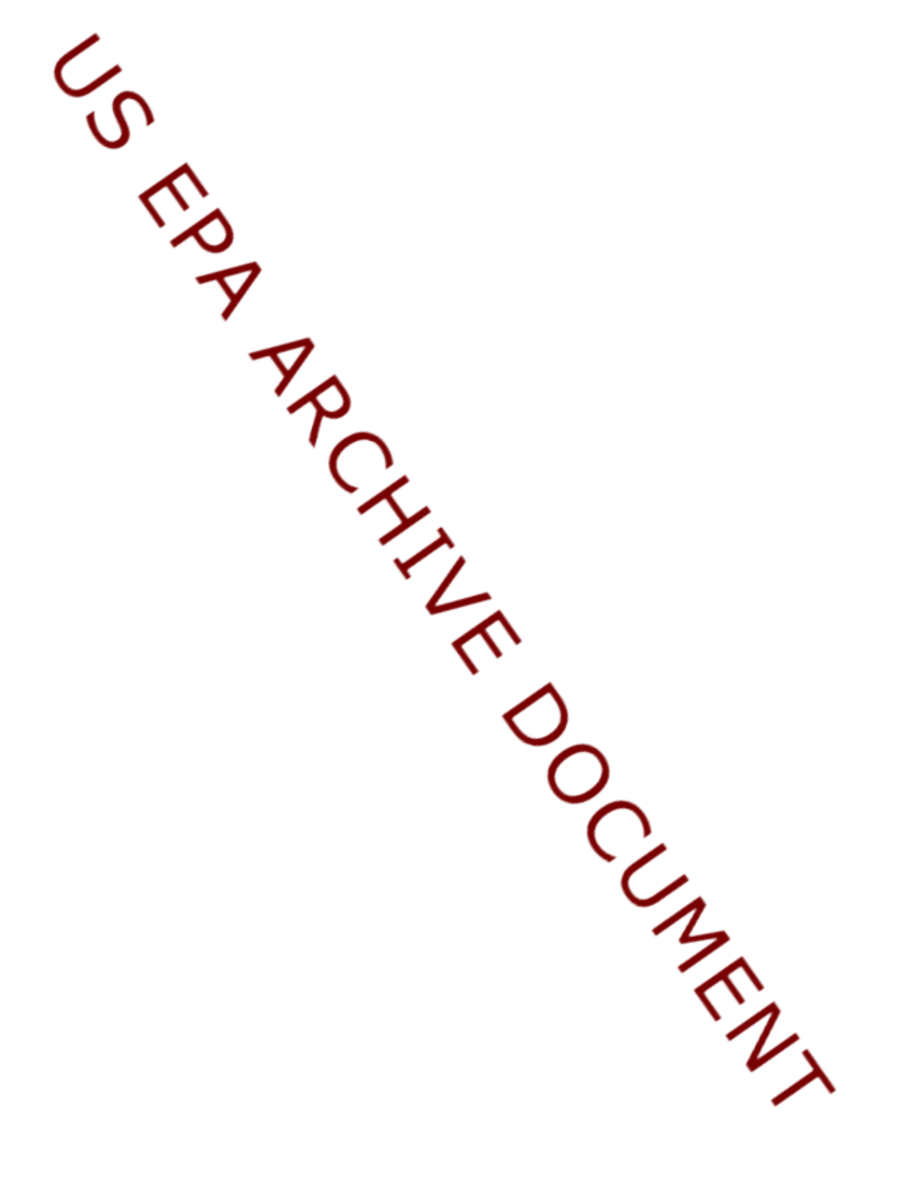US EPA ARCHIVE DOCUMENT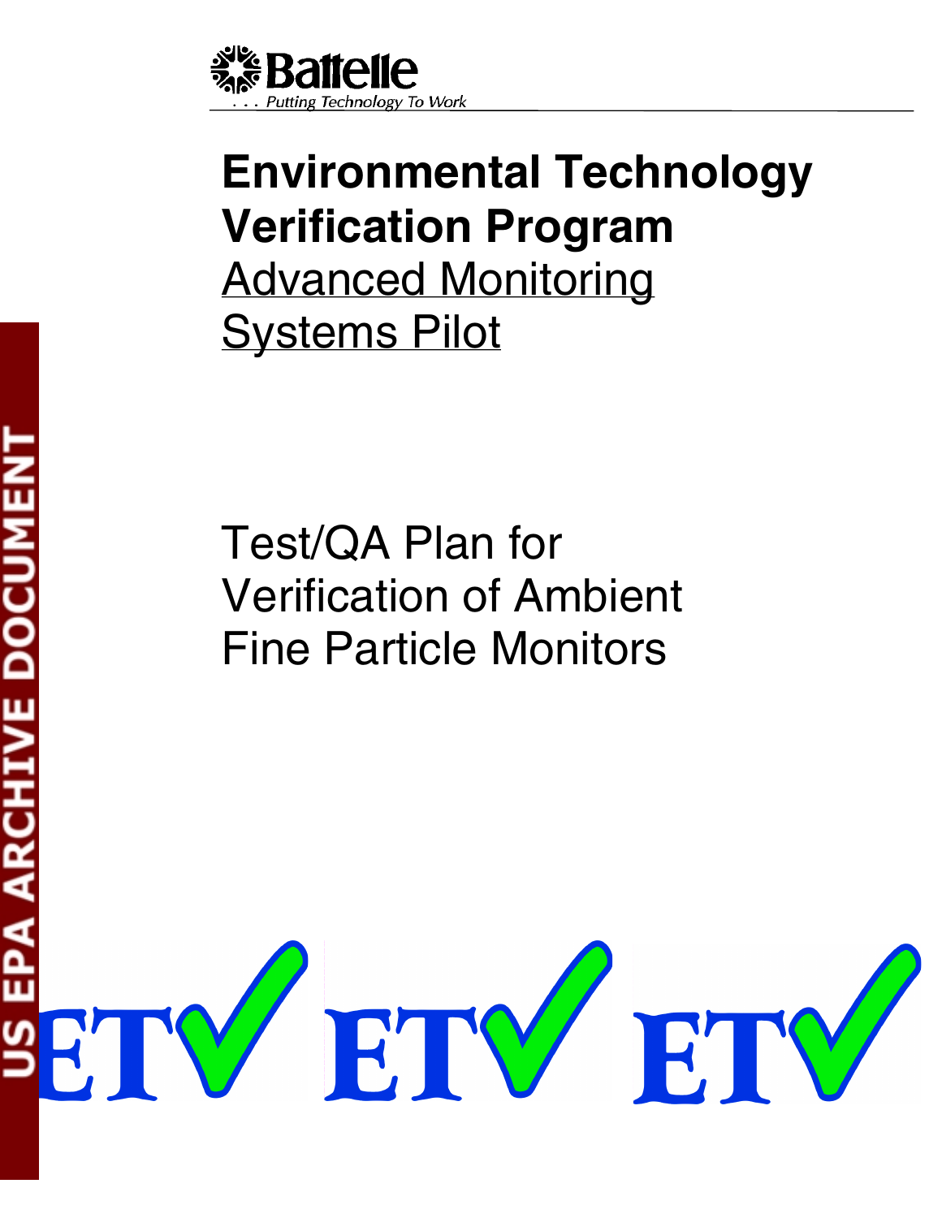Battelle

. . . Putting Technology To Work

# Environmental Technology Verification Program

## Advanced Monitoring Systems Pilot

## Test/QA Plan for Verification of Ambient Fine Particle Monitors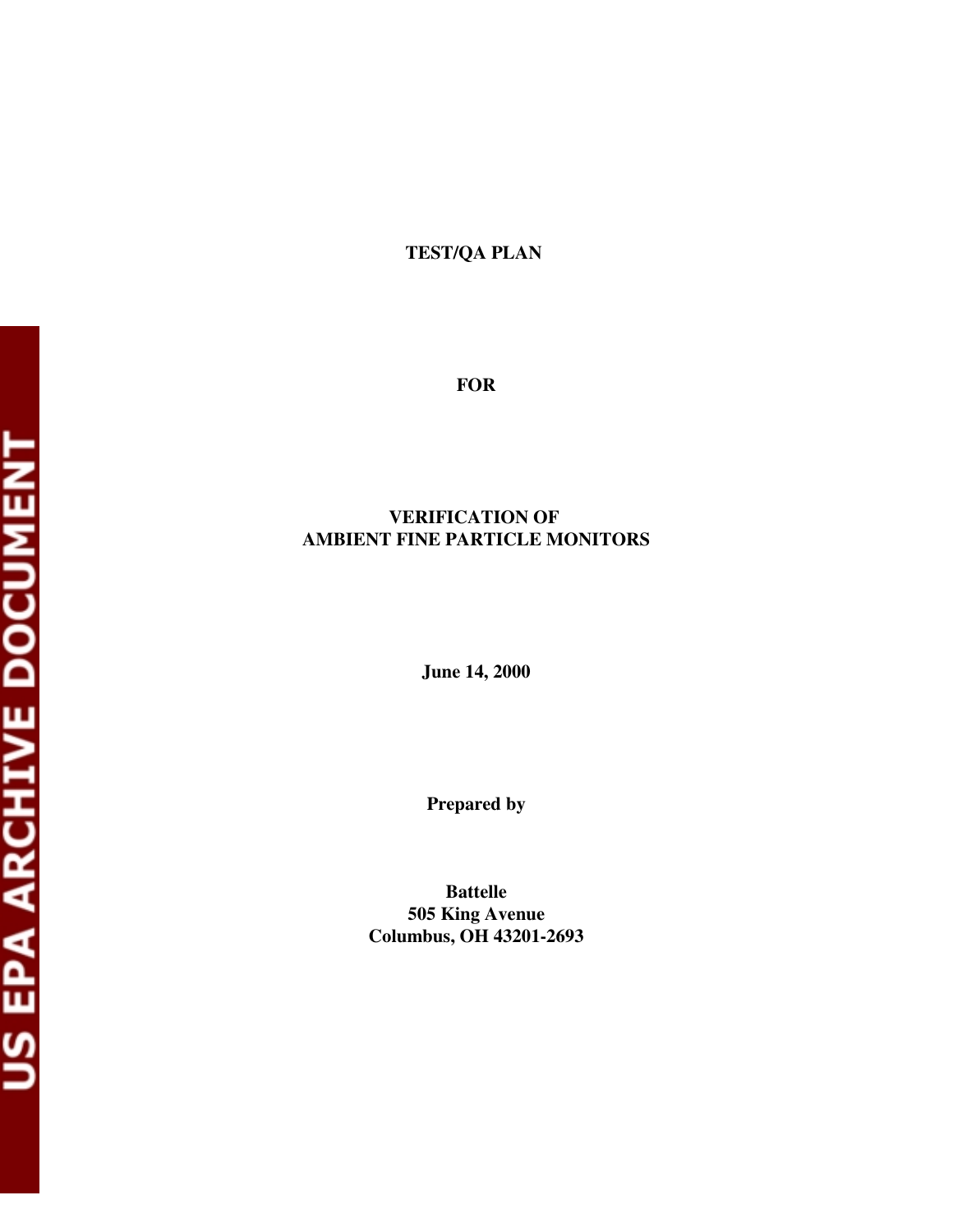**TEST/QA PLAN**

**FOR**

**VERIFICATION OF**
**AMBIENT FINE PARTICLE MONITORS**

**June 14, 2000**

**Prepared by**

**Battelle**
**505 King Avenue**
**Columbus, OH 43201-2693**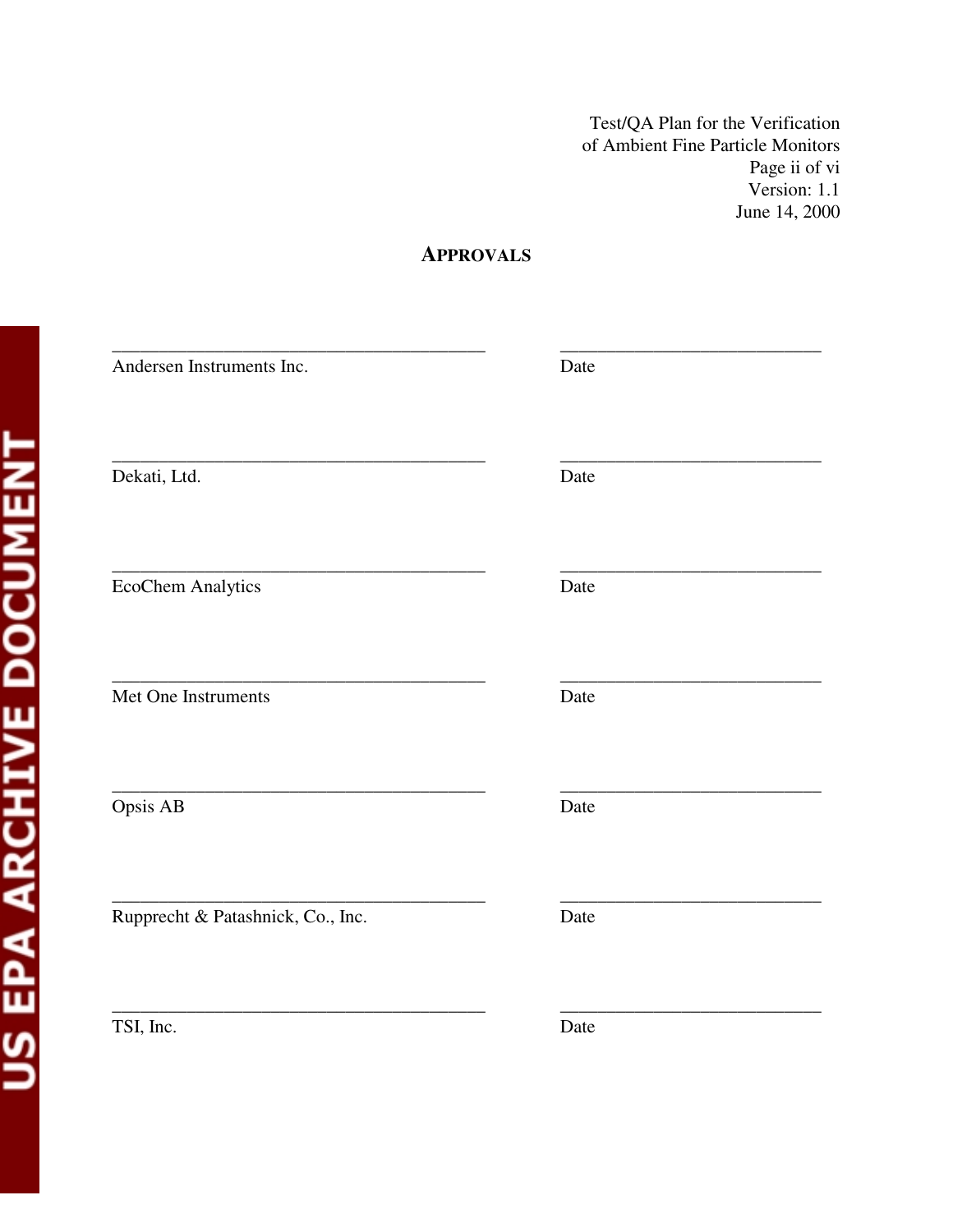## APPROVALS

| | |
|---|---|
| ________________________________________ | ____________________________ |
| Andersen Instruments Inc. | Date |
| ________________________________________ | ____________________________ |
| Dekati, Ltd. | Date |
| ________________________________________ | ____________________________ |
| EcoChem Analytics | Date |
| ________________________________________ | ____________________________ |
| Met One Instruments | Date |
| ________________________________________ | ____________________________ |
| Opsis AB | Date |
| ________________________________________ | ____________________________ |
| Rupprecht & Patashnick, Co., Inc. | Date |
| ________________________________________ | ____________________________ |
| TSI, Inc. | Date |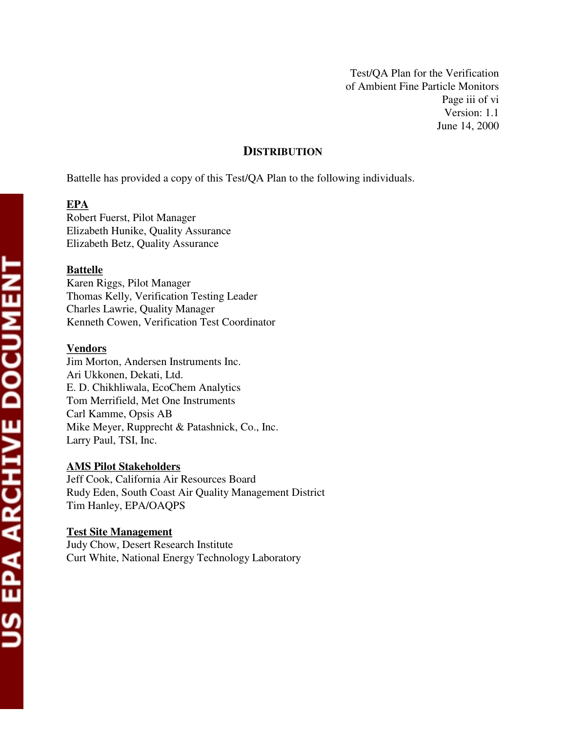## DISTRIBUTION

Battelle has provided a copy of this Test/QA Plan to the following individuals.

**EPA**
Robert Fuerst, Pilot Manager
Elizabeth Hunike, Quality Assurance
Elizabeth Betz, Quality Assurance

**Battelle**
Karen Riggs, Pilot Manager
Thomas Kelly, Verification Testing Leader
Charles Lawrie, Quality Manager
Kenneth Cowen, Verification Test Coordinator

**Vendors**
Jim Morton, Andersen Instruments Inc.
Ari Ukkonen, Dekati, Ltd.
E. D. Chikhliwala, EcoChem Analytics
Tom Merrifield, Met One Instruments
Carl Kamme, Opsis AB
Mike Meyer, Rupprecht & Patashnick, Co., Inc.
Larry Paul, TSI, Inc.

**AMS Pilot Stakeholders**
Jeff Cook, California Air Resources Board
Rudy Eden, South Coast Air Quality Management District
Tim Hanley, EPA/OAQPS

**Test Site Management**
Judy Chow, Desert Research Institute
Curt White, National Energy Technology Laboratory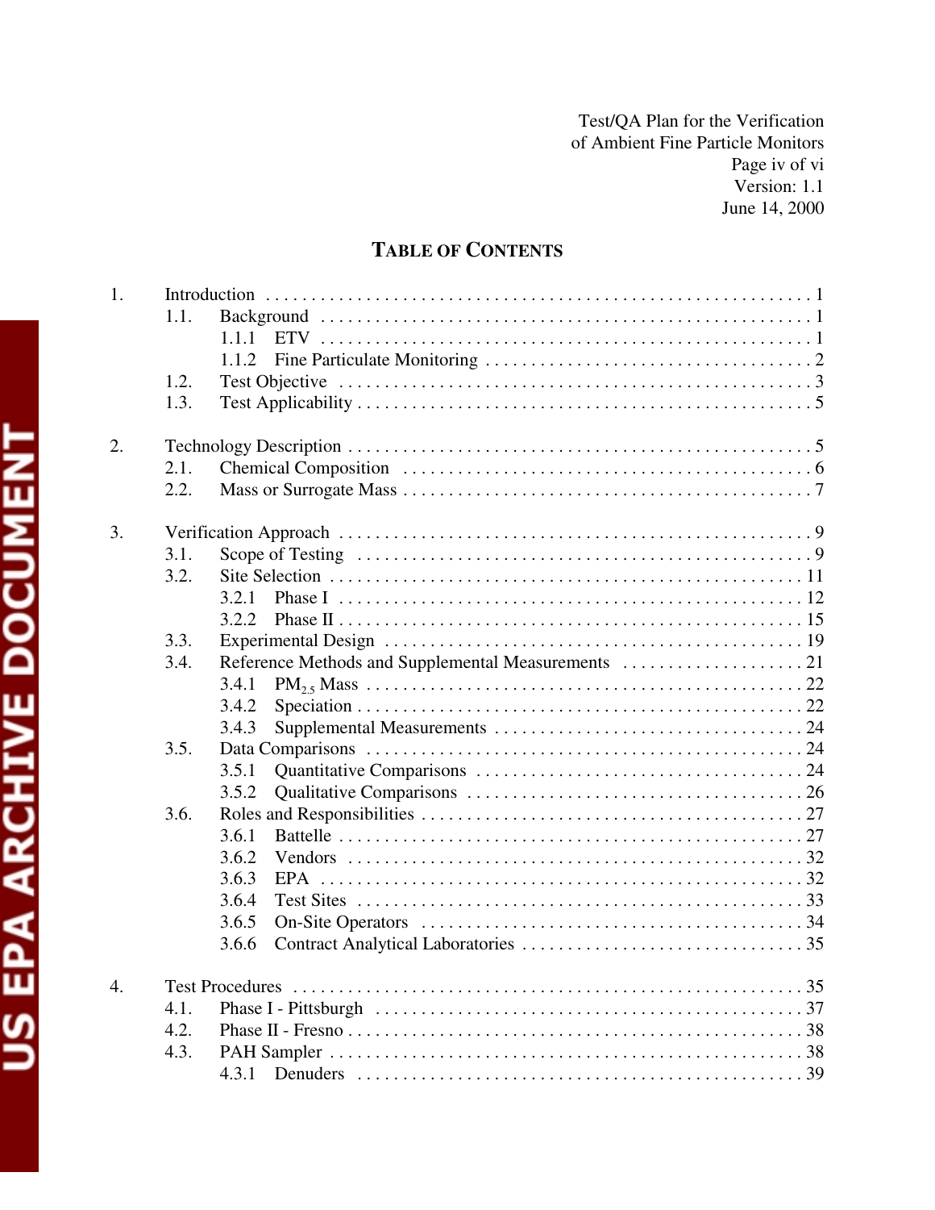## TABLE OF CONTENTS

1. Introduction . . . . . . . . . . 1
   - 1.1. Background . . . . . . . . . . 1
     - 1.1.1 ETV . . . . . . . . . . 1
     - 1.1.2 Fine Particulate Monitoring . . . . . . . . . . 2
   - 1.2. Test Objective . . . . . . . . . . 3
   - 1.3. Test Applicability . . . . . . . . . . 5

2. Technology Description . . . . . . . . . . 5
   - 2.1. Chemical Composition . . . . . . . . . . 6
   - 2.2. Mass or Surrogate Mass . . . . . . . . . . 7

3. Verification Approach . . . . . . . . . . 9
   - 3.1. Scope of Testing . . . . . . . . . . 9
   - 3.2. Site Selection . . . . . . . . . . 11
     - 3.2.1 Phase I . . . . . . . . . . 12
     - 3.2.2 Phase II . . . . . . . . . . 15
   - 3.3. Experimental Design . . . . . . . . . . 19
   - 3.4. Reference Methods and Supplemental Measurements . . . . . . . . . . 21
     - 3.4.1 $PM_{2.5}$ Mass . . . . . . . . . . 22
     - 3.4.2 Speciation . . . . . . . . . . 22
     - 3.4.3 Supplemental Measurements . . . . . . . . . . 24
   - 3.5. Data Comparisons . . . . . . . . . . 24
     - 3.5.1 Quantitative Comparisons . . . . . . . . . . 24
     - 3.5.2 Qualitative Comparisons . . . . . . . . . . 26
   - 3.6. Roles and Responsibilities . . . . . . . . . . 27
     - 3.6.1 Battelle . . . . . . . . . . 27
     - 3.6.2 Vendors . . . . . . . . . . 32
     - 3.6.3 EPA . . . . . . . . . . 32
     - 3.6.4 Test Sites . . . . . . . . . . 33
     - 3.6.5 On-Site Operators . . . . . . . . . . 34
     - 3.6.6 Contract Analytical Laboratories . . . . . . . . . . 35

4. Test Procedures . . . . . . . . . . 35
   - 4.1. Phase I - Pittsburgh . . . . . . . . . . 37
   - 4.2. Phase II - Fresno . . . . . . . . . . 38
   - 4.3. PAH Sampler . . . . . . . . . . 38
     - 4.3.1 Denuders . . . . . . . . . . 39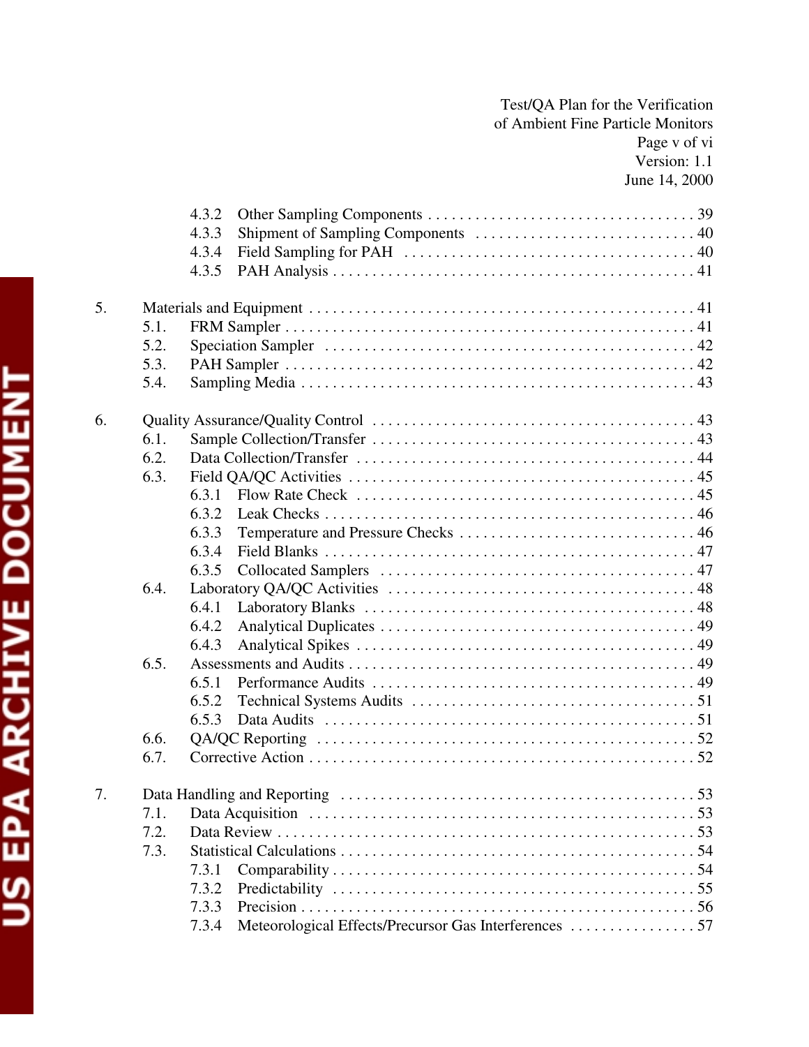4.3.2 Other Sampling Components . . . . . . . . . . . . . . . . . . . . . . . . . . . . . . . . . . 39
4.3.3 Shipment of Sampling Components . . . . . . . . . . . . . . . . . . . . . . . . . . . . 40
4.3.4 Field Sampling for PAH . . . . . . . . . . . . . . . . . . . . . . . . . . . . . . . . . . . . 40
4.3.5 PAH Analysis . . . . . . . . . . . . . . . . . . . . . . . . . . . . . . . . . . . . . . . . . . . . . 41

5. Materials and Equipment . . . . . . . . . . . . . . . . . . . . . . . . . . . . . . . . . . . . . . . . . . . . . . . 41
5.1. FRM Sampler . . . . . . . . . . . . . . . . . . . . . . . . . . . . . . . . . . . . . . . . . . . . . . . . . . 41
5.2. Speciation Sampler . . . . . . . . . . . . . . . . . . . . . . . . . . . . . . . . . . . . . . . . . . . . . 42
5.3. PAH Sampler . . . . . . . . . . . . . . . . . . . . . . . . . . . . . . . . . . . . . . . . . . . . . . . . . . 42
5.4. Sampling Media . . . . . . . . . . . . . . . . . . . . . . . . . . . . . . . . . . . . . . . . . . . . . . . . 43

6. Quality Assurance/Quality Control . . . . . . . . . . . . . . . . . . . . . . . . . . . . . . . . . . . . . . . 43
6.1. Sample Collection/Transfer . . . . . . . . . . . . . . . . . . . . . . . . . . . . . . . . . . . . . . . . 43
6.2. Data Collection/Transfer . . . . . . . . . . . . . . . . . . . . . . . . . . . . . . . . . . . . . . . . . . 44
6.3. Field QA/QC Activities . . . . . . . . . . . . . . . . . . . . . . . . . . . . . . . . . . . . . . . . . . . 45
6.3.1 Flow Rate Check . . . . . . . . . . . . . . . . . . . . . . . . . . . . . . . . . . . . . . . . . . 45
6.3.2 Leak Checks . . . . . . . . . . . . . . . . . . . . . . . . . . . . . . . . . . . . . . . . . . . . . . 46
6.3.3 Temperature and Pressure Checks . . . . . . . . . . . . . . . . . . . . . . . . . . . . . 46
6.3.4 Field Blanks . . . . . . . . . . . . . . . . . . . . . . . . . . . . . . . . . . . . . . . . . . . . . . 47
6.3.5 Collocated Samplers . . . . . . . . . . . . . . . . . . . . . . . . . . . . . . . . . . . . . . . 47
6.4. Laboratory QA/QC Activities . . . . . . . . . . . . . . . . . . . . . . . . . . . . . . . . . . . . . . 48
6.4.1 Laboratory Blanks . . . . . . . . . . . . . . . . . . . . . . . . . . . . . . . . . . . . . . . . . 48
6.4.2 Analytical Duplicates . . . . . . . . . . . . . . . . . . . . . . . . . . . . . . . . . . . . . . . 49
6.4.3 Analytical Spikes . . . . . . . . . . . . . . . . . . . . . . . . . . . . . . . . . . . . . . . . . . 49
6.5. Assessments and Audits . . . . . . . . . . . . . . . . . . . . . . . . . . . . . . . . . . . . . . . . . . . 49
6.5.1 Performance Audits . . . . . . . . . . . . . . . . . . . . . . . . . . . . . . . . . . . . . . . . 49
6.5.2 Technical Systems Audits . . . . . . . . . . . . . . . . . . . . . . . . . . . . . . . . . . . 51
6.5.3 Data Audits . . . . . . . . . . . . . . . . . . . . . . . . . . . . . . . . . . . . . . . . . . . . . . 51
6.6. QA/QC Reporting . . . . . . . . . . . . . . . . . . . . . . . . . . . . . . . . . . . . . . . . . . . . . . . 52
6.7. Corrective Action . . . . . . . . . . . . . . . . . . . . . . . . . . . . . . . . . . . . . . . . . . . . . . . . 52

7. Data Handling and Reporting . . . . . . . . . . . . . . . . . . . . . . . . . . . . . . . . . . . . . . . . . . . . 53
7.1. Data Acquisition . . . . . . . . . . . . . . . . . . . . . . . . . . . . . . . . . . . . . . . . . . . . . . . . 53
7.2. Data Review . . . . . . . . . . . . . . . . . . . . . . . . . . . . . . . . . . . . . . . . . . . . . . . . . . . 53
7.3. Statistical Calculations . . . . . . . . . . . . . . . . . . . . . . . . . . . . . . . . . . . . . . . . . . . . 54
7.3.1 Comparability . . . . . . . . . . . . . . . . . . . . . . . . . . . . . . . . . . . . . . . . . . . . . 54
7.3.2 Predictability . . . . . . . . . . . . . . . . . . . . . . . . . . . . . . . . . . . . . . . . . . . . . 55
7.3.3 Precision . . . . . . . . . . . . . . . . . . . . . . . . . . . . . . . . . . . . . . . . . . . . . . . . . 56
7.3.4 Meteorological Effects/Precursor Gas Interferences . . . . . . . . . . . . . . . . 57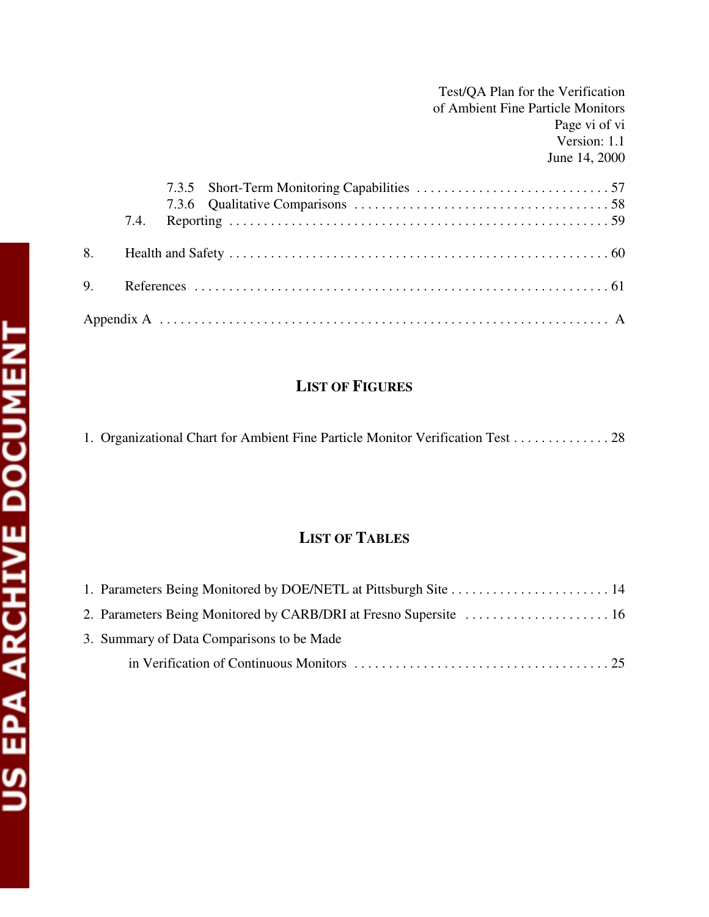7.3.5 Short-Term Monitoring Capabilities . . . . . . . . . . . . . . . . . . . . . . . . . . . . 57
7.3.6 Qualitative Comparisons . . . . . . . . . . . . . . . . . . . . . . . . . . . . . . . . . . . . 58
7.4. Reporting . . . . . . . . . . . . . . . . . . . . . . . . . . . . . . . . . . . . . . . . . . . . . . . . . . . . 59

8. Health and Safety . . . . . . . . . . . . . . . . . . . . . . . . . . . . . . . . . . . . . . . . . . . . . . . . . . 60

9. References . . . . . . . . . . . . . . . . . . . . . . . . . . . . . . . . . . . . . . . . . . . . . . . . . . . . . . . 61

Appendix A . . . . . . . . . . . . . . . . . . . . . . . . . . . . . . . . . . . . . . . . . . . . . . . . . . . . . . . . . A

## LIST OF FIGURES

1. Organizational Chart for Ambient Fine Particle Monitor Verification Test . . . . . . . . . . . . . . 28

## LIST OF TABLES

1. Parameters Being Monitored by DOE/NETL at Pittsburgh Site . . . . . . . . . . . . . . . . . . . . . . . 14
2. Parameters Being Monitored by CARB/DRI at Fresno Supersite . . . . . . . . . . . . . . . . . . . . . 16
3. Summary of Data Comparisons to be Made in Verification of Continuous Monitors . . . . . . . . . . . . . . . . . . . . . . . . . . . . . . . . . . . . 25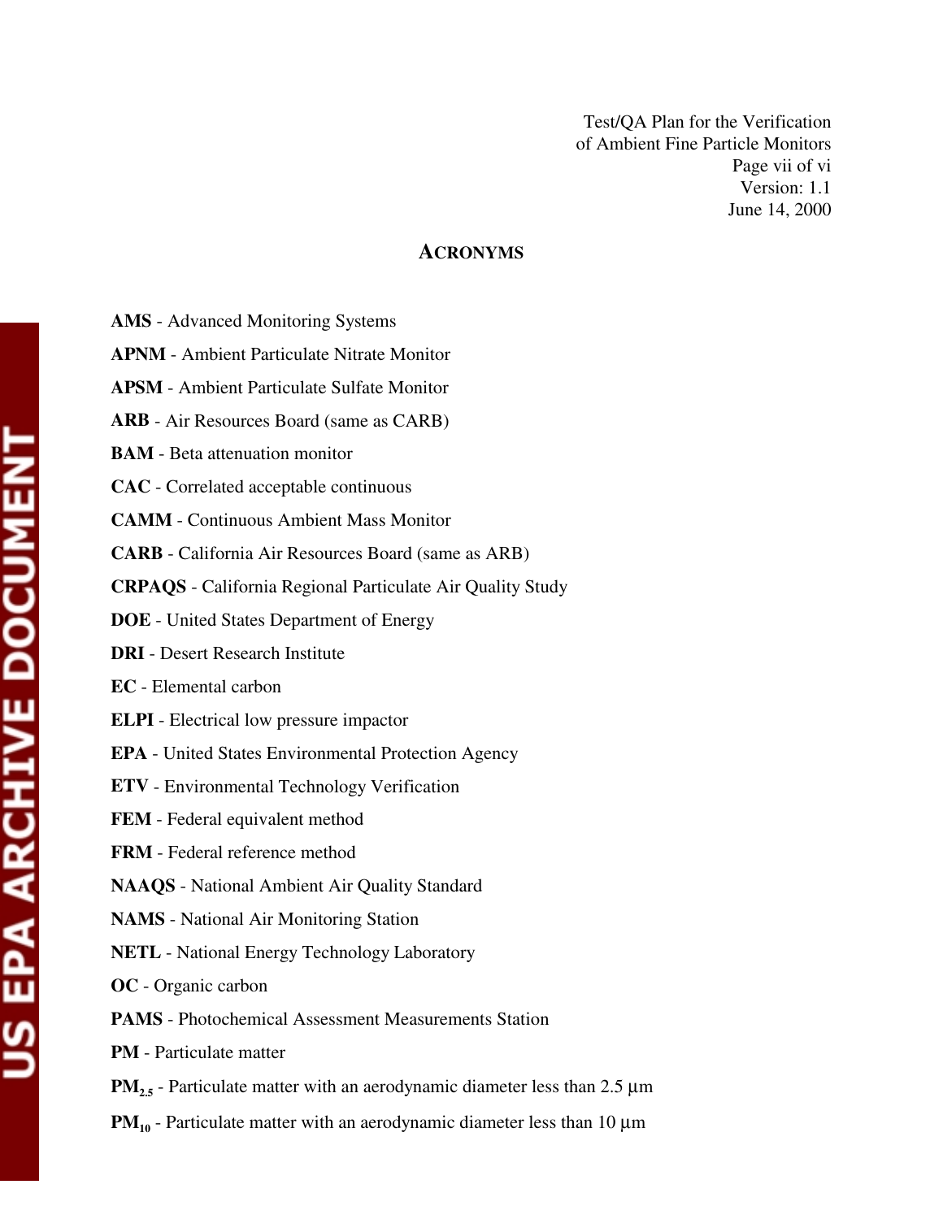## ACRONYMS

**AMS** - Advanced Monitoring Systems

**APNM** - Ambient Particulate Nitrate Monitor

**APSM** - Ambient Particulate Sulfate Monitor

**ARB** - Air Resources Board (same as CARB)

**BAM** - Beta attenuation monitor

**CAC** - Correlated acceptable continuous

**CAMM** - Continuous Ambient Mass Monitor

**CARB** - California Air Resources Board (same as ARB)

**CRPAQS** - California Regional Particulate Air Quality Study

**DOE** - United States Department of Energy

**DRI** - Desert Research Institute

**EC** - Elemental carbon

**ELPI** - Electrical low pressure impactor

**EPA** - United States Environmental Protection Agency

**ETV** - Environmental Technology Verification

**FEM** - Federal equivalent method

**FRM** - Federal reference method

**NAAQS** - National Ambient Air Quality Standard

**NAMS** - National Air Monitoring Station

**NETL** - National Energy Technology Laboratory

**OC** - Organic carbon

**PAMS** - Photochemical Assessment Measurements Station

**PM** - Particulate matter

**$PM_{2.5}$** - Particulate matter with an aerodynamic diameter less than 2.5 µm

**$PM_{10}$** - Particulate matter with an aerodynamic diameter less than 10 µm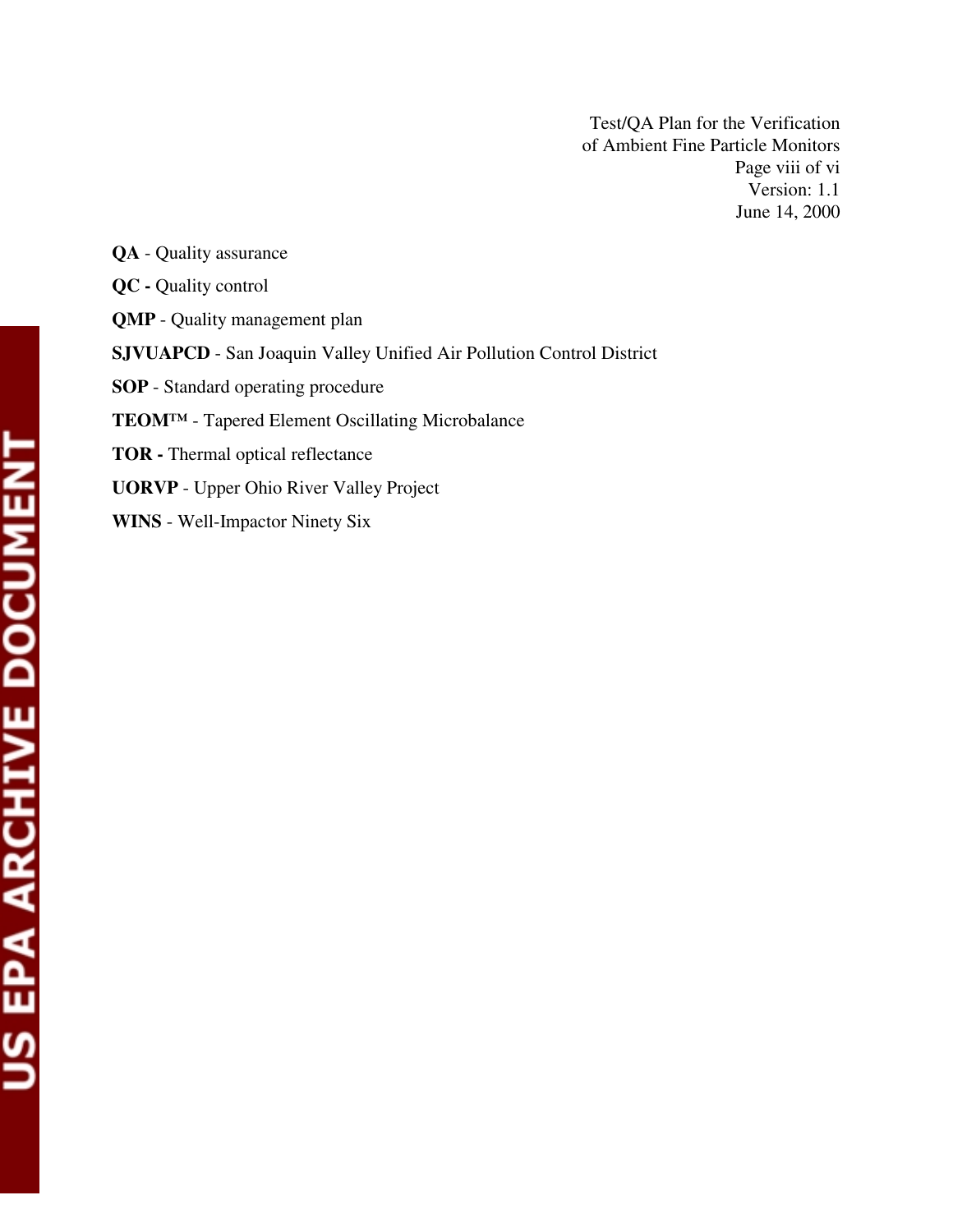**QA** - Quality assurance

**QC -** Quality control

**QMP** - Quality management plan

**SJVUAPCD** - San Joaquin Valley Unified Air Pollution Control District

**SOP** - Standard operating procedure

**TEOM™** - Tapered Element Oscillating Microbalance

**TOR -** Thermal optical reflectance

**UORVP** - Upper Ohio River Valley Project

**WINS** - Well-Impactor Ninety Six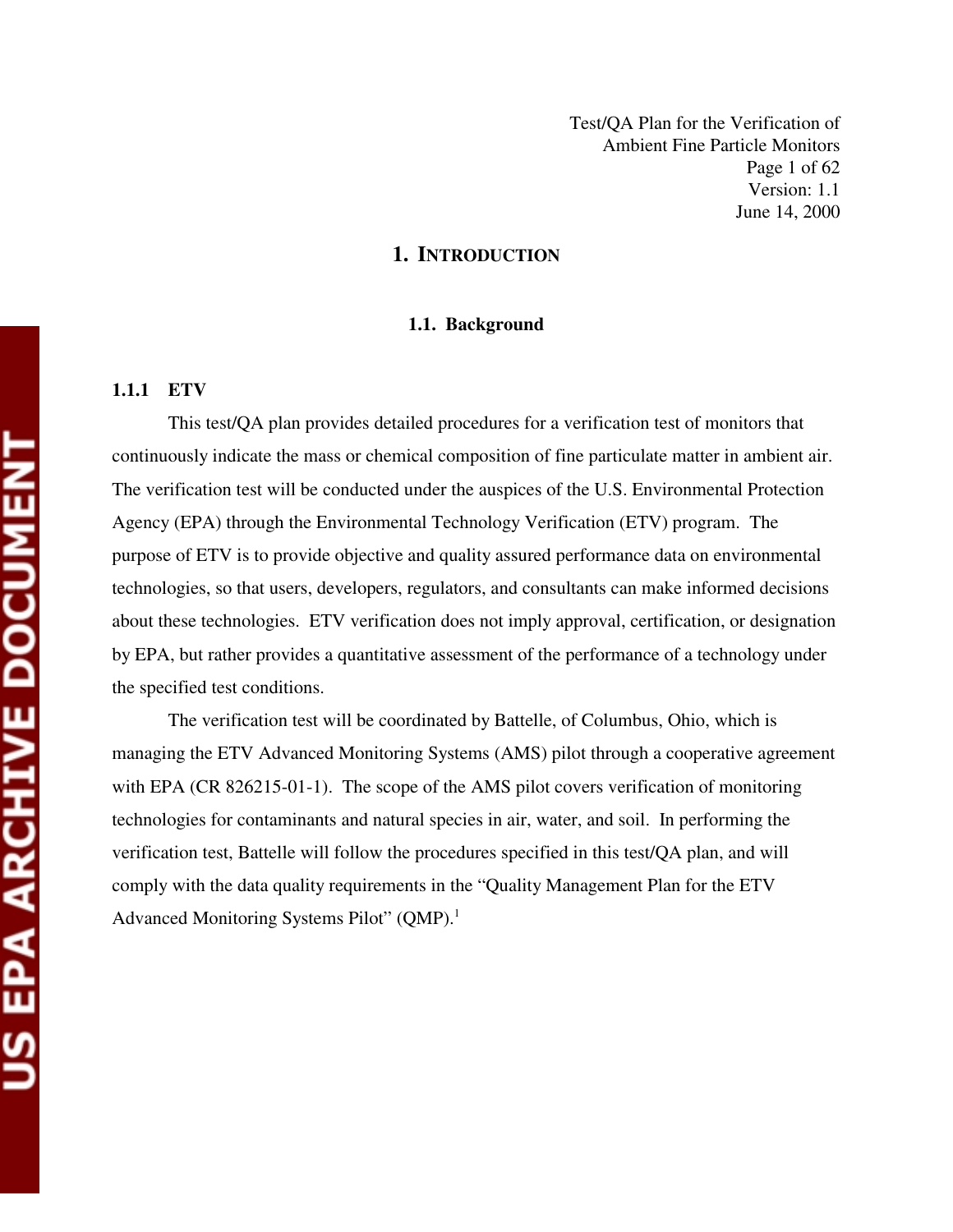# 1. INTRODUCTION

## 1.1. Background

### 1.1.1 ETV

This test/QA plan provides detailed procedures for a verification test of monitors that continuously indicate the mass or chemical composition of fine particulate matter in ambient air. The verification test will be conducted under the auspices of the U.S. Environmental Protection Agency (EPA) through the Environmental Technology Verification (ETV) program. The purpose of ETV is to provide objective and quality assured performance data on environmental technologies, so that users, developers, regulators, and consultants can make informed decisions about these technologies. ETV verification does not imply approval, certification, or designation by EPA, but rather provides a quantitative assessment of the performance of a technology under the specified test conditions.

The verification test will be coordinated by Battelle, of Columbus, Ohio, which is managing the ETV Advanced Monitoring Systems (AMS) pilot through a cooperative agreement with EPA (CR 826215-01-1). The scope of the AMS pilot covers verification of monitoring technologies for contaminants and natural species in air, water, and soil. In performing the verification test, Battelle will follow the procedures specified in this test/QA plan, and will comply with the data quality requirements in the "Quality Management Plan for the ETV Advanced Monitoring Systems Pilot" (QMP).[1]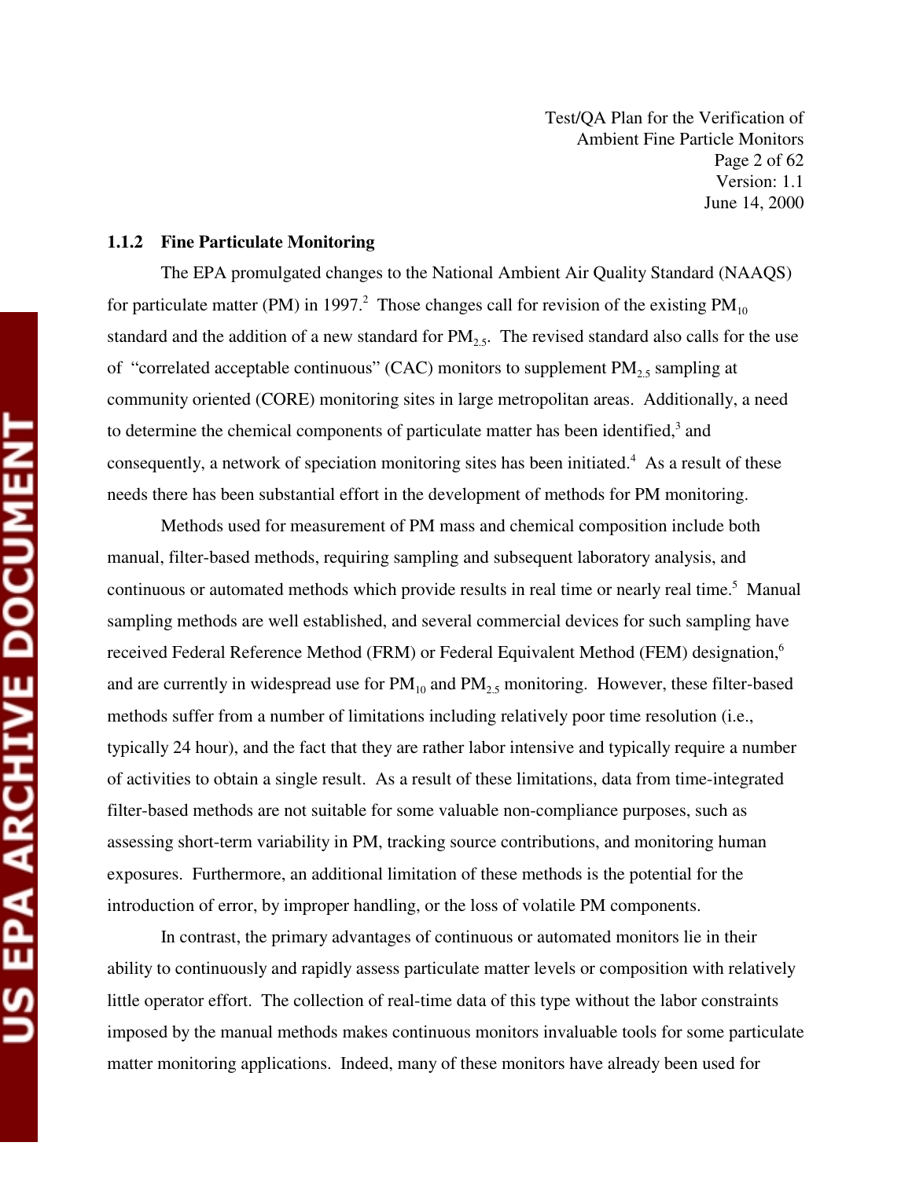### 1.1.2 Fine Particulate Monitoring

The EPA promulgated changes to the National Ambient Air Quality Standard (NAAQS) for particulate matter (PM) in 1997.[2] Those changes call for revision of the existing $PM_{10}$ standard and the addition of a new standard for $PM_{2.5}$. The revised standard also calls for the use of "correlated acceptable continuous" (CAC) monitors to supplement $PM_{2.5}$ sampling at community oriented (CORE) monitoring sites in large metropolitan areas. Additionally, a need to determine the chemical components of particulate matter has been identified,[3] and consequently, a network of speciation monitoring sites has been initiated.[4] As a result of these needs there has been substantial effort in the development of methods for PM monitoring.

Methods used for measurement of PM mass and chemical composition include both manual, filter-based methods, requiring sampling and subsequent laboratory analysis, and continuous or automated methods which provide results in real time or nearly real time.[5] Manual sampling methods are well established, and several commercial devices for such sampling have received Federal Reference Method (FRM) or Federal Equivalent Method (FEM) designation,[6] and are currently in widespread use for $PM_{10}$ and $PM_{2.5}$ monitoring. However, these filter-based methods suffer from a number of limitations including relatively poor time resolution (i.e., typically 24 hour), and the fact that they are rather labor intensive and typically require a number of activities to obtain a single result. As a result of these limitations, data from time-integrated filter-based methods are not suitable for some valuable non-compliance purposes, such as assessing short-term variability in PM, tracking source contributions, and monitoring human exposures. Furthermore, an additional limitation of these methods is the potential for the introduction of error, by improper handling, or the loss of volatile PM components.

In contrast, the primary advantages of continuous or automated monitors lie in their ability to continuously and rapidly assess particulate matter levels or composition with relatively little operator effort. The collection of real-time data of this type without the labor constraints imposed by the manual methods makes continuous monitors invaluable tools for some particulate matter monitoring applications. Indeed, many of these monitors have already been used for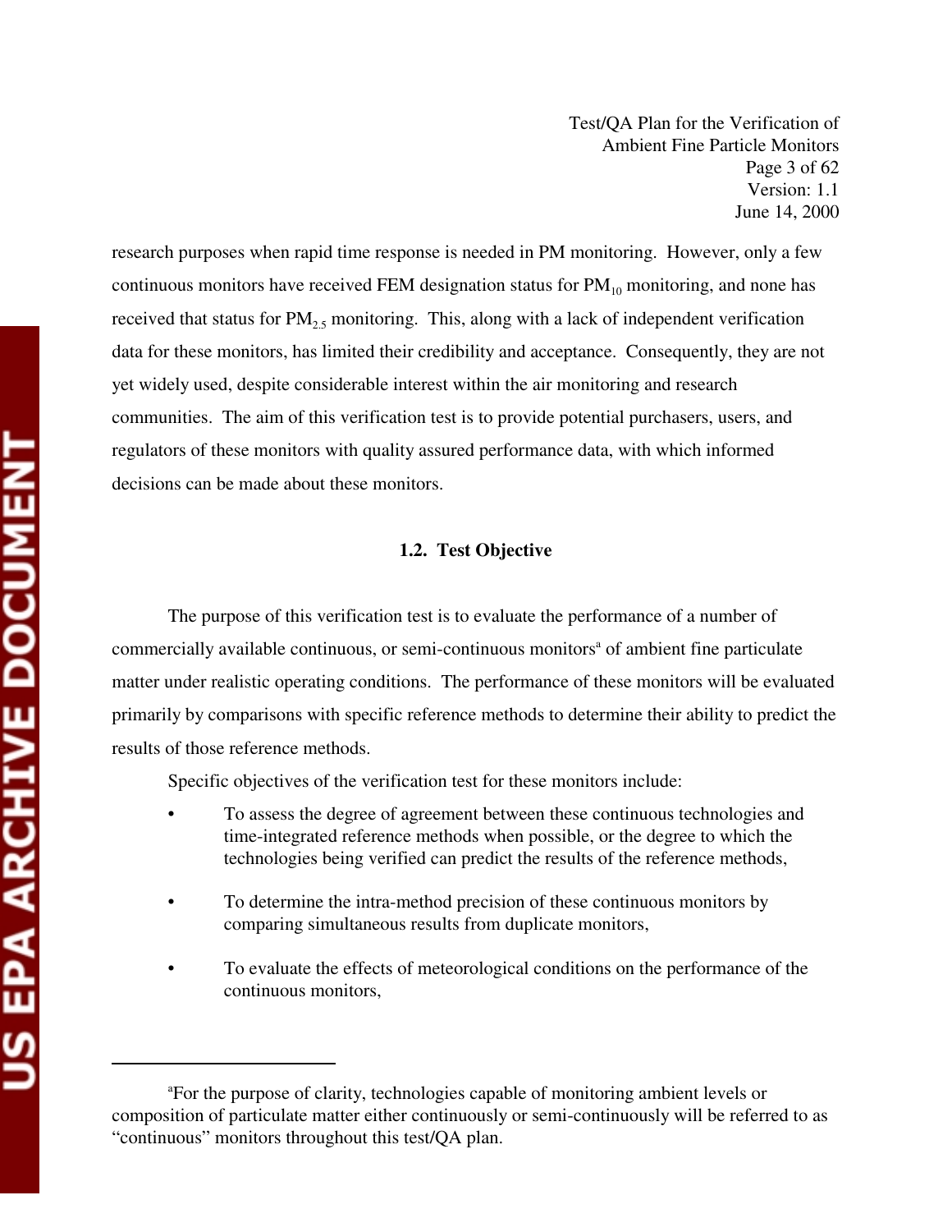research purposes when rapid time response is needed in PM monitoring. However, only a few continuous monitors have received FEM designation status for $PM_{10}$ monitoring, and none has received that status for $PM_{2.5}$ monitoring. This, along with a lack of independent verification data for these monitors, has limited their credibility and acceptance. Consequently, they are not yet widely used, despite considerable interest within the air monitoring and research communities. The aim of this verification test is to provide potential purchasers, users, and regulators of these monitors with quality assured performance data, with which informed decisions can be made about these monitors.

## 1.2. Test Objective

The purpose of this verification test is to evaluate the performance of a number of commercially available continuous, or semi-continuous monitors[a] of ambient fine particulate matter under realistic operating conditions. The performance of these monitors will be evaluated primarily by comparisons with specific reference methods to determine their ability to predict the results of those reference methods.

Specific objectives of the verification test for these monitors include:

- To assess the degree of agreement between these continuous technologies and time-integrated reference methods when possible, or the degree to which the technologies being verified can predict the results of the reference methods,
- To determine the intra-method precision of these continuous monitors by comparing simultaneous results from duplicate monitors,
- To evaluate the effects of meteorological conditions on the performance of the continuous monitors,

---

[a]For the purpose of clarity, technologies capable of monitoring ambient levels or composition of particulate matter either continuously or semi-continuously will be referred to as "continuous" monitors throughout this test/QA plan.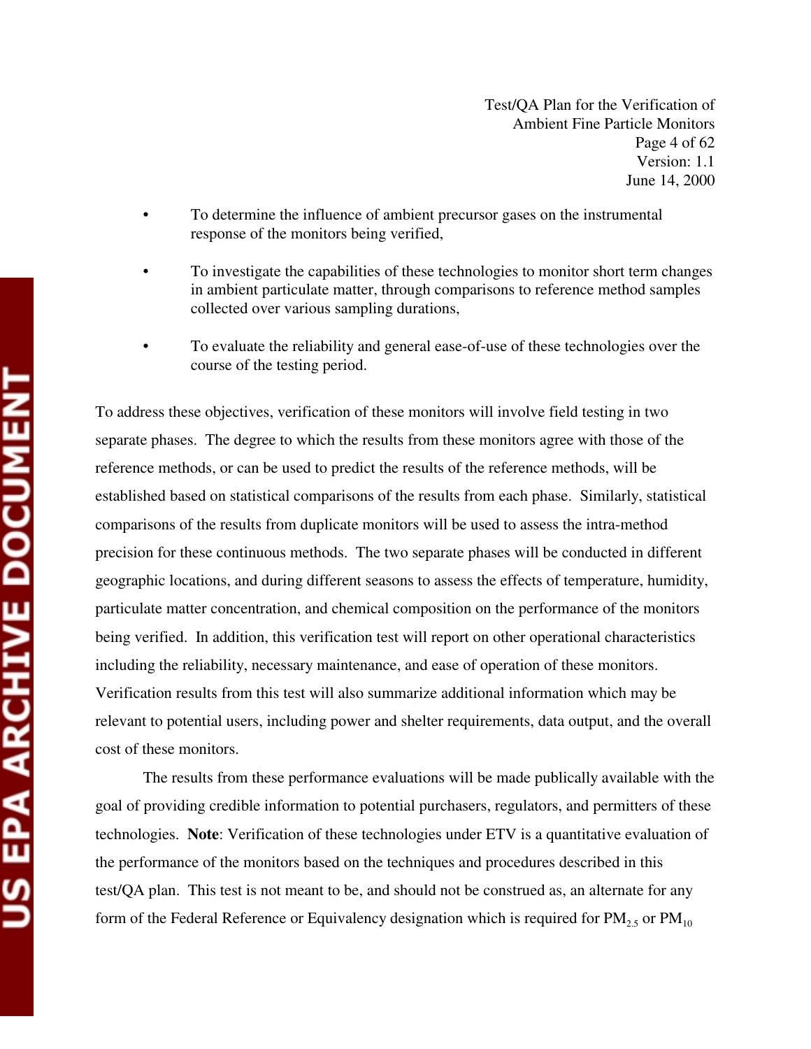- To determine the influence of ambient precursor gases on the instrumental response of the monitors being verified,
- To investigate the capabilities of these technologies to monitor short term changes in ambient particulate matter, through comparisons to reference method samples collected over various sampling durations,
- To evaluate the reliability and general ease-of-use of these technologies over the course of the testing period.

To address these objectives, verification of these monitors will involve field testing in two separate phases. The degree to which the results from these monitors agree with those of the reference methods, or can be used to predict the results of the reference methods, will be established based on statistical comparisons of the results from each phase. Similarly, statistical comparisons of the results from duplicate monitors will be used to assess the intra-method precision for these continuous methods. The two separate phases will be conducted in different geographic locations, and during different seasons to assess the effects of temperature, humidity, particulate matter concentration, and chemical composition on the performance of the monitors being verified. In addition, this verification test will report on other operational characteristics including the reliability, necessary maintenance, and ease of operation of these monitors. Verification results from this test will also summarize additional information which may be relevant to potential users, including power and shelter requirements, data output, and the overall cost of these monitors.

The results from these performance evaluations will be made publically available with the goal of providing credible information to potential purchasers, regulators, and permitters of these technologies. **Note**: Verification of these technologies under ETV is a quantitative evaluation of the performance of the monitors based on the techniques and procedures described in this test/QA plan. This test is not meant to be, and should not be construed as, an alternate for any form of the Federal Reference or Equivalency designation which is required for $PM_{2.5}$ or $PM_{10}$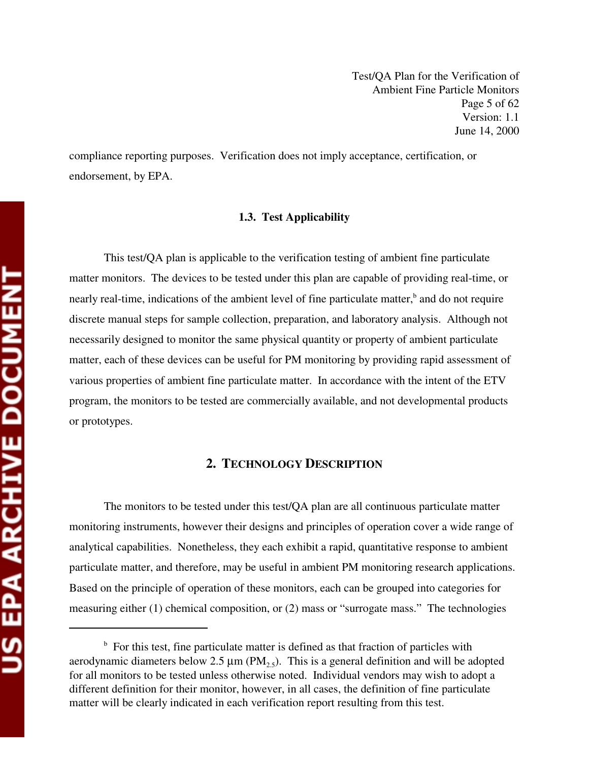compliance reporting purposes. Verification does not imply acceptance, certification, or endorsement, by EPA.

### 1.3. Test Applicability

This test/QA plan is applicable to the verification testing of ambient fine particulate matter monitors. The devices to be tested under this plan are capable of providing real-time, or nearly real-time, indications of the ambient level of fine particulate matter,[b] and do not require discrete manual steps for sample collection, preparation, and laboratory analysis. Although not necessarily designed to monitor the same physical quantity or property of ambient particulate matter, each of these devices can be useful for PM monitoring by providing rapid assessment of various properties of ambient fine particulate matter. In accordance with the intent of the ETV program, the monitors to be tested are commercially available, and not developmental products or prototypes.

## 2. TECHNOLOGY DESCRIPTION

The monitors to be tested under this test/QA plan are all continuous particulate matter monitoring instruments, however their designs and principles of operation cover a wide range of analytical capabilities. Nonetheless, they each exhibit a rapid, quantitative response to ambient particulate matter, and therefore, may be useful in ambient PM monitoring research applications. Based on the principle of operation of these monitors, each can be grouped into categories for measuring either (1) chemical composition, or (2) mass or "surrogate mass." The technologies

---

[b] For this test, fine particulate matter is defined as that fraction of particles with aerodynamic diameters below 2.5 µm ($PM_{2.5}$). This is a general definition and will be adopted for all monitors to be tested unless otherwise noted. Individual vendors may wish to adopt a different definition for their monitor, however, in all cases, the definition of fine particulate matter will be clearly indicated in each verification report resulting from this test.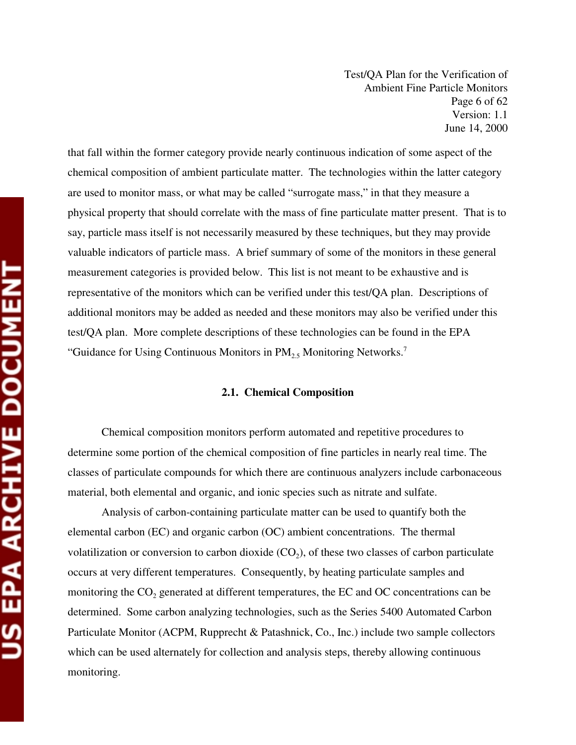that fall within the former category provide nearly continuous indication of some aspect of the chemical composition of ambient particulate matter. The technologies within the latter category are used to monitor mass, or what may be called "surrogate mass," in that they measure a physical property that should correlate with the mass of fine particulate matter present. That is to say, particle mass itself is not necessarily measured by these techniques, but they may provide valuable indicators of particle mass. A brief summary of some of the monitors in these general measurement categories is provided below. This list is not meant to be exhaustive and is representative of the monitors which can be verified under this test/QA plan. Descriptions of additional monitors may be added as needed and these monitors may also be verified under this test/QA plan. More complete descriptions of these technologies can be found in the EPA "Guidance for Using Continuous Monitors in $PM_{2.5}$ Monitoring Networks.[7]

## 2.1. Chemical Composition

Chemical composition monitors perform automated and repetitive procedures to determine some portion of the chemical composition of fine particles in nearly real time. The classes of particulate compounds for which there are continuous analyzers include carbonaceous material, both elemental and organic, and ionic species such as nitrate and sulfate.

Analysis of carbon-containing particulate matter can be used to quantify both the elemental carbon (EC) and organic carbon (OC) ambient concentrations. The thermal volatilization or conversion to carbon dioxide ($CO_2$), of these two classes of carbon particulate occurs at very different temperatures. Consequently, by heating particulate samples and monitoring the $CO_2$ generated at different temperatures, the EC and OC concentrations can be determined. Some carbon analyzing technologies, such as the Series 5400 Automated Carbon Particulate Monitor (ACPM, Rupprecht & Patashnick, Co., Inc.) include two sample collectors which can be used alternately for collection and analysis steps, thereby allowing continuous monitoring.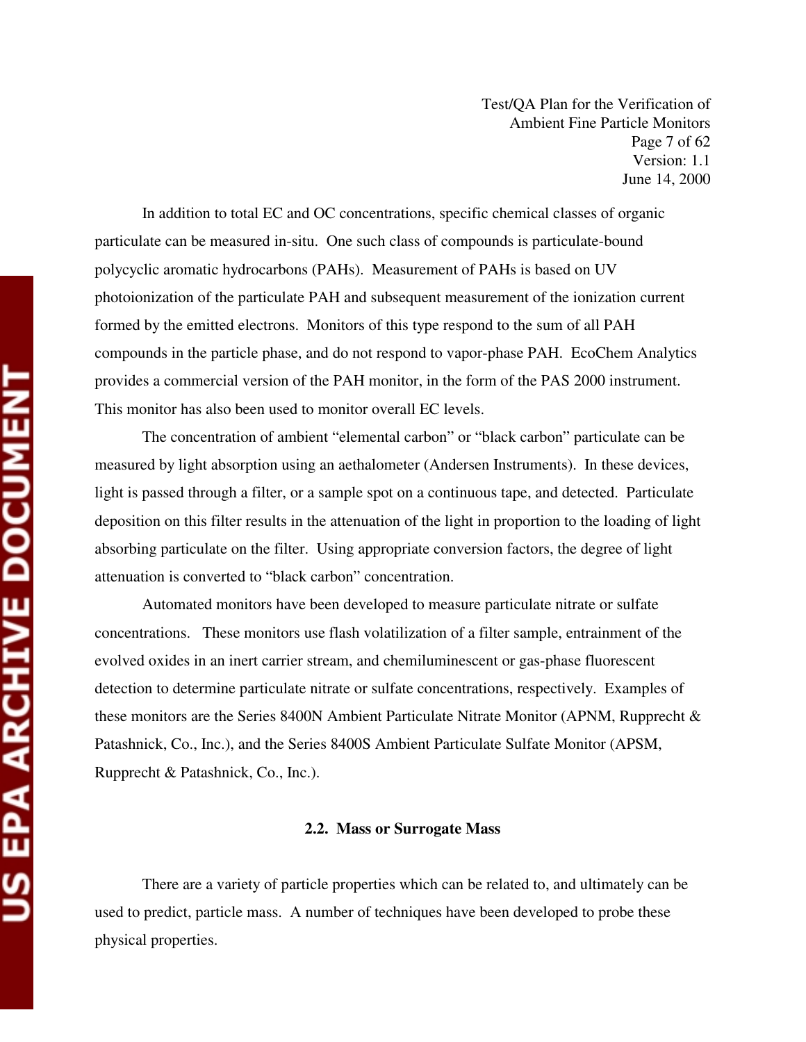In addition to total EC and OC concentrations, specific chemical classes of organic particulate can be measured in-situ. One such class of compounds is particulate-bound polycyclic aromatic hydrocarbons (PAHs). Measurement of PAHs is based on UV photoionization of the particulate PAH and subsequent measurement of the ionization current formed by the emitted electrons. Monitors of this type respond to the sum of all PAH compounds in the particle phase, and do not respond to vapor-phase PAH. EcoChem Analytics provides a commercial version of the PAH monitor, in the form of the PAS 2000 instrument. This monitor has also been used to monitor overall EC levels.

The concentration of ambient "elemental carbon" or "black carbon" particulate can be measured by light absorption using an aethalometer (Andersen Instruments). In these devices, light is passed through a filter, or a sample spot on a continuous tape, and detected. Particulate deposition on this filter results in the attenuation of the light in proportion to the loading of light absorbing particulate on the filter. Using appropriate conversion factors, the degree of light attenuation is converted to "black carbon" concentration.

Automated monitors have been developed to measure particulate nitrate or sulfate concentrations. These monitors use flash volatilization of a filter sample, entrainment of the evolved oxides in an inert carrier stream, and chemiluminescent or gas-phase fluorescent detection to determine particulate nitrate or sulfate concentrations, respectively. Examples of these monitors are the Series 8400N Ambient Particulate Nitrate Monitor (APNM, Rupprecht & Patashnick, Co., Inc.), and the Series 8400S Ambient Particulate Sulfate Monitor (APSM, Rupprecht & Patashnick, Co., Inc.).

### 2.2. Mass or Surrogate Mass

There are a variety of particle properties which can be related to, and ultimately can be used to predict, particle mass. A number of techniques have been developed to probe these physical properties.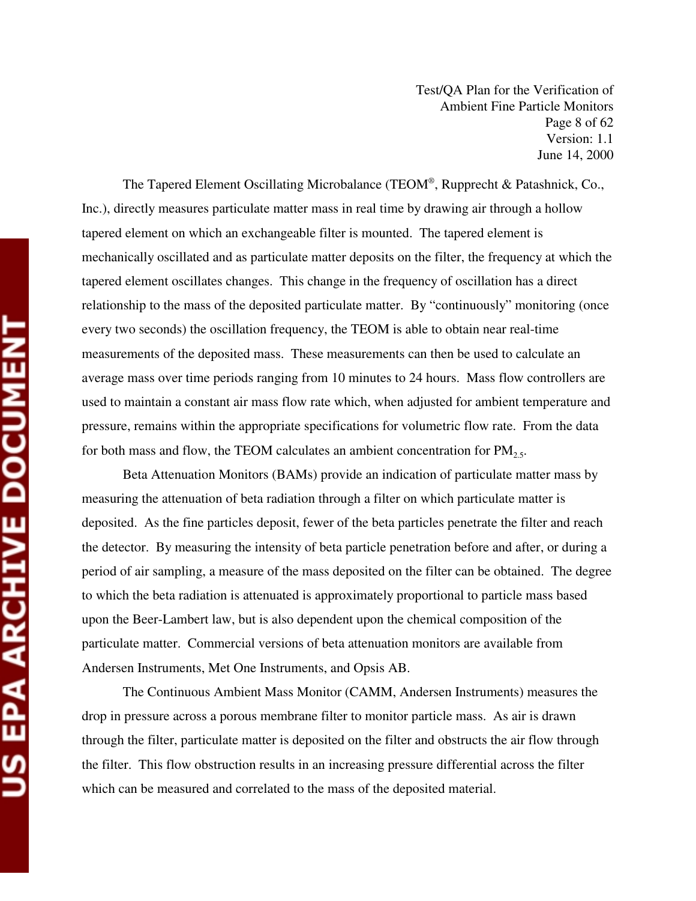The Tapered Element Oscillating Microbalance (TEOM®, Rupprecht & Patashnick, Co., Inc.), directly measures particulate matter mass in real time by drawing air through a hollow tapered element on which an exchangeable filter is mounted. The tapered element is mechanically oscillated and as particulate matter deposits on the filter, the frequency at which the tapered element oscillates changes. This change in the frequency of oscillation has a direct relationship to the mass of the deposited particulate matter. By "continuously" monitoring (once every two seconds) the oscillation frequency, the TEOM is able to obtain near real-time measurements of the deposited mass. These measurements can then be used to calculate an average mass over time periods ranging from 10 minutes to 24 hours. Mass flow controllers are used to maintain a constant air mass flow rate which, when adjusted for ambient temperature and pressure, remains within the appropriate specifications for volumetric flow rate. From the data for both mass and flow, the TEOM calculates an ambient concentration for $PM_{2.5}$.

Beta Attenuation Monitors (BAMs) provide an indication of particulate matter mass by measuring the attenuation of beta radiation through a filter on which particulate matter is deposited. As the fine particles deposit, fewer of the beta particles penetrate the filter and reach the detector. By measuring the intensity of beta particle penetration before and after, or during a period of air sampling, a measure of the mass deposited on the filter can be obtained. The degree to which the beta radiation is attenuated is approximately proportional to particle mass based upon the Beer-Lambert law, but is also dependent upon the chemical composition of the particulate matter. Commercial versions of beta attenuation monitors are available from Andersen Instruments, Met One Instruments, and Opsis AB.

The Continuous Ambient Mass Monitor (CAMM, Andersen Instruments) measures the drop in pressure across a porous membrane filter to monitor particle mass. As air is drawn through the filter, particulate matter is deposited on the filter and obstructs the air flow through the filter. This flow obstruction results in an increasing pressure differential across the filter which can be measured and correlated to the mass of the deposited material.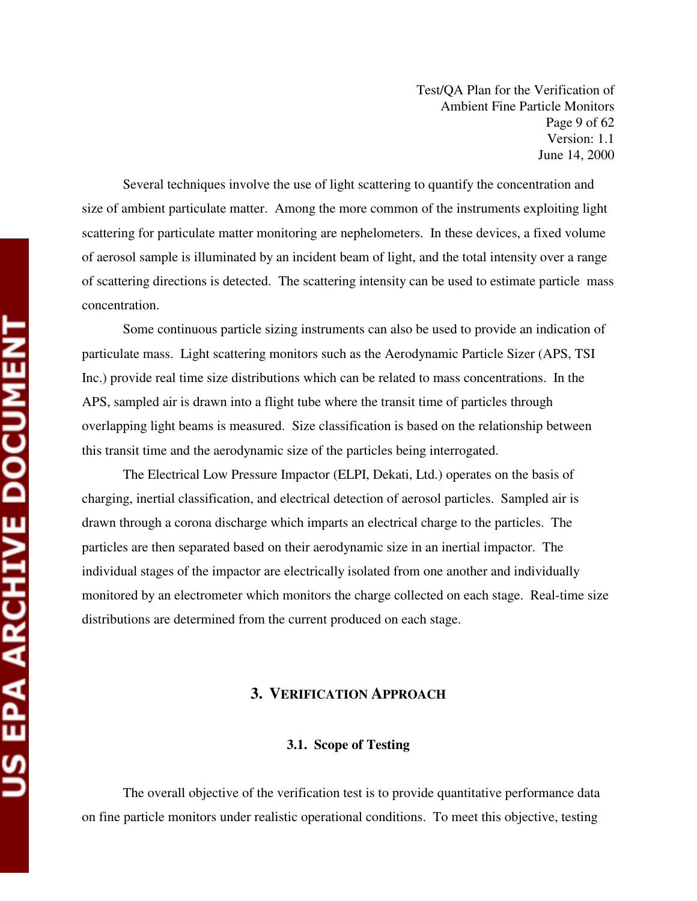Several techniques involve the use of light scattering to quantify the concentration and size of ambient particulate matter. Among the more common of the instruments exploiting light scattering for particulate matter monitoring are nephelometers. In these devices, a fixed volume of aerosol sample is illuminated by an incident beam of light, and the total intensity over a range of scattering directions is detected. The scattering intensity can be used to estimate particle mass concentration.

Some continuous particle sizing instruments can also be used to provide an indication of particulate mass. Light scattering monitors such as the Aerodynamic Particle Sizer (APS, TSI Inc.) provide real time size distributions which can be related to mass concentrations. In the APS, sampled air is drawn into a flight tube where the transit time of particles through overlapping light beams is measured. Size classification is based on the relationship between this transit time and the aerodynamic size of the particles being interrogated.

The Electrical Low Pressure Impactor (ELPI, Dekati, Ltd.) operates on the basis of charging, inertial classification, and electrical detection of aerosol particles. Sampled air is drawn through a corona discharge which imparts an electrical charge to the particles. The particles are then separated based on their aerodynamic size in an inertial impactor. The individual stages of the impactor are electrically isolated from one another and individually monitored by an electrometer which monitors the charge collected on each stage. Real-time size distributions are determined from the current produced on each stage.

# 3. VERIFICATION APPROACH

## 3.1. Scope of Testing

The overall objective of the verification test is to provide quantitative performance data on fine particle monitors under realistic operational conditions. To meet this objective, testing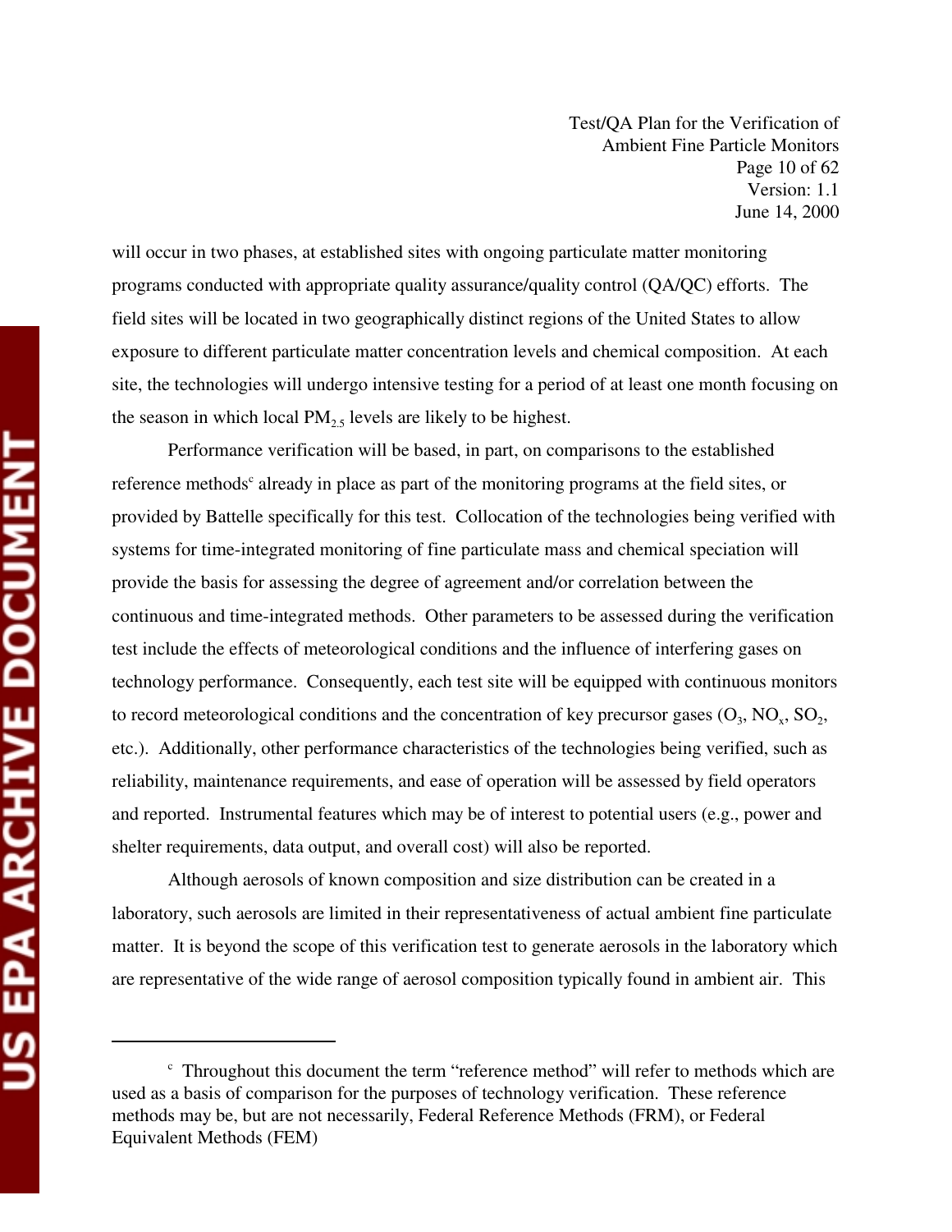will occur in two phases, at established sites with ongoing particulate matter monitoring programs conducted with appropriate quality assurance/quality control (QA/QC) efforts. The field sites will be located in two geographically distinct regions of the United States to allow exposure to different particulate matter concentration levels and chemical composition. At each site, the technologies will undergo intensive testing for a period of at least one month focusing on the season in which local $PM_{2.5}$ levels are likely to be highest.

Performance verification will be based, in part, on comparisons to the established reference methods[c] already in place as part of the monitoring programs at the field sites, or provided by Battelle specifically for this test. Collocation of the technologies being verified with systems for time-integrated monitoring of fine particulate mass and chemical speciation will provide the basis for assessing the degree of agreement and/or correlation between the continuous and time-integrated methods. Other parameters to be assessed during the verification test include the effects of meteorological conditions and the influence of interfering gases on technology performance. Consequently, each test site will be equipped with continuous monitors to record meteorological conditions and the concentration of key precursor gases ($O_3$, $NO_x$, $SO_2$, etc.). Additionally, other performance characteristics of the technologies being verified, such as reliability, maintenance requirements, and ease of operation will be assessed by field operators and reported. Instrumental features which may be of interest to potential users (e.g., power and shelter requirements, data output, and overall cost) will also be reported.

Although aerosols of known composition and size distribution can be created in a laboratory, such aerosols are limited in their representativeness of actual ambient fine particulate matter. It is beyond the scope of this verification test to generate aerosols in the laboratory which are representative of the wide range of aerosol composition typically found in ambient air. This

---

[c] Throughout this document the term "reference method" will refer to methods which are used as a basis of comparison for the purposes of technology verification. These reference methods may be, but are not necessarily, Federal Reference Methods (FRM), or Federal Equivalent Methods (FEM)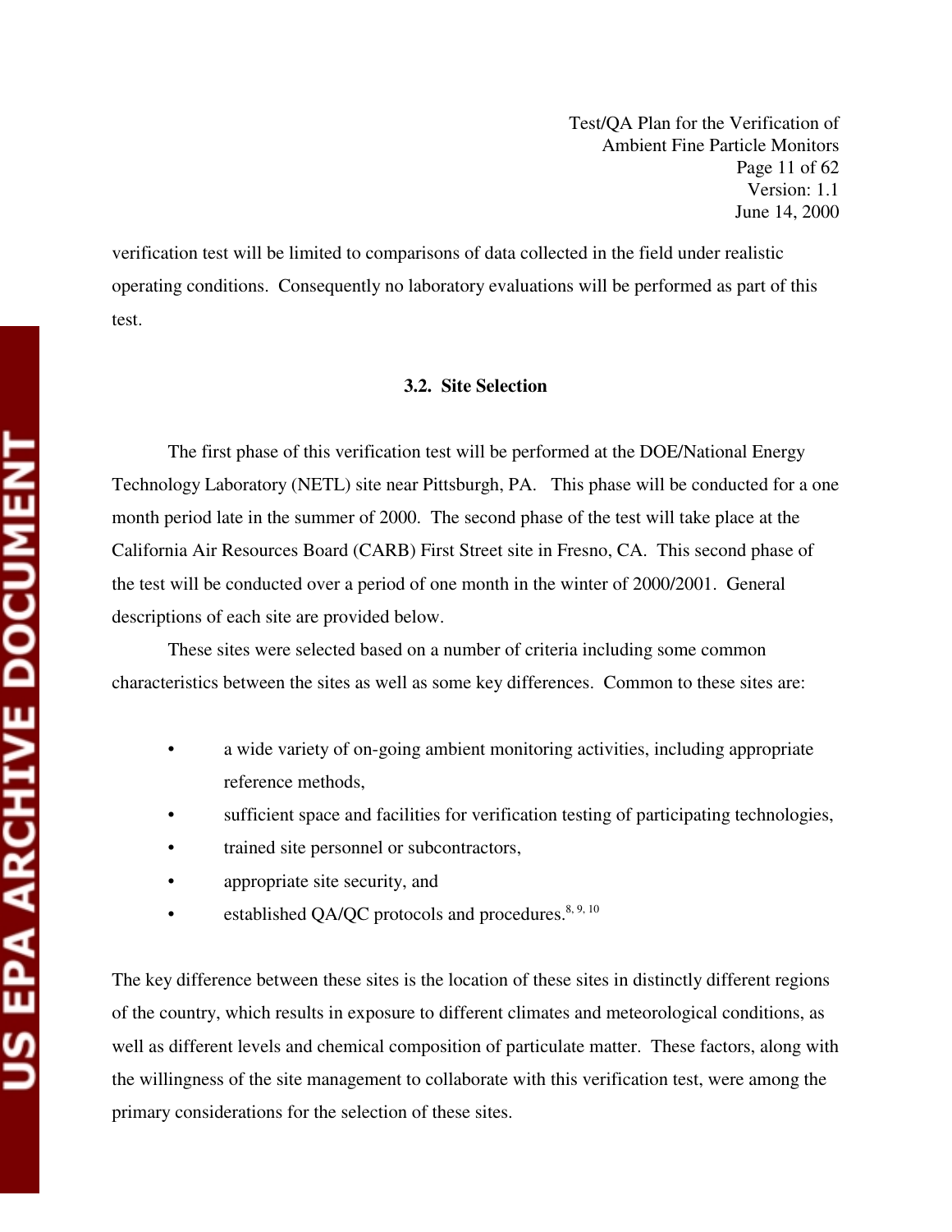verification test will be limited to comparisons of data collected in the field under realistic operating conditions. Consequently no laboratory evaluations will be performed as part of this test.

### 3.2. Site Selection

The first phase of this verification test will be performed at the DOE/National Energy Technology Laboratory (NETL) site near Pittsburgh, PA. This phase will be conducted for a one month period late in the summer of 2000. The second phase of the test will take place at the California Air Resources Board (CARB) First Street site in Fresno, CA. This second phase of the test will be conducted over a period of one month in the winter of 2000/2001. General descriptions of each site are provided below.

These sites were selected based on a number of criteria including some common characteristics between the sites as well as some key differences. Common to these sites are:

- a wide variety of on-going ambient monitoring activities, including appropriate reference methods,
- sufficient space and facilities for verification testing of participating technologies,
- trained site personnel or subcontractors,
- appropriate site security, and
- established QA/QC protocols and procedures.[8, 9, 10]

The key difference between these sites is the location of these sites in distinctly different regions of the country, which results in exposure to different climates and meteorological conditions, as well as different levels and chemical composition of particulate matter. These factors, along with the willingness of the site management to collaborate with this verification test, were among the primary considerations for the selection of these sites.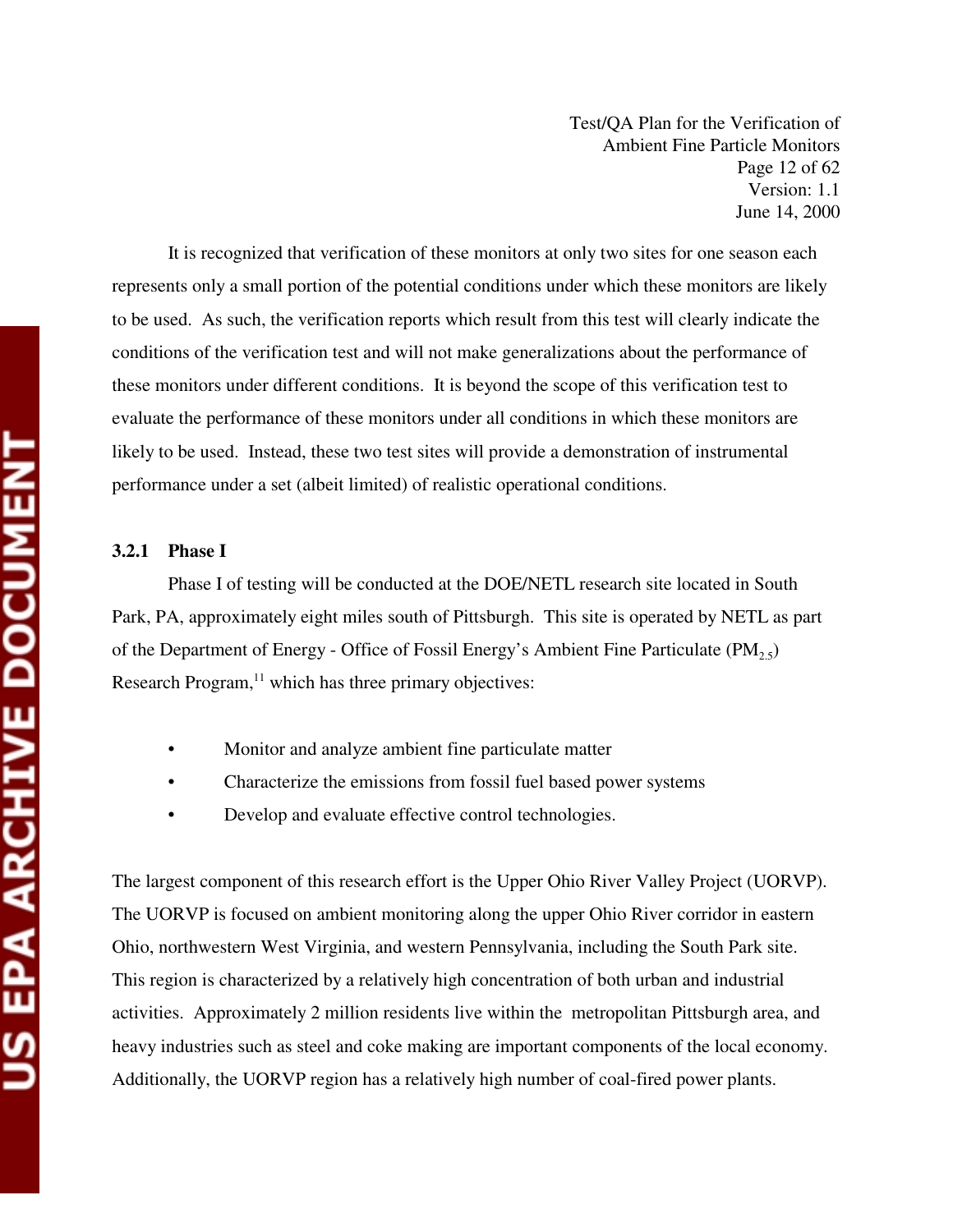It is recognized that verification of these monitors at only two sites for one season each represents only a small portion of the potential conditions under which these monitors are likely to be used. As such, the verification reports which result from this test will clearly indicate the conditions of the verification test and will not make generalizations about the performance of these monitors under different conditions. It is beyond the scope of this verification test to evaluate the performance of these monitors under all conditions in which these monitors are likely to be used. Instead, these two test sites will provide a demonstration of instrumental performance under a set (albeit limited) of realistic operational conditions.

### 3.2.1 Phase I

Phase I of testing will be conducted at the DOE/NETL research site located in South Park, PA, approximately eight miles south of Pittsburgh. This site is operated by NETL as part of the Department of Energy - Office of Fossil Energy's Ambient Fine Particulate ($PM_{2.5}$) Research Program,[11] which has three primary objectives:

- Monitor and analyze ambient fine particulate matter
- Characterize the emissions from fossil fuel based power systems
- Develop and evaluate effective control technologies.

The largest component of this research effort is the Upper Ohio River Valley Project (UORVP). The UORVP is focused on ambient monitoring along the upper Ohio River corridor in eastern Ohio, northwestern West Virginia, and western Pennsylvania, including the South Park site. This region is characterized by a relatively high concentration of both urban and industrial activities. Approximately 2 million residents live within the metropolitan Pittsburgh area, and heavy industries such as steel and coke making are important components of the local economy. Additionally, the UORVP region has a relatively high number of coal-fired power plants.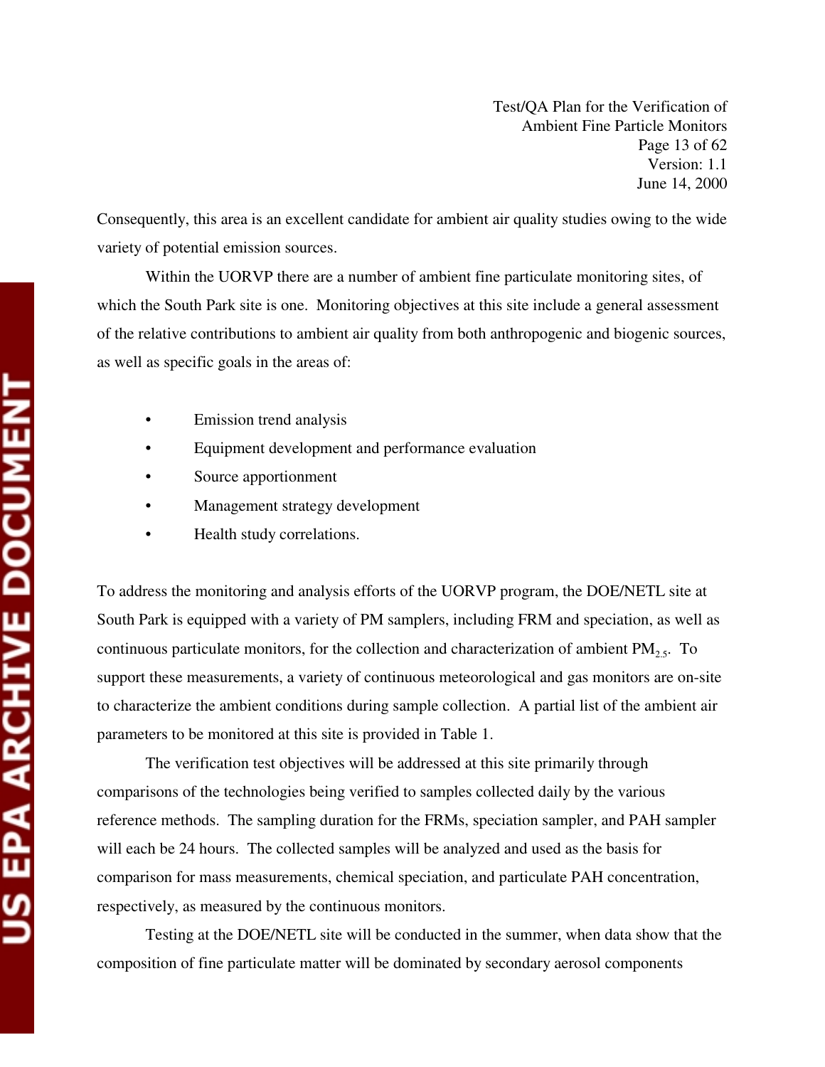Consequently, this area is an excellent candidate for ambient air quality studies owing to the wide variety of potential emission sources.

Within the UORVP there are a number of ambient fine particulate monitoring sites, of which the South Park site is one. Monitoring objectives at this site include a general assessment of the relative contributions to ambient air quality from both anthropogenic and biogenic sources, as well as specific goals in the areas of:

- Emission trend analysis
- Equipment development and performance evaluation
- Source apportionment
- Management strategy development
- Health study correlations.

To address the monitoring and analysis efforts of the UORVP program, the DOE/NETL site at South Park is equipped with a variety of PM samplers, including FRM and speciation, as well as continuous particulate monitors, for the collection and characterization of ambient $PM_{2.5}$. To support these measurements, a variety of continuous meteorological and gas monitors are on-site to characterize the ambient conditions during sample collection. A partial list of the ambient air parameters to be monitored at this site is provided in Table 1.

The verification test objectives will be addressed at this site primarily through comparisons of the technologies being verified to samples collected daily by the various reference methods. The sampling duration for the FRMs, speciation sampler, and PAH sampler will each be 24 hours. The collected samples will be analyzed and used as the basis for comparison for mass measurements, chemical speciation, and particulate PAH concentration, respectively, as measured by the continuous monitors.

Testing at the DOE/NETL site will be conducted in the summer, when data show that the composition of fine particulate matter will be dominated by secondary aerosol components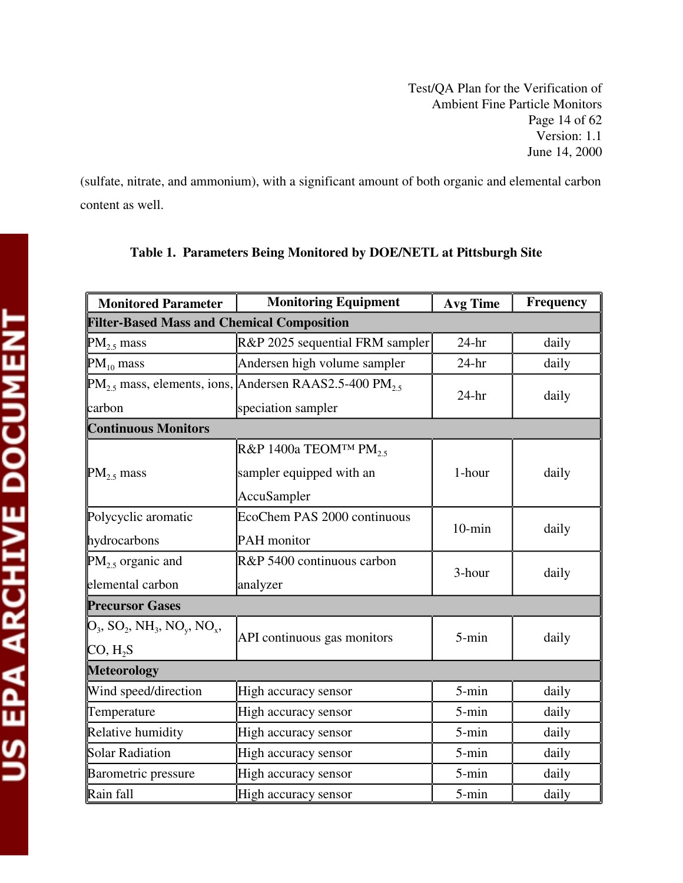(sulfate, nitrate, and ammonium), with a significant amount of both organic and elemental carbon content as well.

**Table 1. Parameters Being Monitored by DOE/NETL at Pittsburgh Site**

| Monitored Parameter | Monitoring Equipment | Avg Time | Frequency |
|---|---|---|---|
| **Filter-Based Mass and Chemical Composition** | | | |
| $PM_{2.5}$ mass | R&P 2025 sequential FRM sampler | 24-hr | daily |
| $PM_{10}$ mass | Andersen high volume sampler | 24-hr | daily |
| $PM_{2.5}$ mass, elements, ions, carbon | Andersen RAAS2.5-400 $PM_{2.5}$ speciation sampler | 24-hr | daily |
| **Continuous Monitors** | | | |
| $PM_{2.5}$ mass | R&P 1400a TEOM™ $PM_{2.5}$ sampler equipped with an AccuSampler | 1-hour | daily |
| Polycyclic aromatic hydrocarbons | EcoChem PAS 2000 continuous PAH monitor | 10-min | daily |
| $PM_{2.5}$ organic and elemental carbon | R&P 5400 continuous carbon analyzer | 3-hour | daily |
| **Precursor Gases** | | | |
| $O_3$, $SO_2$, $NH_3$, $NO_y$, $NO_x$, CO, $H_2S$ | API continuous gas monitors | 5-min | daily |
| **Meteorology** | | | |
| Wind speed/direction | High accuracy sensor | 5-min | daily |
| Temperature | High accuracy sensor | 5-min | daily |
| Relative humidity | High accuracy sensor | 5-min | daily |
| Solar Radiation | High accuracy sensor | 5-min | daily |
| Barometric pressure | High accuracy sensor | 5-min | daily |
| Rain fall | High accuracy sensor | 5-min | daily |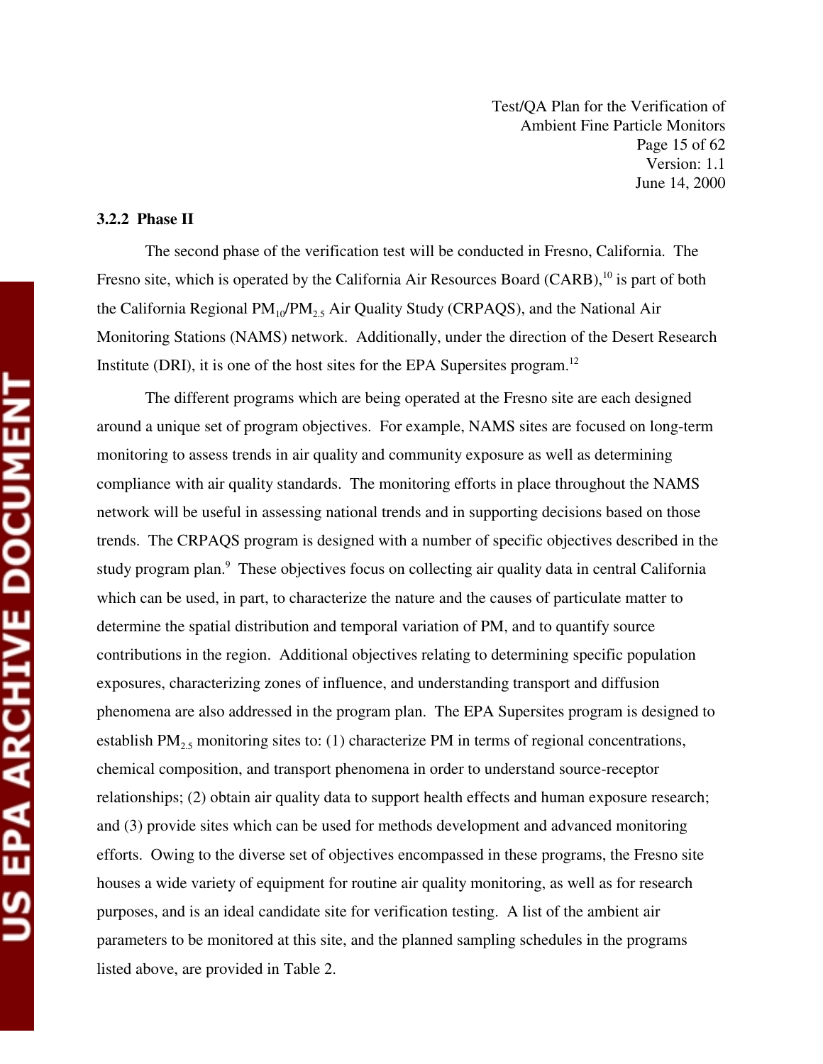### 3.2.2 Phase II

The second phase of the verification test will be conducted in Fresno, California. The Fresno site, which is operated by the California Air Resources Board (CARB),[10] is part of both the California Regional $PM_{10}/PM_{2.5}$ Air Quality Study (CRPAQS), and the National Air Monitoring Stations (NAMS) network. Additionally, under the direction of the Desert Research Institute (DRI), it is one of the host sites for the EPA Supersites program.[12]

The different programs which are being operated at the Fresno site are each designed around a unique set of program objectives. For example, NAMS sites are focused on long-term monitoring to assess trends in air quality and community exposure as well as determining compliance with air quality standards. The monitoring efforts in place throughout the NAMS network will be useful in assessing national trends and in supporting decisions based on those trends. The CRPAQS program is designed with a number of specific objectives described in the study program plan.[9] These objectives focus on collecting air quality data in central California which can be used, in part, to characterize the nature and the causes of particulate matter to determine the spatial distribution and temporal variation of PM, and to quantify source contributions in the region. Additional objectives relating to determining specific population exposures, characterizing zones of influence, and understanding transport and diffusion phenomena are also addressed in the program plan. The EPA Supersites program is designed to establish $PM_{2.5}$ monitoring sites to: (1) characterize PM in terms of regional concentrations, chemical composition, and transport phenomena in order to understand source-receptor relationships; (2) obtain air quality data to support health effects and human exposure research; and (3) provide sites which can be used for methods development and advanced monitoring efforts. Owing to the diverse set of objectives encompassed in these programs, the Fresno site houses a wide variety of equipment for routine air quality monitoring, as well as for research purposes, and is an ideal candidate site for verification testing. A list of the ambient air parameters to be monitored at this site, and the planned sampling schedules in the programs listed above, are provided in Table 2.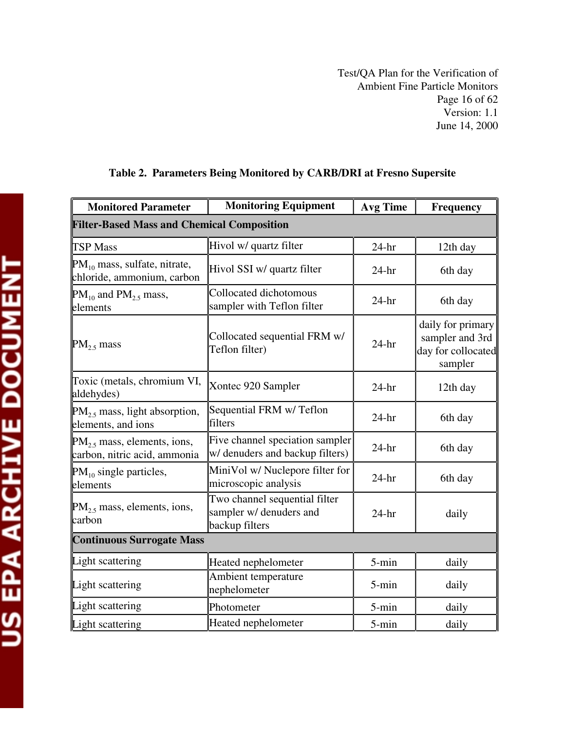**Table 2. Parameters Being Monitored by CARB/DRI at Fresno Supersite**

| Monitored Parameter | Monitoring Equipment | Avg Time | Frequency |
|---|---|---|---|
| **Filter-Based Mass and Chemical Composition** | | | |
| TSP Mass | Hivol w/ quartz filter | 24-hr | 12th day |
| $PM_{10}$ mass, sulfate, nitrate, chloride, ammonium, carbon | Hivol SSI w/ quartz filter | 24-hr | 6th day |
| $PM_{10}$ and $PM_{2.5}$ mass, elements | Collocated dichotomous sampler with Teflon filter | 24-hr | 6th day |
| $PM_{2.5}$ mass | Collocated sequential FRM w/ Teflon filter) | 24-hr | daily for primary sampler and 3rd day for collocated sampler |
| Toxic (metals, chromium VI, aldehydes) | Xontec 920 Sampler | 24-hr | 12th day |
| $PM_{2.5}$ mass, light absorption, elements, and ions | Sequential FRM w/ Teflon filters | 24-hr | 6th day |
| $PM_{2.5}$ mass, elements, ions, carbon, nitric acid, ammonia | Five channel speciation sampler w/ denuders and backup filters) | 24-hr | 6th day |
| $PM_{10}$ single particles, elements | MiniVol w/ Nuclepore filter for microscopic analysis | 24-hr | 6th day |
| $PM_{2.5}$ mass, elements, ions, carbon | Two channel sequential filter sampler w/ denuders and backup filters | 24-hr | daily |
| **Continuous Surrogate Mass** | | | |
| Light scattering | Heated nephelometer | 5-min | daily |
| Light scattering | Ambient temperature nephelometer | 5-min | daily |
| Light scattering | Photometer | 5-min | daily |
| Light scattering | Heated nephelometer | 5-min | daily |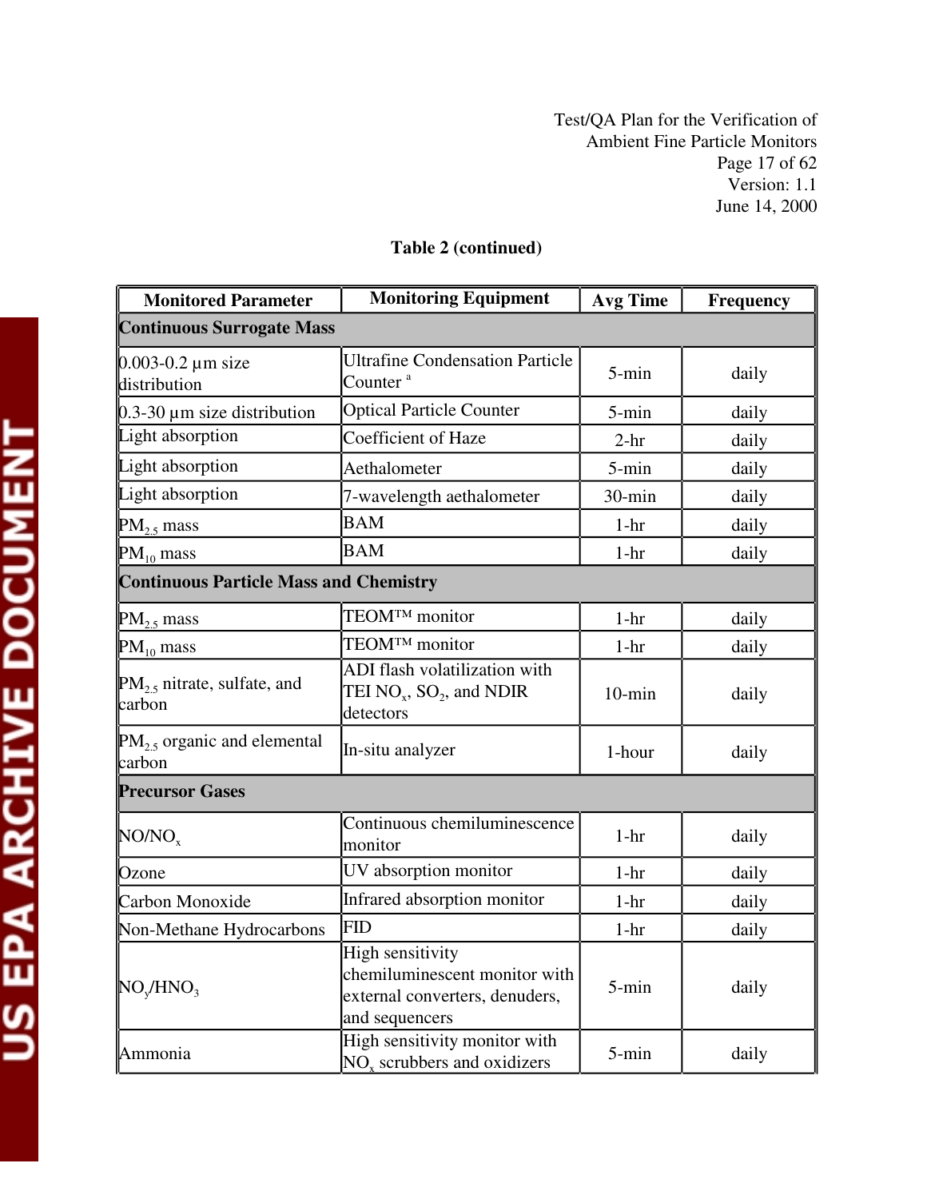**Table 2 (continued)**

| Monitored Parameter | Monitoring Equipment | Avg Time | Frequency |
|---|---|---|---|
| **Continuous Surrogate Mass** | | | |
| 0.003-0.2 µm size distribution | Ultrafine Condensation Particle Counter [a] | 5-min | daily |
| 0.3-30 µm size distribution | Optical Particle Counter | 5-min | daily |
| Light absorption | Coefficient of Haze | 2-hr | daily |
| Light absorption | Aethalometer | 5-min | daily |
| Light absorption | 7-wavelength aethalometer | 30-min | daily |
| $PM_{2.5}$ mass | BAM | 1-hr | daily |
| $PM_{10}$ mass | BAM | 1-hr | daily |
| **Continuous Particle Mass and Chemistry** | | | |
| $PM_{2.5}$ mass | TEOM™ monitor | 1-hr | daily |
| $PM_{10}$ mass | TEOM™ monitor | 1-hr | daily |
| $PM_{2.5}$ nitrate, sulfate, and carbon | ADI flash volatilization with TEI $NO_x$, $SO_2$, and NDIR detectors | 10-min | daily |
| $PM_{2.5}$ organic and elemental carbon | In-situ analyzer | 1-hour | daily |
| **Precursor Gases** | | | |
| $NO/NO_x$ | Continuous chemiluminescence monitor | 1-hr | daily |
| Ozone | UV absorption monitor | 1-hr | daily |
| Carbon Monoxide | Infrared absorption monitor | 1-hr | daily |
| Non-Methane Hydrocarbons | FID | 1-hr | daily |
| $NO_y/HNO_3$ | High sensitivity chemiluminescent monitor with external converters, denuders, and sequencers | 5-min | daily |
| Ammonia | High sensitivity monitor with $NO_x$ scrubbers and oxidizers | 5-min | daily |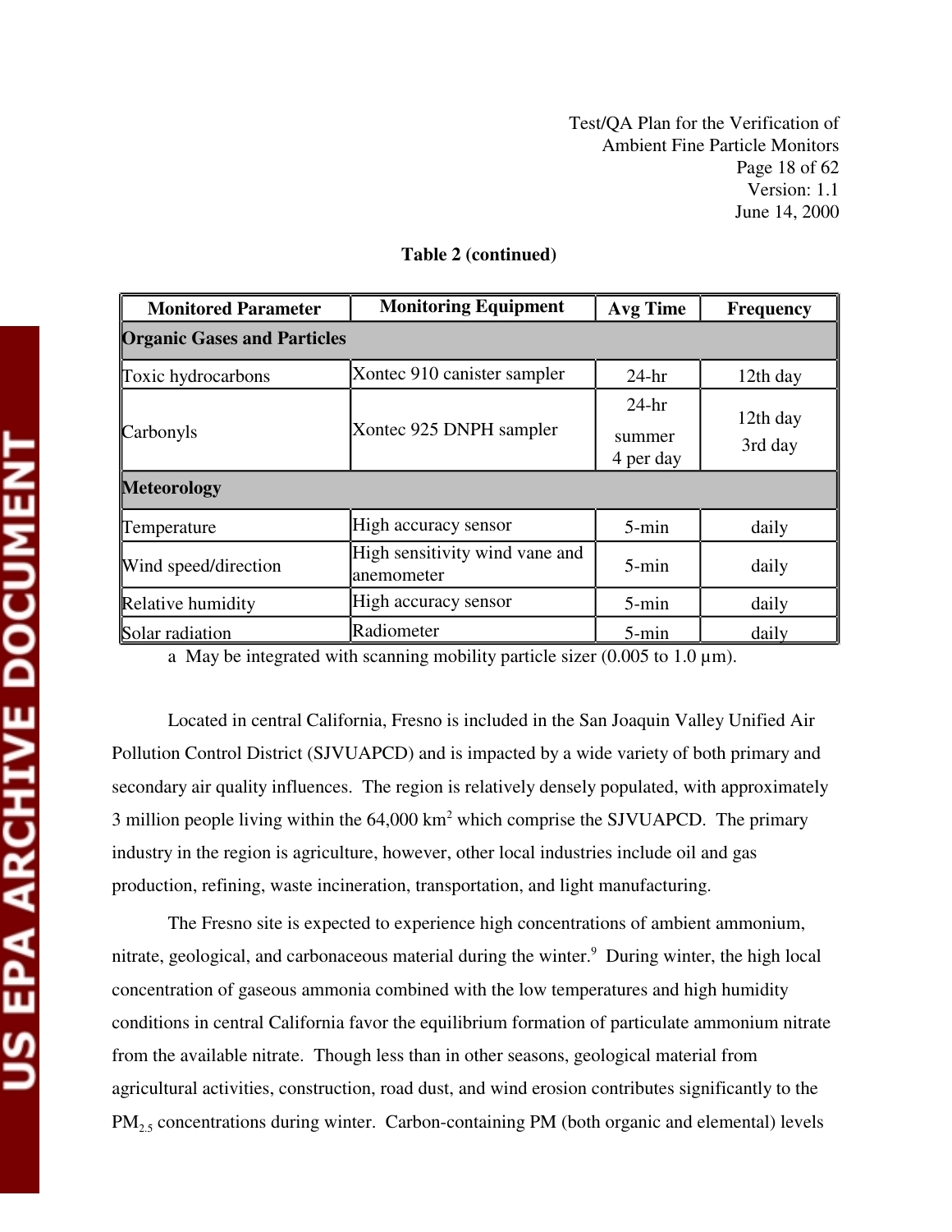**Table 2 (continued)**

| Monitored Parameter | Monitoring Equipment | Avg Time | Frequency |
|---|---|---|---|
| **Organic Gases and Particles** | | | |
| Toxic hydrocarbons | Xontec 910 canister sampler | 24-hr | 12th day |
| Carbonyls | Xontec 925 DNPH sampler | 24-hr<br>summer<br>4 per day | 12th day<br>3rd day |
| **Meteorology** | | | |
| Temperature | High accuracy sensor | 5-min | daily |
| Wind speed/direction | High sensitivity wind vane and anemometer | 5-min | daily |
| Relative humidity | High accuracy sensor | 5-min | daily |
| Solar radiation | Radiometer | 5-min | daily |

a May be integrated with scanning mobility particle sizer (0.005 to 1.0 µm).

Located in central California, Fresno is included in the San Joaquin Valley Unified Air Pollution Control District (SJVUAPCD) and is impacted by a wide variety of both primary and secondary air quality influences. The region is relatively densely populated, with approximately 3 million people living within the 64,000 $km^2$ which comprise the SJVUAPCD. The primary industry in the region is agriculture, however, other local industries include oil and gas production, refining, waste incineration, transportation, and light manufacturing.

The Fresno site is expected to experience high concentrations of ambient ammonium, nitrate, geological, and carbonaceous material during the winter.[9] During winter, the high local concentration of gaseous ammonia combined with the low temperatures and high humidity conditions in central California favor the equilibrium formation of particulate ammonium nitrate from the available nitrate. Though less than in other seasons, geological material from agricultural activities, construction, road dust, and wind erosion contributes significantly to the $PM_{2.5}$ concentrations during winter. Carbon-containing PM (both organic and elemental) levels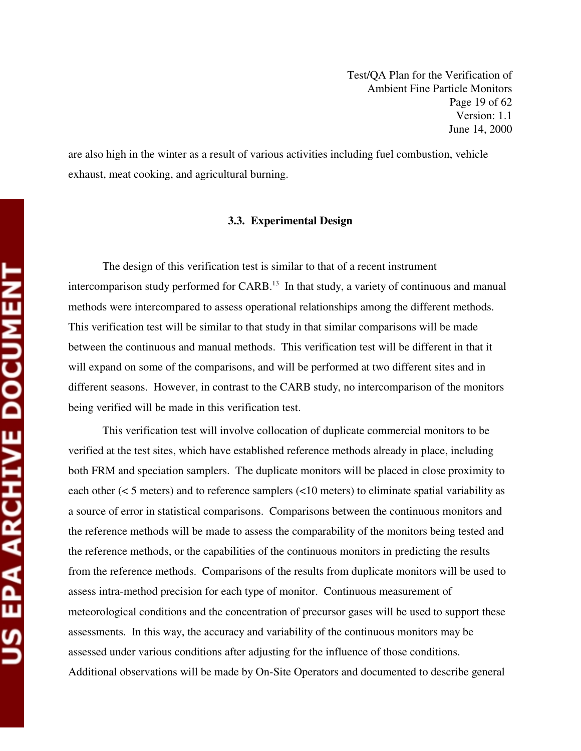are also high in the winter as a result of various activities including fuel combustion, vehicle exhaust, meat cooking, and agricultural burning.

### 3.3. Experimental Design

The design of this verification test is similar to that of a recent instrument intercomparison study performed for CARB.[13] In that study, a variety of continuous and manual methods were intercompared to assess operational relationships among the different methods. This verification test will be similar to that study in that similar comparisons will be made between the continuous and manual methods. This verification test will be different in that it will expand on some of the comparisons, and will be performed at two different sites and in different seasons. However, in contrast to the CARB study, no intercomparison of the monitors being verified will be made in this verification test.

This verification test will involve collocation of duplicate commercial monitors to be verified at the test sites, which have established reference methods already in place, including both FRM and speciation samplers. The duplicate monitors will be placed in close proximity to each other (< 5 meters) and to reference samplers (<10 meters) to eliminate spatial variability as a source of error in statistical comparisons. Comparisons between the continuous monitors and the reference methods will be made to assess the comparability of the monitors being tested and the reference methods, or the capabilities of the continuous monitors in predicting the results from the reference methods. Comparisons of the results from duplicate monitors will be used to assess intra-method precision for each type of monitor. Continuous measurement of meteorological conditions and the concentration of precursor gases will be used to support these assessments. In this way, the accuracy and variability of the continuous monitors may be assessed under various conditions after adjusting for the influence of those conditions. Additional observations will be made by On-Site Operators and documented to describe general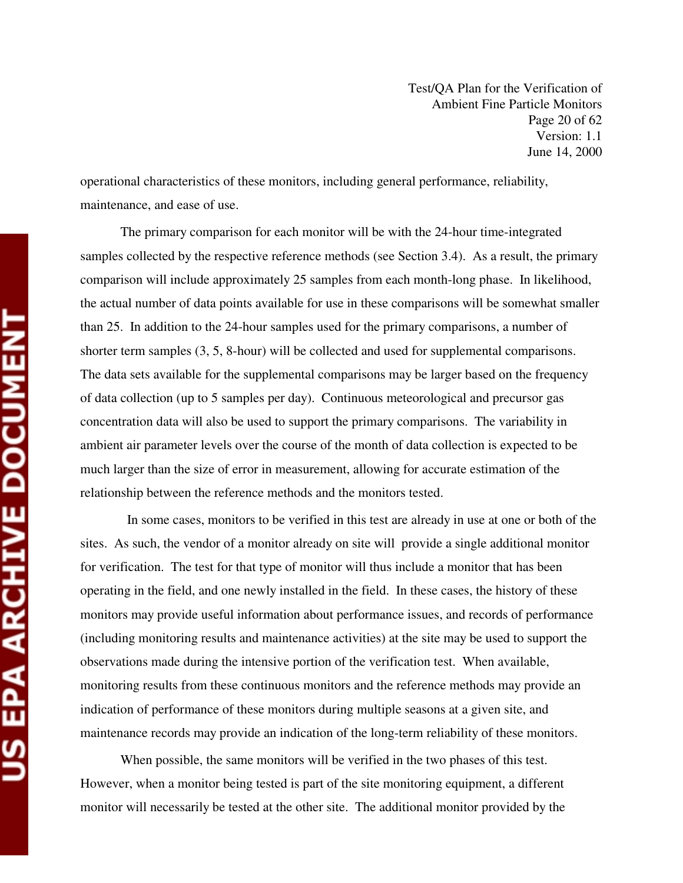operational characteristics of these monitors, including general performance, reliability, maintenance, and ease of use.

The primary comparison for each monitor will be with the 24-hour time-integrated samples collected by the respective reference methods (see Section 3.4). As a result, the primary comparison will include approximately 25 samples from each month-long phase. In likelihood, the actual number of data points available for use in these comparisons will be somewhat smaller than 25. In addition to the 24-hour samples used for the primary comparisons, a number of shorter term samples (3, 5, 8-hour) will be collected and used for supplemental comparisons. The data sets available for the supplemental comparisons may be larger based on the frequency of data collection (up to 5 samples per day). Continuous meteorological and precursor gas concentration data will also be used to support the primary comparisons. The variability in ambient air parameter levels over the course of the month of data collection is expected to be much larger than the size of error in measurement, allowing for accurate estimation of the relationship between the reference methods and the monitors tested.

In some cases, monitors to be verified in this test are already in use at one or both of the sites. As such, the vendor of a monitor already on site will provide a single additional monitor for verification. The test for that type of monitor will thus include a monitor that has been operating in the field, and one newly installed in the field. In these cases, the history of these monitors may provide useful information about performance issues, and records of performance (including monitoring results and maintenance activities) at the site may be used to support the observations made during the intensive portion of the verification test. When available, monitoring results from these continuous monitors and the reference methods may provide an indication of performance of these monitors during multiple seasons at a given site, and maintenance records may provide an indication of the long-term reliability of these monitors.

When possible, the same monitors will be verified in the two phases of this test. However, when a monitor being tested is part of the site monitoring equipment, a different monitor will necessarily be tested at the other site. The additional monitor provided by the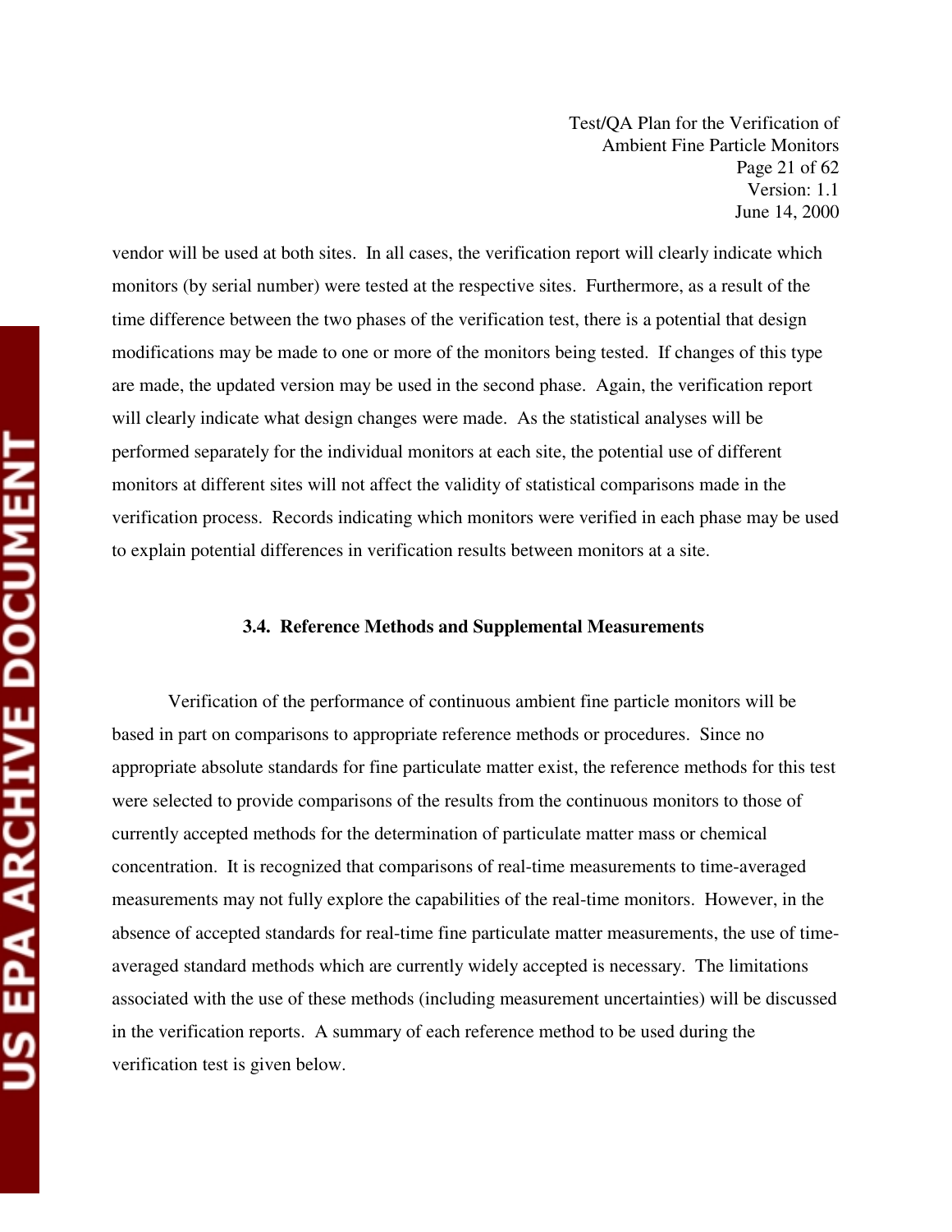vendor will be used at both sites. In all cases, the verification report will clearly indicate which monitors (by serial number) were tested at the respective sites. Furthermore, as a result of the time difference between the two phases of the verification test, there is a potential that design modifications may be made to one or more of the monitors being tested. If changes of this type are made, the updated version may be used in the second phase. Again, the verification report will clearly indicate what design changes were made. As the statistical analyses will be performed separately for the individual monitors at each site, the potential use of different monitors at different sites will not affect the validity of statistical comparisons made in the verification process. Records indicating which monitors were verified in each phase may be used to explain potential differences in verification results between monitors at a site.

### 3.4. Reference Methods and Supplemental Measurements

Verification of the performance of continuous ambient fine particle monitors will be based in part on comparisons to appropriate reference methods or procedures. Since no appropriate absolute standards for fine particulate matter exist, the reference methods for this test were selected to provide comparisons of the results from the continuous monitors to those of currently accepted methods for the determination of particulate matter mass or chemical concentration. It is recognized that comparisons of real-time measurements to time-averaged measurements may not fully explore the capabilities of the real-time monitors. However, in the absence of accepted standards for real-time fine particulate matter measurements, the use of time-averaged standard methods which are currently widely accepted is necessary. The limitations associated with the use of these methods (including measurement uncertainties) will be discussed in the verification reports. A summary of each reference method to be used during the verification test is given below.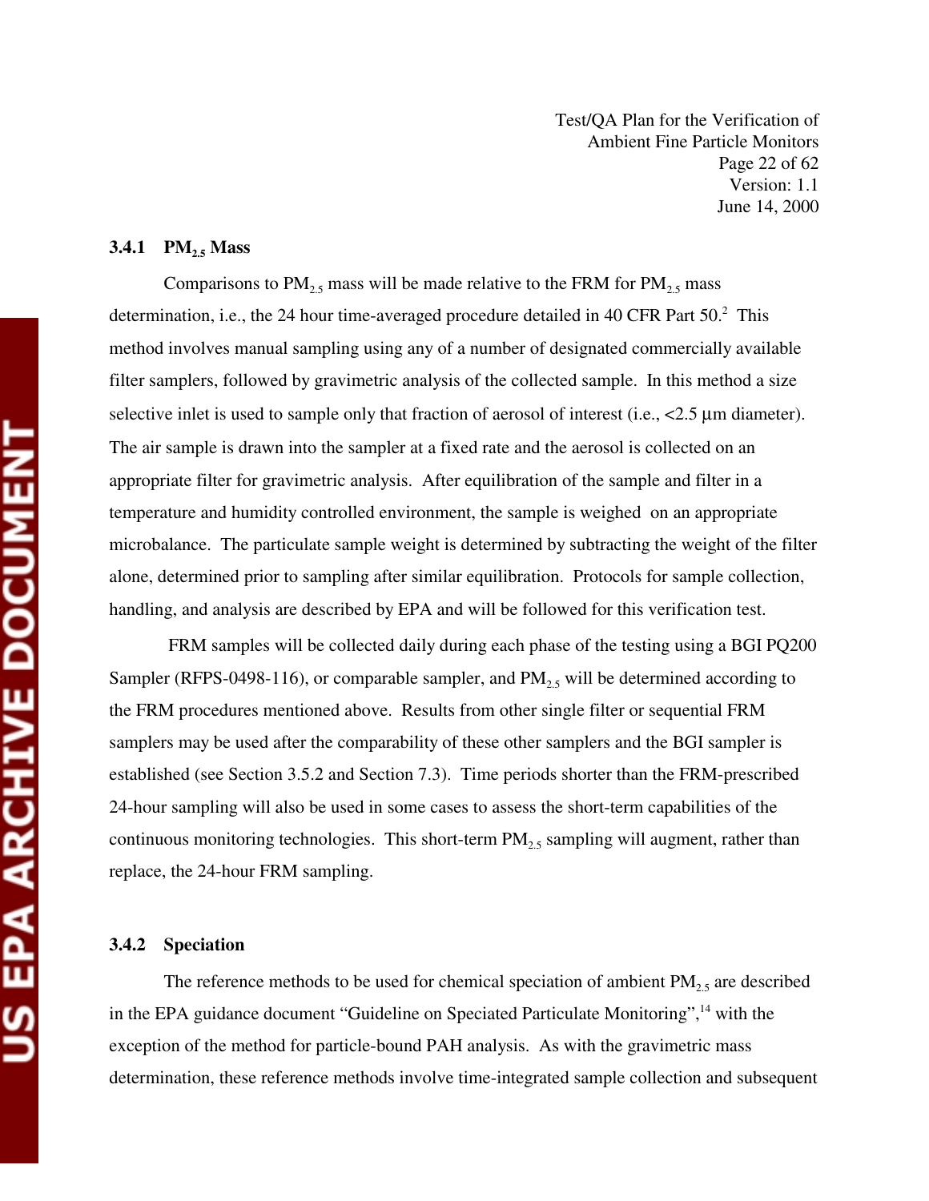### 3.4.1 $PM_{2.5}$ Mass

Comparisons to $PM_{2.5}$ mass will be made relative to the FRM for $PM_{2.5}$ mass determination, i.e., the 24 hour time-averaged procedure detailed in 40 CFR Part 50.[2] This method involves manual sampling using any of a number of designated commercially available filter samplers, followed by gravimetric analysis of the collected sample. In this method a size selective inlet is used to sample only that fraction of aerosol of interest (i.e., <2.5 µm diameter). The air sample is drawn into the sampler at a fixed rate and the aerosol is collected on an appropriate filter for gravimetric analysis. After equilibration of the sample and filter in a temperature and humidity controlled environment, the sample is weighed on an appropriate microbalance. The particulate sample weight is determined by subtracting the weight of the filter alone, determined prior to sampling after similar equilibration. Protocols for sample collection, handling, and analysis are described by EPA and will be followed for this verification test.

FRM samples will be collected daily during each phase of the testing using a BGI PQ200 Sampler (RFPS-0498-116), or comparable sampler, and $PM_{2.5}$ will be determined according to the FRM procedures mentioned above. Results from other single filter or sequential FRM samplers may be used after the comparability of these other samplers and the BGI sampler is established (see Section 3.5.2 and Section 7.3). Time periods shorter than the FRM-prescribed 24-hour sampling will also be used in some cases to assess the short-term capabilities of the continuous monitoring technologies. This short-term $PM_{2.5}$ sampling will augment, rather than replace, the 24-hour FRM sampling.

### 3.4.2 Speciation

The reference methods to be used for chemical speciation of ambient $PM_{2.5}$ are described in the EPA guidance document "Guideline on Speciated Particulate Monitoring",[14] with the exception of the method for particle-bound PAH analysis. As with the gravimetric mass determination, these reference methods involve time-integrated sample collection and subsequent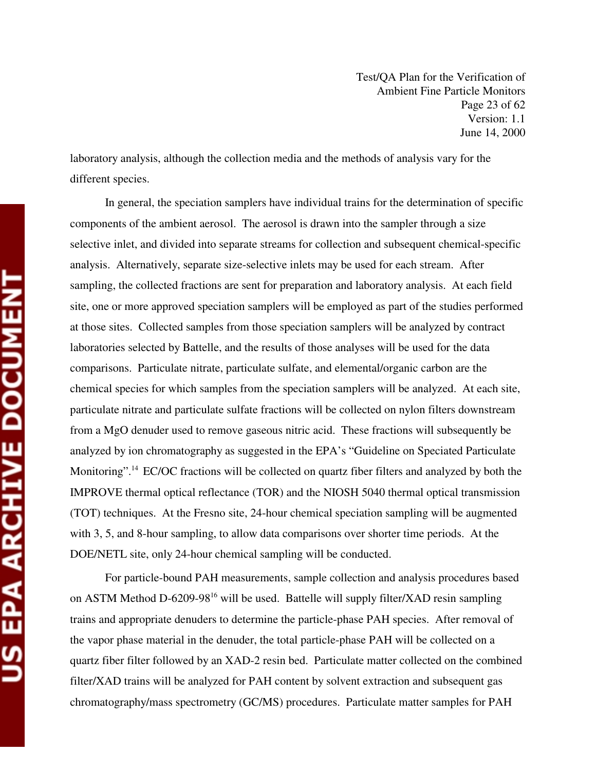laboratory analysis, although the collection media and the methods of analysis vary for the different species.

In general, the speciation samplers have individual trains for the determination of specific components of the ambient aerosol. The aerosol is drawn into the sampler through a size selective inlet, and divided into separate streams for collection and subsequent chemical-specific analysis. Alternatively, separate size-selective inlets may be used for each stream. After sampling, the collected fractions are sent for preparation and laboratory analysis. At each field site, one or more approved speciation samplers will be employed as part of the studies performed at those sites. Collected samples from those speciation samplers will be analyzed by contract laboratories selected by Battelle, and the results of those analyses will be used for the data comparisons. Particulate nitrate, particulate sulfate, and elemental/organic carbon are the chemical species for which samples from the speciation samplers will be analyzed. At each site, particulate nitrate and particulate sulfate fractions will be collected on nylon filters downstream from a MgO denuder used to remove gaseous nitric acid. These fractions will subsequently be analyzed by ion chromatography as suggested in the EPA's "Guideline on Speciated Particulate Monitoring".[14] EC/OC fractions will be collected on quartz fiber filters and analyzed by both the IMPROVE thermal optical reflectance (TOR) and the NIOSH 5040 thermal optical transmission (TOT) techniques. At the Fresno site, 24-hour chemical speciation sampling will be augmented with 3, 5, and 8-hour sampling, to allow data comparisons over shorter time periods. At the DOE/NETL site, only 24-hour chemical sampling will be conducted.

For particle-bound PAH measurements, sample collection and analysis procedures based on ASTM Method D-6209-98[16] will be used. Battelle will supply filter/XAD resin sampling trains and appropriate denuders to determine the particle-phase PAH species. After removal of the vapor phase material in the denuder, the total particle-phase PAH will be collected on a quartz fiber filter followed by an XAD-2 resin bed. Particulate matter collected on the combined filter/XAD trains will be analyzed for PAH content by solvent extraction and subsequent gas chromatography/mass spectrometry (GC/MS) procedures. Particulate matter samples for PAH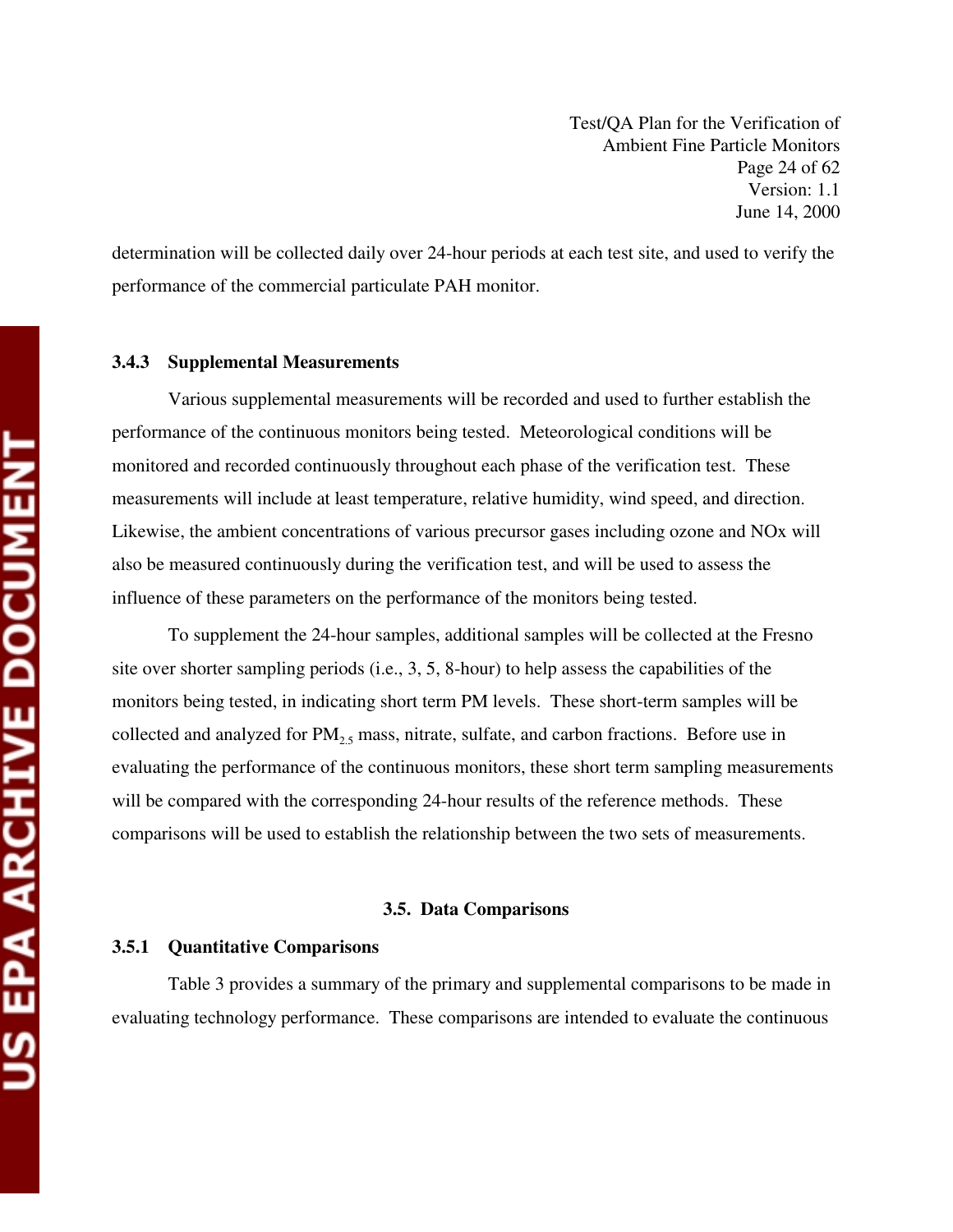determination will be collected daily over 24-hour periods at each test site, and used to verify the performance of the commercial particulate PAH monitor.

### 3.4.3 Supplemental Measurements

Various supplemental measurements will be recorded and used to further establish the performance of the continuous monitors being tested. Meteorological conditions will be monitored and recorded continuously throughout each phase of the verification test. These measurements will include at least temperature, relative humidity, wind speed, and direction. Likewise, the ambient concentrations of various precursor gases including ozone and NOx will also be measured continuously during the verification test, and will be used to assess the influence of these parameters on the performance of the monitors being tested.

To supplement the 24-hour samples, additional samples will be collected at the Fresno site over shorter sampling periods (i.e., 3, 5, 8-hour) to help assess the capabilities of the monitors being tested, in indicating short term PM levels. These short-term samples will be collected and analyzed for $PM_{2.5}$ mass, nitrate, sulfate, and carbon fractions. Before use in evaluating the performance of the continuous monitors, these short term sampling measurements will be compared with the corresponding 24-hour results of the reference methods. These comparisons will be used to establish the relationship between the two sets of measurements.

## 3.5. Data Comparisons

### 3.5.1 Quantitative Comparisons

Table 3 provides a summary of the primary and supplemental comparisons to be made in evaluating technology performance. These comparisons are intended to evaluate the continuous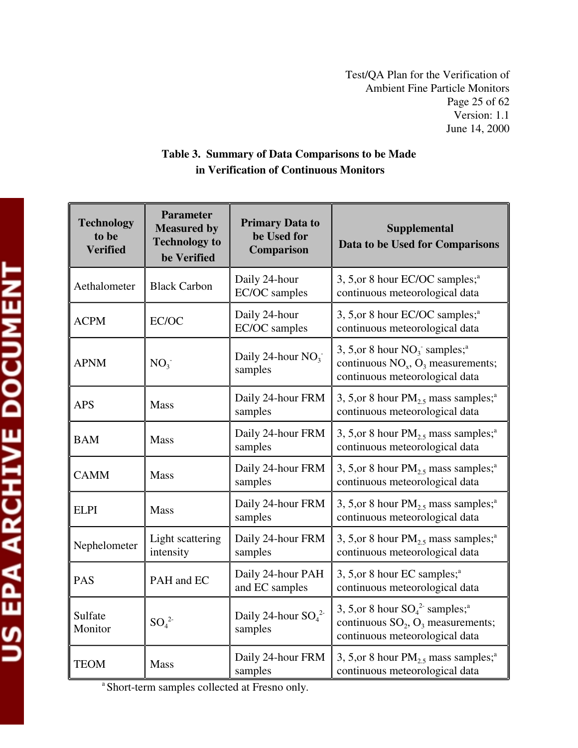**Table 3. Summary of Data Comparisons to be Made in Verification of Continuous Monitors**

| Technology to be Verified | Parameter Measured by Technology to be Verified | Primary Data to be Used for Comparison | Supplemental Data to be Used for Comparisons |
|---|---|---|---|
| Aethalometer | Black Carbon | Daily 24-hour EC/OC samples | 3, 5,or 8 hour EC/OC samples;[a] continuous meteorological data |
| ACPM | EC/OC | Daily 24-hour EC/OC samples | 3, 5,or 8 hour EC/OC samples;[a] continuous meteorological data |
| APNM | $NO_3^-$ | Daily 24-hour $NO_3^-$ samples | 3, 5,or 8 hour $NO_3^-$ samples;[a] continuous $NO_x$, $O_3$ measurements; continuous meteorological data |
| APS | Mass | Daily 24-hour FRM samples | 3, 5,or 8 hour $PM_{2.5}$ mass samples;[a] continuous meteorological data |
| BAM | Mass | Daily 24-hour FRM samples | 3, 5,or 8 hour $PM_{2.5}$ mass samples;[a] continuous meteorological data |
| CAMM | Mass | Daily 24-hour FRM samples | 3, 5,or 8 hour $PM_{2.5}$ mass samples;[a] continuous meteorological data |
| ELPI | Mass | Daily 24-hour FRM samples | 3, 5,or 8 hour $PM_{2.5}$ mass samples;[a] continuous meteorological data |
| Nephelometer | Light scattering intensity | Daily 24-hour FRM samples | 3, 5,or 8 hour $PM_{2.5}$ mass samples;[a] continuous meteorological data |
| PAS | PAH and EC | Daily 24-hour PAH and EC samples | 3, 5,or 8 hour EC samples;[a] continuous meteorological data |
| Sulfate Monitor | $SO_4^{2-}$ | Daily 24-hour $SO_4^{2-}$ samples | 3, 5,or 8 hour $SO_4^{2-}$ samples;[a] continuous $SO_2$, $O_3$ measurements; continuous meteorological data |
| TEOM | Mass | Daily 24-hour FRM samples | 3, 5,or 8 hour $PM_{2.5}$ mass samples;[a] continuous meteorological data |

[a] Short-term samples collected at Fresno only.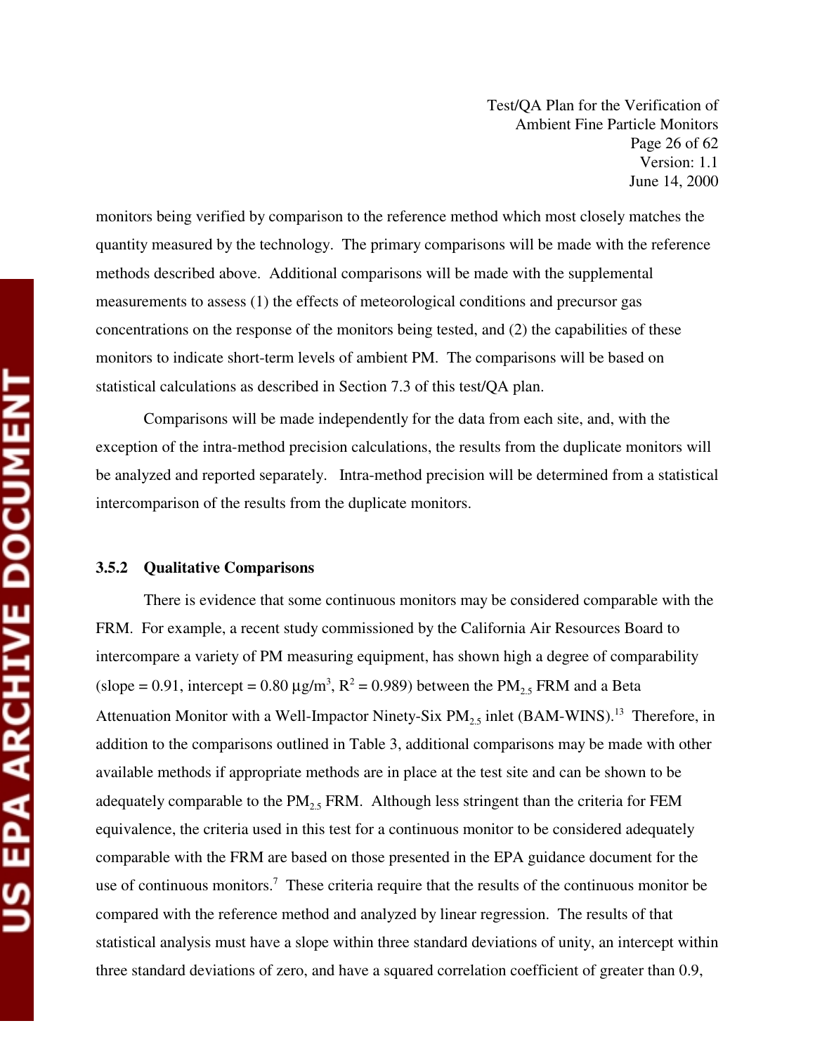monitors being verified by comparison to the reference method which most closely matches the quantity measured by the technology. The primary comparisons will be made with the reference methods described above. Additional comparisons will be made with the supplemental measurements to assess (1) the effects of meteorological conditions and precursor gas concentrations on the response of the monitors being tested, and (2) the capabilities of these monitors to indicate short-term levels of ambient PM. The comparisons will be based on statistical calculations as described in Section 7.3 of this test/QA plan.

Comparisons will be made independently for the data from each site, and, with the exception of the intra-method precision calculations, the results from the duplicate monitors will be analyzed and reported separately. Intra-method precision will be determined from a statistical intercomparison of the results from the duplicate monitors.

### 3.5.2 Qualitative Comparisons

There is evidence that some continuous monitors may be considered comparable with the FRM. For example, a recent study commissioned by the California Air Resources Board to intercompare a variety of PM measuring equipment, has shown high a degree of comparability (slope = 0.91, intercept = 0.80 $\mu g/m^3$, $R^2 = 0.989$) between the $PM_{2.5}$ FRM and a Beta Attenuation Monitor with a Well-Impactor Ninety-Six $PM_{2.5}$ inlet (BAM-WINS).[13] Therefore, in addition to the comparisons outlined in Table 3, additional comparisons may be made with other available methods if appropriate methods are in place at the test site and can be shown to be adequately comparable to the $PM_{2.5}$ FRM. Although less stringent than the criteria for FEM equivalence, the criteria used in this test for a continuous monitor to be considered adequately comparable with the FRM are based on those presented in the EPA guidance document for the use of continuous monitors.[7] These criteria require that the results of the continuous monitor be compared with the reference method and analyzed by linear regression. The results of that statistical analysis must have a slope within three standard deviations of unity, an intercept within three standard deviations of zero, and have a squared correlation coefficient of greater than 0.9,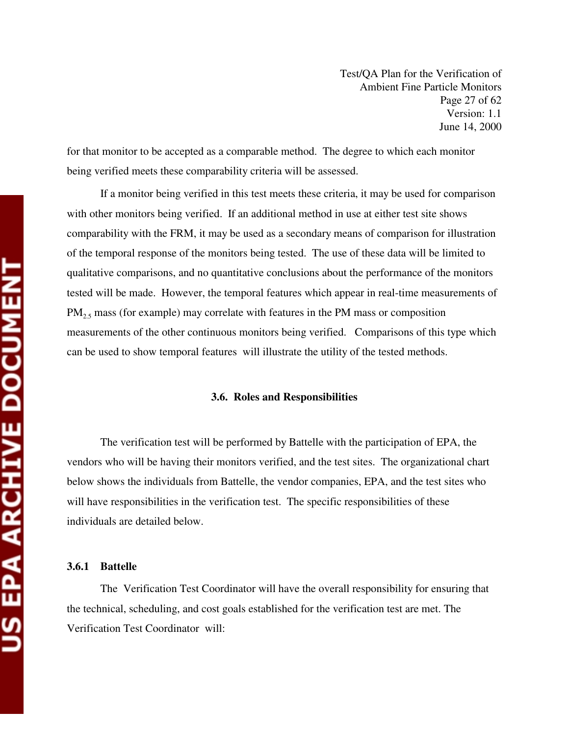for that monitor to be accepted as a comparable method. The degree to which each monitor being verified meets these comparability criteria will be assessed.

If a monitor being verified in this test meets these criteria, it may be used for comparison with other monitors being verified. If an additional method in use at either test site shows comparability with the FRM, it may be used as a secondary means of comparison for illustration of the temporal response of the monitors being tested. The use of these data will be limited to qualitative comparisons, and no quantitative conclusions about the performance of the monitors tested will be made. However, the temporal features which appear in real-time measurements of $PM_{2.5}$ mass (for example) may correlate with features in the PM mass or composition measurements of the other continuous monitors being verified. Comparisons of this type which can be used to show temporal features will illustrate the utility of the tested methods.

## 3.6. Roles and Responsibilities

The verification test will be performed by Battelle with the participation of EPA, the vendors who will be having their monitors verified, and the test sites. The organizational chart below shows the individuals from Battelle, the vendor companies, EPA, and the test sites who will have responsibilities in the verification test. The specific responsibilities of these individuals are detailed below.

### 3.6.1 Battelle

The Verification Test Coordinator will have the overall responsibility for ensuring that the technical, scheduling, and cost goals established for the verification test are met. The Verification Test Coordinator will: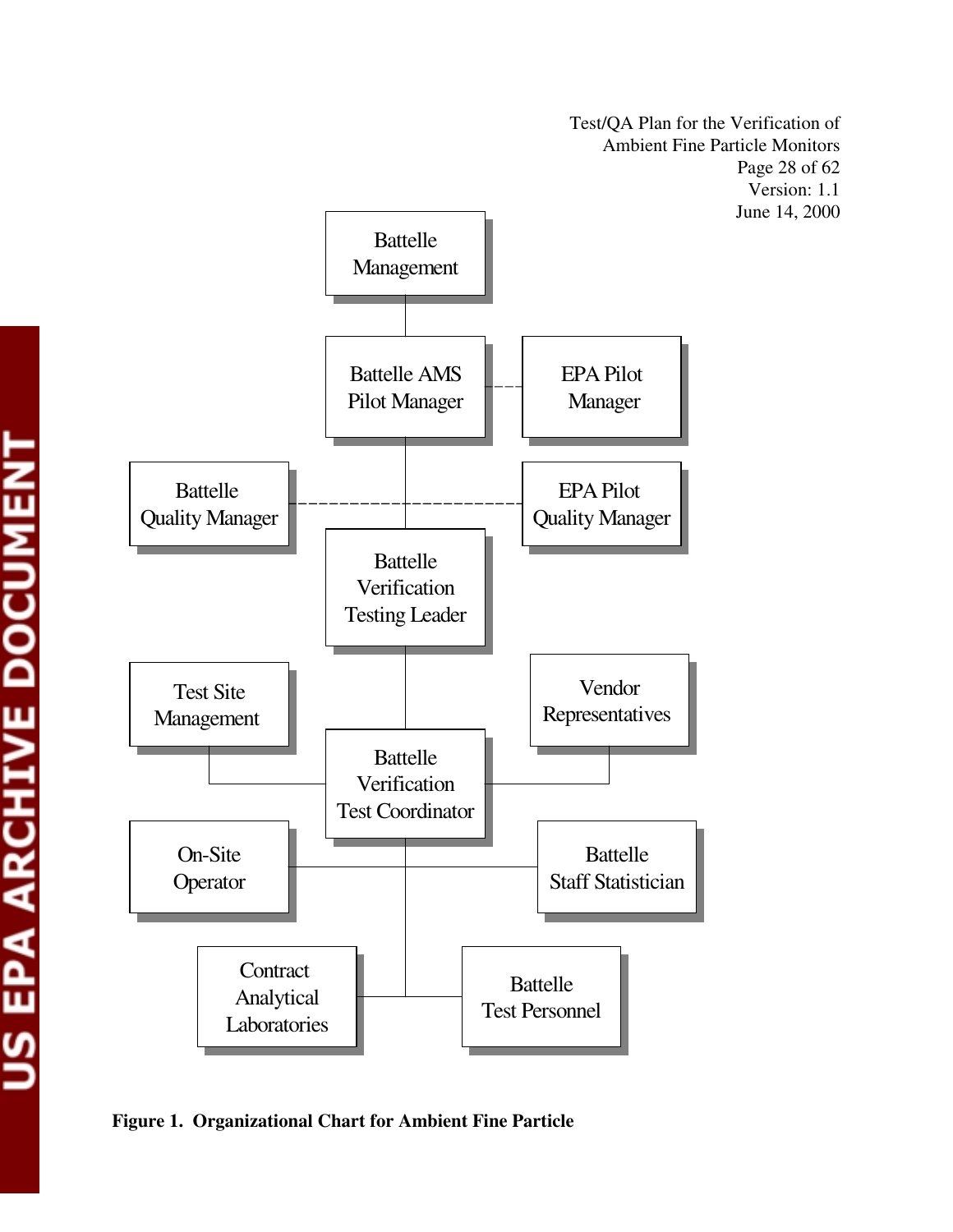Battelle Management

Battelle AMS Pilot Manager

EPA Pilot Manager

Battelle Quality Manager

EPA Pilot Quality Manager

Battelle Verification Testing Leader

Test Site Management

Vendor Representatives

Battelle Verification Test Coordinator

On-Site Operator

Battelle Staff Statistician

Contract Analytical Laboratories

Battelle Test Personnel

**Figure 1. Organizational Chart for Ambient Fine Particle**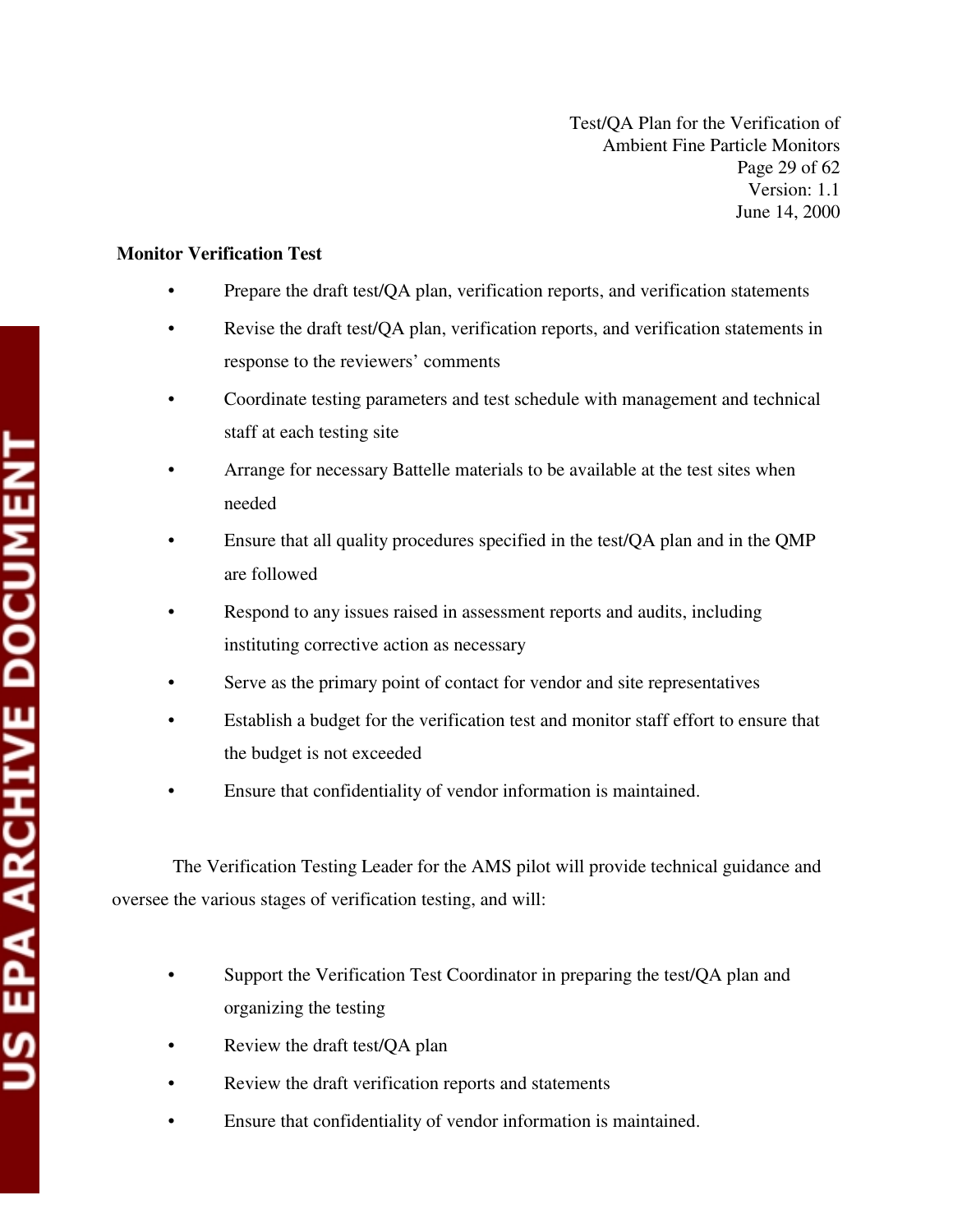**Monitor Verification Test**

- Prepare the draft test/QA plan, verification reports, and verification statements
- Revise the draft test/QA plan, verification reports, and verification statements in response to the reviewers' comments
- Coordinate testing parameters and test schedule with management and technical staff at each testing site
- Arrange for necessary Battelle materials to be available at the test sites when needed
- Ensure that all quality procedures specified in the test/QA plan and in the QMP are followed
- Respond to any issues raised in assessment reports and audits, including instituting corrective action as necessary
- Serve as the primary point of contact for vendor and site representatives
- Establish a budget for the verification test and monitor staff effort to ensure that the budget is not exceeded
- Ensure that confidentiality of vendor information is maintained.

The Verification Testing Leader for the AMS pilot will provide technical guidance and oversee the various stages of verification testing, and will:

- Support the Verification Test Coordinator in preparing the test/QA plan and organizing the testing
- Review the draft test/QA plan
- Review the draft verification reports and statements
- Ensure that confidentiality of vendor information is maintained.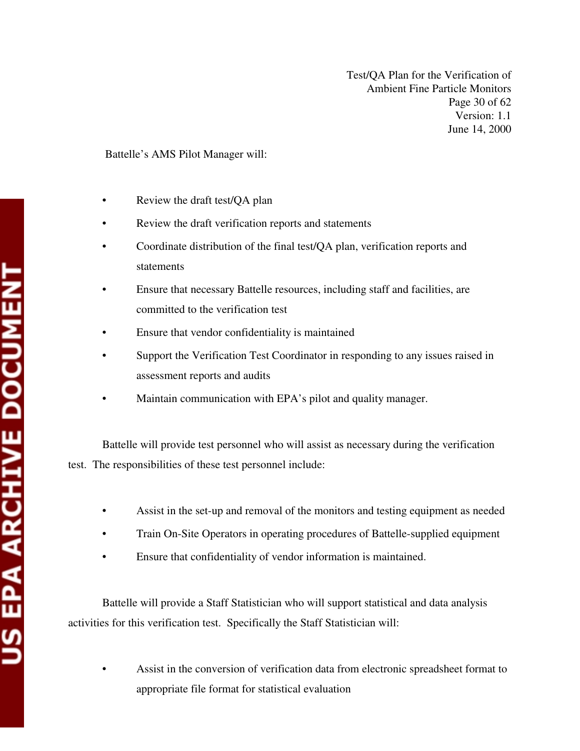Battelle's AMS Pilot Manager will:

- Review the draft test/QA plan
- Review the draft verification reports and statements
- Coordinate distribution of the final test/QA plan, verification reports and statements
- Ensure that necessary Battelle resources, including staff and facilities, are committed to the verification test
- Ensure that vendor confidentiality is maintained
- Support the Verification Test Coordinator in responding to any issues raised in assessment reports and audits
- Maintain communication with EPA's pilot and quality manager.

Battelle will provide test personnel who will assist as necessary during the verification test. The responsibilities of these test personnel include:

- Assist in the set-up and removal of the monitors and testing equipment as needed
- Train On-Site Operators in operating procedures of Battelle-supplied equipment
- Ensure that confidentiality of vendor information is maintained.

Battelle will provide a Staff Statistician who will support statistical and data analysis activities for this verification test. Specifically the Staff Statistician will:

- Assist in the conversion of verification data from electronic spreadsheet format to appropriate file format for statistical evaluation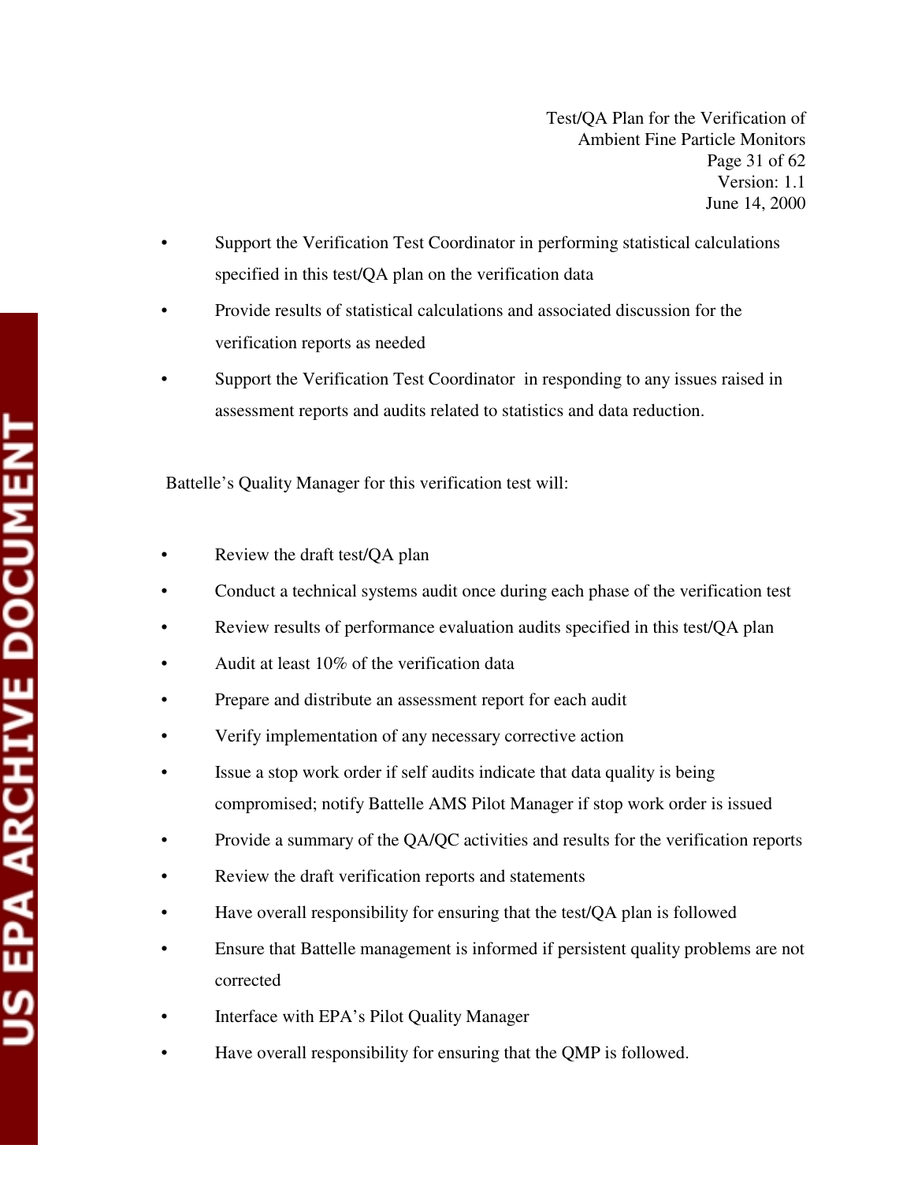- Support the Verification Test Coordinator in performing statistical calculations specified in this test/QA plan on the verification data
- Provide results of statistical calculations and associated discussion for the verification reports as needed
- Support the Verification Test Coordinator in responding to any issues raised in assessment reports and audits related to statistics and data reduction.

Battelle's Quality Manager for this verification test will:

- Review the draft test/QA plan
- Conduct a technical systems audit once during each phase of the verification test
- Review results of performance evaluation audits specified in this test/QA plan
- Audit at least 10% of the verification data
- Prepare and distribute an assessment report for each audit
- Verify implementation of any necessary corrective action
- Issue a stop work order if self audits indicate that data quality is being compromised; notify Battelle AMS Pilot Manager if stop work order is issued
- Provide a summary of the QA/QC activities and results for the verification reports
- Review the draft verification reports and statements
- Have overall responsibility for ensuring that the test/QA plan is followed
- Ensure that Battelle management is informed if persistent quality problems are not corrected
- Interface with EPA's Pilot Quality Manager
- Have overall responsibility for ensuring that the QMP is followed.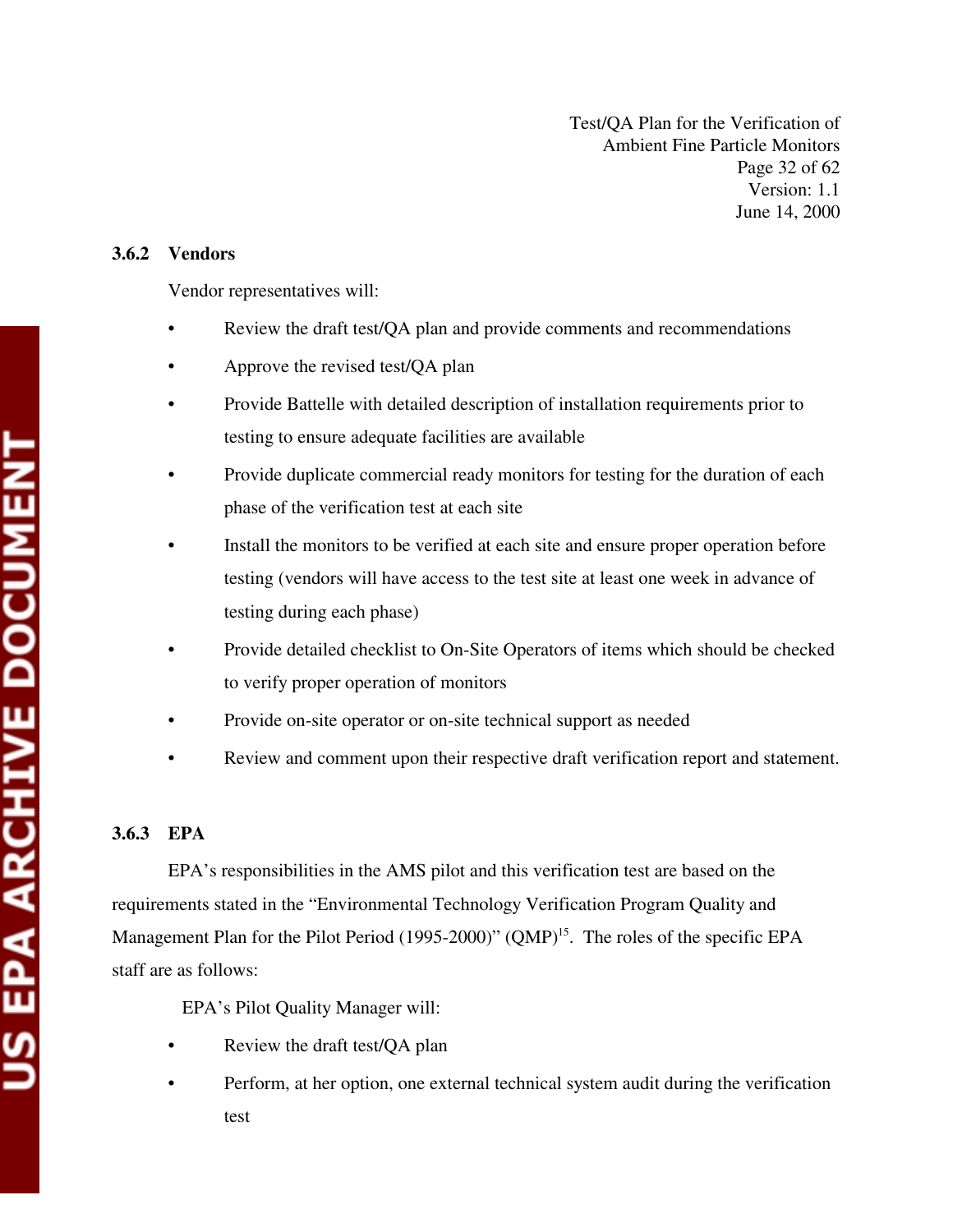### 3.6.2 Vendors

Vendor representatives will:

- Review the draft test/QA plan and provide comments and recommendations
- Approve the revised test/QA plan
- Provide Battelle with detailed description of installation requirements prior to testing to ensure adequate facilities are available
- Provide duplicate commercial ready monitors for testing for the duration of each phase of the verification test at each site
- Install the monitors to be verified at each site and ensure proper operation before testing (vendors will have access to the test site at least one week in advance of testing during each phase)
- Provide detailed checklist to On-Site Operators of items which should be checked to verify proper operation of monitors
- Provide on-site operator or on-site technical support as needed
- Review and comment upon their respective draft verification report and statement.

### 3.6.3 EPA

EPA's responsibilities in the AMS pilot and this verification test are based on the requirements stated in the "Environmental Technology Verification Program Quality and Management Plan for the Pilot Period (1995-2000)" (QMP)[15]. The roles of the specific EPA staff are as follows:

EPA's Pilot Quality Manager will:

- Review the draft test/QA plan
- Perform, at her option, one external technical system audit during the verification test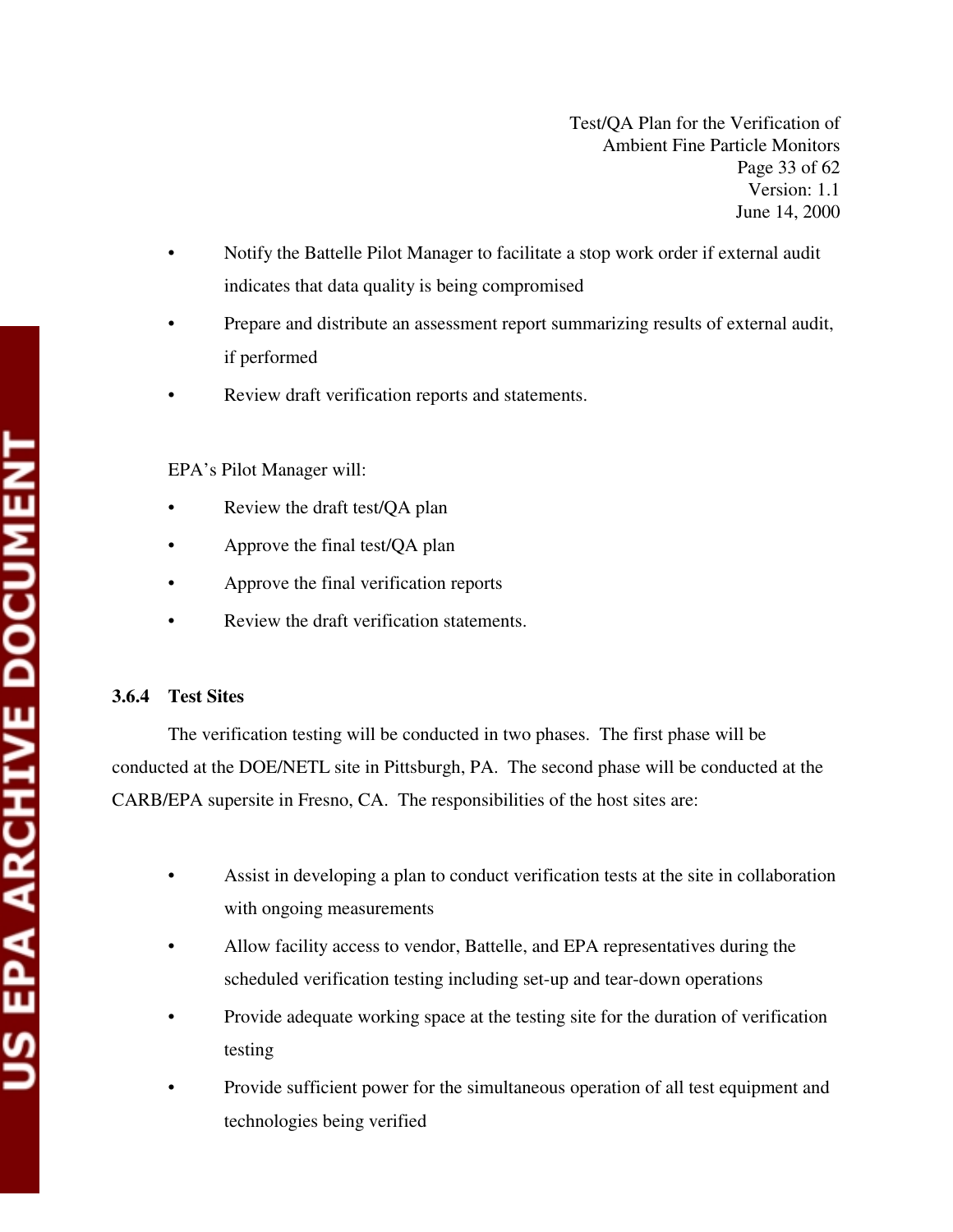- Notify the Battelle Pilot Manager to facilitate a stop work order if external audit indicates that data quality is being compromised
- Prepare and distribute an assessment report summarizing results of external audit, if performed
- Review draft verification reports and statements.

EPA's Pilot Manager will:

- Review the draft test/QA plan
- Approve the final test/QA plan
- Approve the final verification reports
- Review the draft verification statements.

#### 3.6.4 Test Sites

The verification testing will be conducted in two phases. The first phase will be conducted at the DOE/NETL site in Pittsburgh, PA. The second phase will be conducted at the CARB/EPA supersite in Fresno, CA. The responsibilities of the host sites are:

- Assist in developing a plan to conduct verification tests at the site in collaboration with ongoing measurements
- Allow facility access to vendor, Battelle, and EPA representatives during the scheduled verification testing including set-up and tear-down operations
- Provide adequate working space at the testing site for the duration of verification testing
- Provide sufficient power for the simultaneous operation of all test equipment and technologies being verified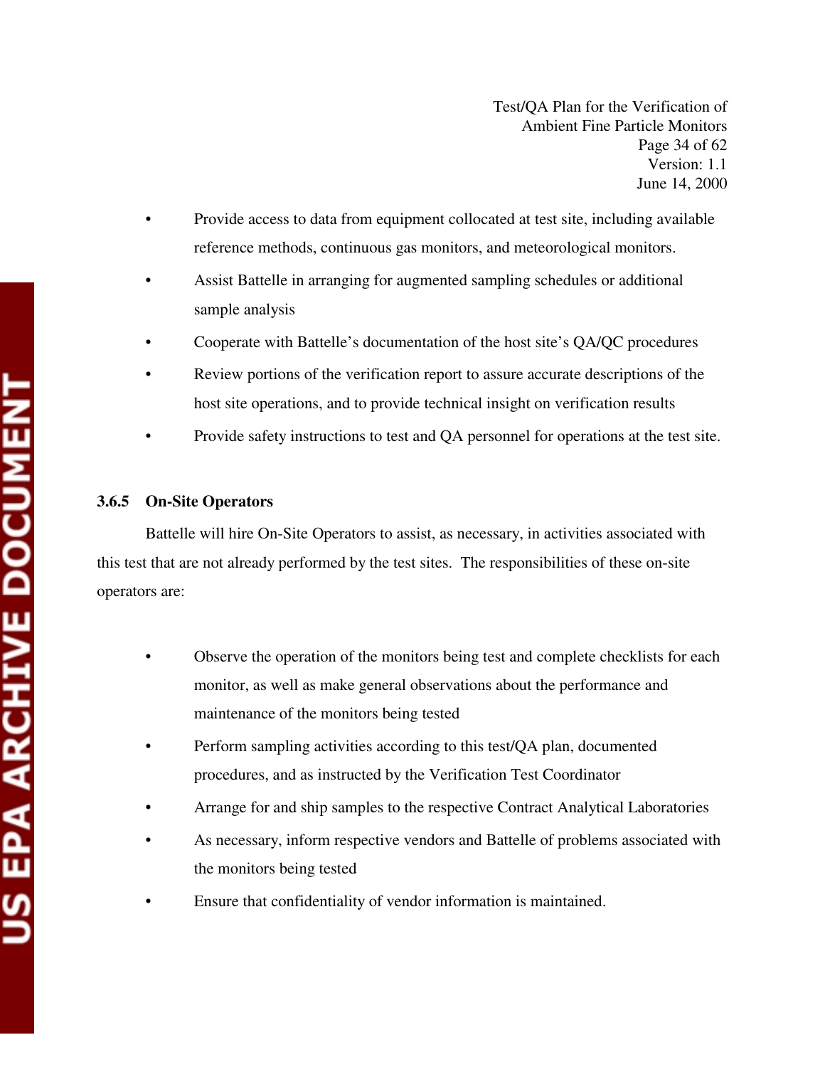- Provide access to data from equipment collocated at test site, including available reference methods, continuous gas monitors, and meteorological monitors.
- Assist Battelle in arranging for augmented sampling schedules or additional sample analysis
- Cooperate with Battelle's documentation of the host site's QA/QC procedures
- Review portions of the verification report to assure accurate descriptions of the host site operations, and to provide technical insight on verification results
- Provide safety instructions to test and QA personnel for operations at the test site.

### 3.6.5 On-Site Operators

Battelle will hire On-Site Operators to assist, as necessary, in activities associated with this test that are not already performed by the test sites. The responsibilities of these on-site operators are:

- Observe the operation of the monitors being test and complete checklists for each monitor, as well as make general observations about the performance and maintenance of the monitors being tested
- Perform sampling activities according to this test/QA plan, documented procedures, and as instructed by the Verification Test Coordinator
- Arrange for and ship samples to the respective Contract Analytical Laboratories
- As necessary, inform respective vendors and Battelle of problems associated with the monitors being tested
- Ensure that confidentiality of vendor information is maintained.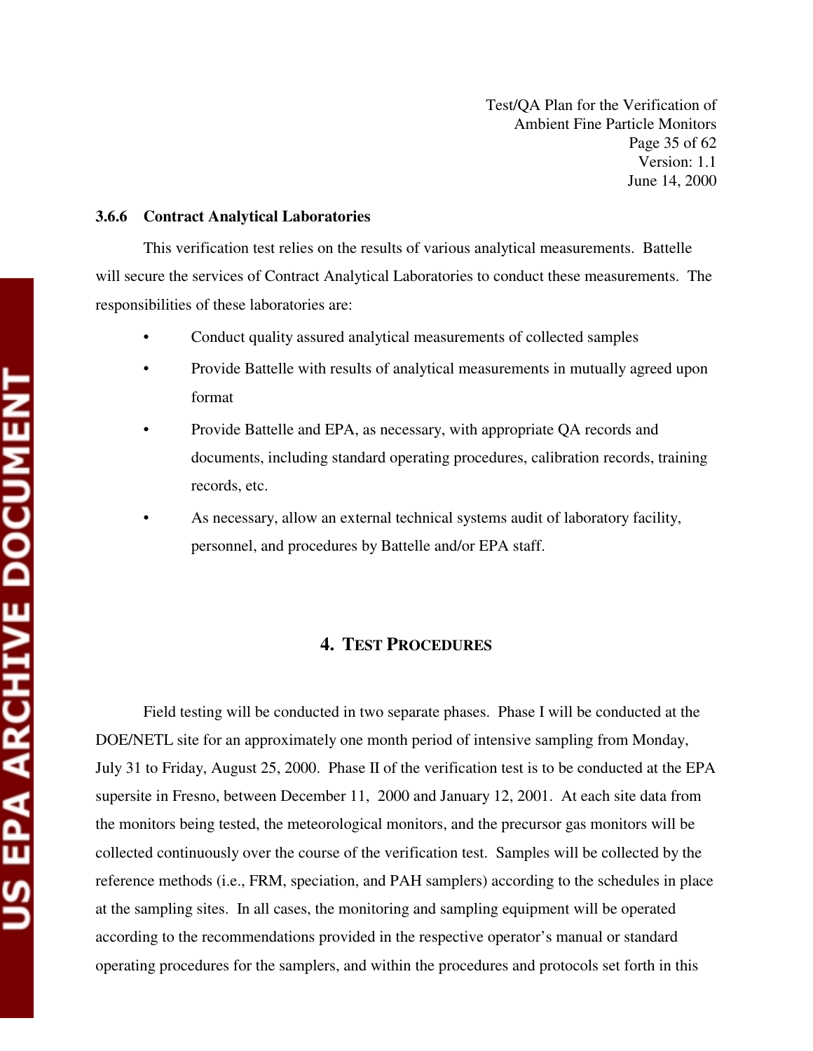### 3.6.6 Contract Analytical Laboratories

This verification test relies on the results of various analytical measurements. Battelle will secure the services of Contract Analytical Laboratories to conduct these measurements. The responsibilities of these laboratories are:

- Conduct quality assured analytical measurements of collected samples
- Provide Battelle with results of analytical measurements in mutually agreed upon format
- Provide Battelle and EPA, as necessary, with appropriate QA records and documents, including standard operating procedures, calibration records, training records, etc.
- As necessary, allow an external technical systems audit of laboratory facility, personnel, and procedures by Battelle and/or EPA staff.

## 4. TEST PROCEDURES

Field testing will be conducted in two separate phases. Phase I will be conducted at the DOE/NETL site for an approximately one month period of intensive sampling from Monday, July 31 to Friday, August 25, 2000. Phase II of the verification test is to be conducted at the EPA supersite in Fresno, between December 11, 2000 and January 12, 2001. At each site data from the monitors being tested, the meteorological monitors, and the precursor gas monitors will be collected continuously over the course of the verification test. Samples will be collected by the reference methods (i.e., FRM, speciation, and PAH samplers) according to the schedules in place at the sampling sites. In all cases, the monitoring and sampling equipment will be operated according to the recommendations provided in the respective operator's manual or standard operating procedures for the samplers, and within the procedures and protocols set forth in this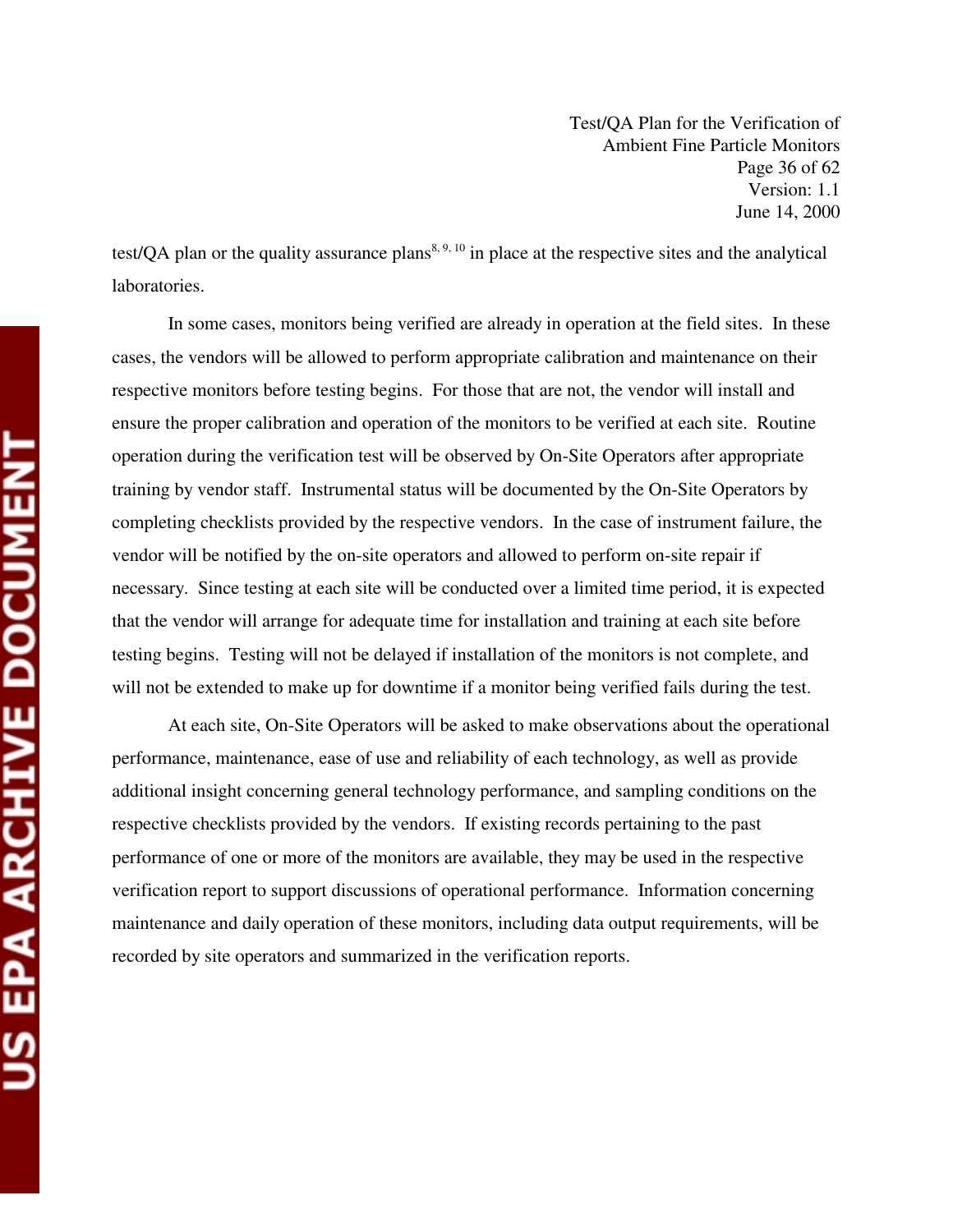test/QA plan or the quality assurance plans[8, 9, 10] in place at the respective sites and the analytical laboratories.

In some cases, monitors being verified are already in operation at the field sites. In these cases, the vendors will be allowed to perform appropriate calibration and maintenance on their respective monitors before testing begins. For those that are not, the vendor will install and ensure the proper calibration and operation of the monitors to be verified at each site. Routine operation during the verification test will be observed by On-Site Operators after appropriate training by vendor staff. Instrumental status will be documented by the On-Site Operators by completing checklists provided by the respective vendors. In the case of instrument failure, the vendor will be notified by the on-site operators and allowed to perform on-site repair if necessary. Since testing at each site will be conducted over a limited time period, it is expected that the vendor will arrange for adequate time for installation and training at each site before testing begins. Testing will not be delayed if installation of the monitors is not complete, and will not be extended to make up for downtime if a monitor being verified fails during the test.

At each site, On-Site Operators will be asked to make observations about the operational performance, maintenance, ease of use and reliability of each technology, as well as provide additional insight concerning general technology performance, and sampling conditions on the respective checklists provided by the vendors. If existing records pertaining to the past performance of one or more of the monitors are available, they may be used in the respective verification report to support discussions of operational performance. Information concerning maintenance and daily operation of these monitors, including data output requirements, will be recorded by site operators and summarized in the verification reports.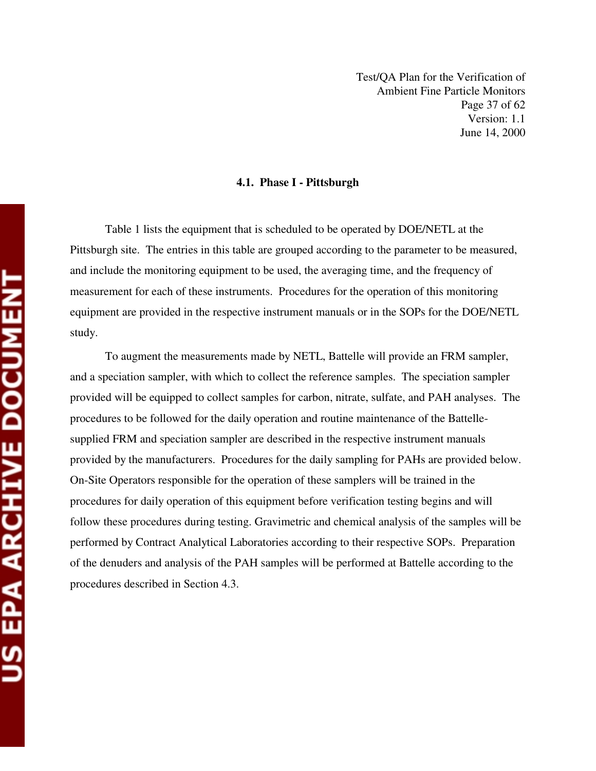### 4.1. Phase I - Pittsburgh

Table 1 lists the equipment that is scheduled to be operated by DOE/NETL at the Pittsburgh site. The entries in this table are grouped according to the parameter to be measured, and include the monitoring equipment to be used, the averaging time, and the frequency of measurement for each of these instruments. Procedures for the operation of this monitoring equipment are provided in the respective instrument manuals or in the SOPs for the DOE/NETL study.

To augment the measurements made by NETL, Battelle will provide an FRM sampler, and a speciation sampler, with which to collect the reference samples. The speciation sampler provided will be equipped to collect samples for carbon, nitrate, sulfate, and PAH analyses. The procedures to be followed for the daily operation and routine maintenance of the Battelle-supplied FRM and speciation sampler are described in the respective instrument manuals provided by the manufacturers. Procedures for the daily sampling for PAHs are provided below. On-Site Operators responsible for the operation of these samplers will be trained in the procedures for daily operation of this equipment before verification testing begins and will follow these procedures during testing. Gravimetric and chemical analysis of the samples will be performed by Contract Analytical Laboratories according to their respective SOPs. Preparation of the denuders and analysis of the PAH samples will be performed at Battelle according to the procedures described in Section 4.3.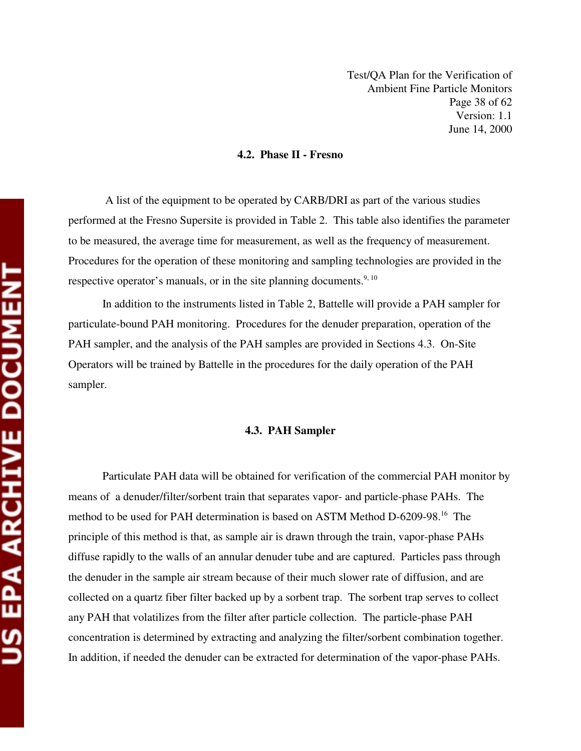### 4.2. Phase II - Fresno

A list of the equipment to be operated by CARB/DRI as part of the various studies performed at the Fresno Supersite is provided in Table 2. This table also identifies the parameter to be measured, the average time for measurement, as well as the frequency of measurement. Procedures for the operation of these monitoring and sampling technologies are provided in the respective operator's manuals, or in the site planning documents.[9, 10]

In addition to the instruments listed in Table 2, Battelle will provide a PAH sampler for particulate-bound PAH monitoring. Procedures for the denuder preparation, operation of the PAH sampler, and the analysis of the PAH samples are provided in Sections 4.3. On-Site Operators will be trained by Battelle in the procedures for the daily operation of the PAH sampler.

### 4.3. PAH Sampler

Particulate PAH data will be obtained for verification of the commercial PAH monitor by means of a denuder/filter/sorbent train that separates vapor- and particle-phase PAHs. The method to be used for PAH determination is based on ASTM Method D-6209-98.[16] The principle of this method is that, as sample air is drawn through the train, vapor-phase PAHs diffuse rapidly to the walls of an annular denuder tube and are captured. Particles pass through the denuder in the sample air stream because of their much slower rate of diffusion, and are collected on a quartz fiber filter backed up by a sorbent trap. The sorbent trap serves to collect any PAH that volatilizes from the filter after particle collection. The particle-phase PAH concentration is determined by extracting and analyzing the filter/sorbent combination together. In addition, if needed the denuder can be extracted for determination of the vapor-phase PAHs.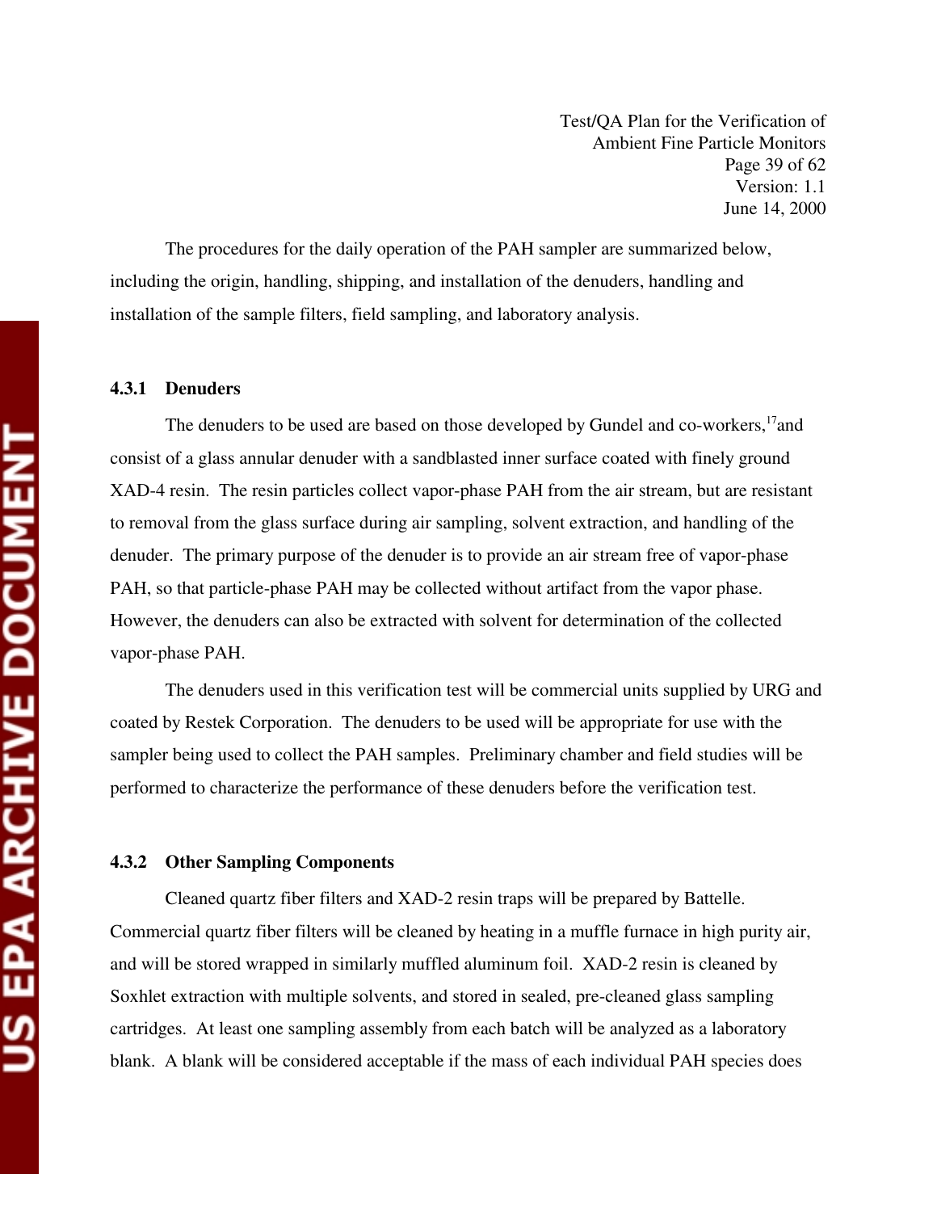The procedures for the daily operation of the PAH sampler are summarized below, including the origin, handling, shipping, and installation of the denuders, handling and installation of the sample filters, field sampling, and laboratory analysis.

### 4.3.1 Denuders

The denuders to be used are based on those developed by Gundel and co-workers,[17]and consist of a glass annular denuder with a sandblasted inner surface coated with finely ground XAD-4 resin. The resin particles collect vapor-phase PAH from the air stream, but are resistant to removal from the glass surface during air sampling, solvent extraction, and handling of the denuder. The primary purpose of the denuder is to provide an air stream free of vapor-phase PAH, so that particle-phase PAH may be collected without artifact from the vapor phase. However, the denuders can also be extracted with solvent for determination of the collected vapor-phase PAH.

The denuders used in this verification test will be commercial units supplied by URG and coated by Restek Corporation. The denuders to be used will be appropriate for use with the sampler being used to collect the PAH samples. Preliminary chamber and field studies will be performed to characterize the performance of these denuders before the verification test.

### 4.3.2 Other Sampling Components

Cleaned quartz fiber filters and XAD-2 resin traps will be prepared by Battelle. Commercial quartz fiber filters will be cleaned by heating in a muffle furnace in high purity air, and will be stored wrapped in similarly muffled aluminum foil. XAD-2 resin is cleaned by Soxhlet extraction with multiple solvents, and stored in sealed, pre-cleaned glass sampling cartridges. At least one sampling assembly from each batch will be analyzed as a laboratory blank. A blank will be considered acceptable if the mass of each individual PAH species does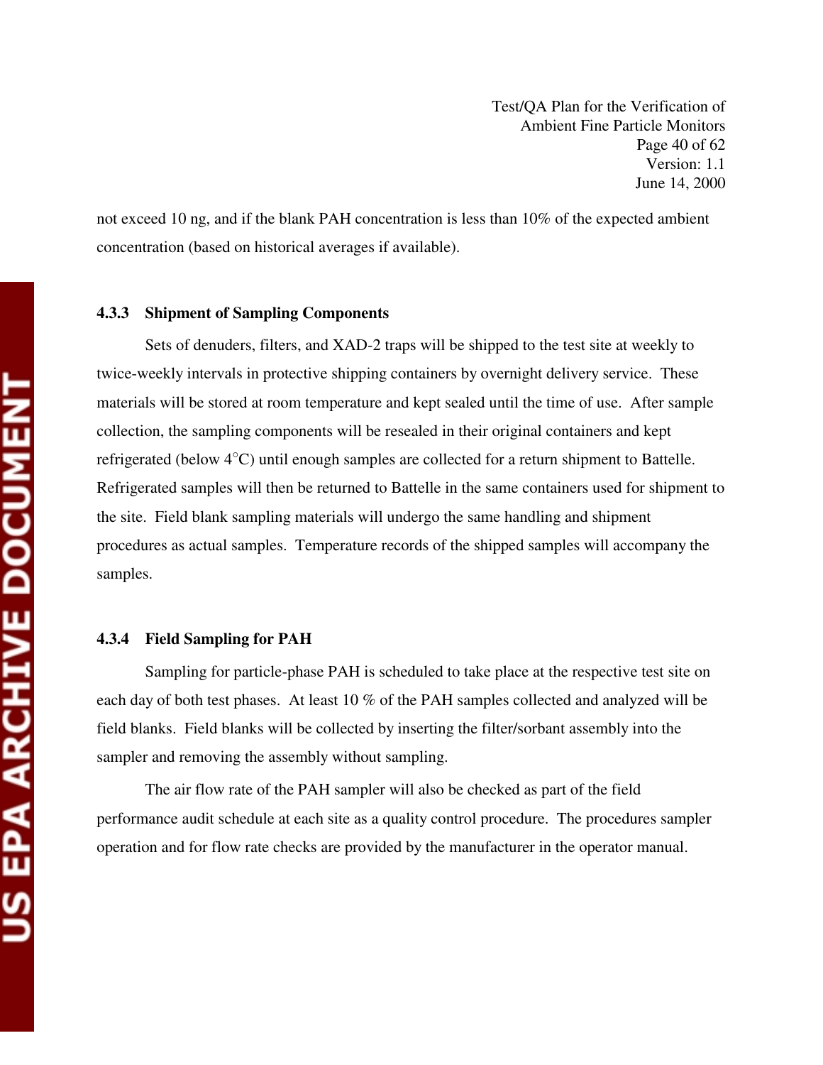not exceed 10 ng, and if the blank PAH concentration is less than 10% of the expected ambient concentration (based on historical averages if available).

### 4.3.3 Shipment of Sampling Components

Sets of denuders, filters, and XAD-2 traps will be shipped to the test site at weekly to twice-weekly intervals in protective shipping containers by overnight delivery service. These materials will be stored at room temperature and kept sealed until the time of use. After sample collection, the sampling components will be resealed in their original containers and kept refrigerated (below 4°C) until enough samples are collected for a return shipment to Battelle. Refrigerated samples will then be returned to Battelle in the same containers used for shipment to the site. Field blank sampling materials will undergo the same handling and shipment procedures as actual samples. Temperature records of the shipped samples will accompany the samples.

### 4.3.4 Field Sampling for PAH

Sampling for particle-phase PAH is scheduled to take place at the respective test site on each day of both test phases. At least 10 % of the PAH samples collected and analyzed will be field blanks. Field blanks will be collected by inserting the filter/sorbant assembly into the sampler and removing the assembly without sampling.

The air flow rate of the PAH sampler will also be checked as part of the field performance audit schedule at each site as a quality control procedure. The procedures sampler operation and for flow rate checks are provided by the manufacturer in the operator manual.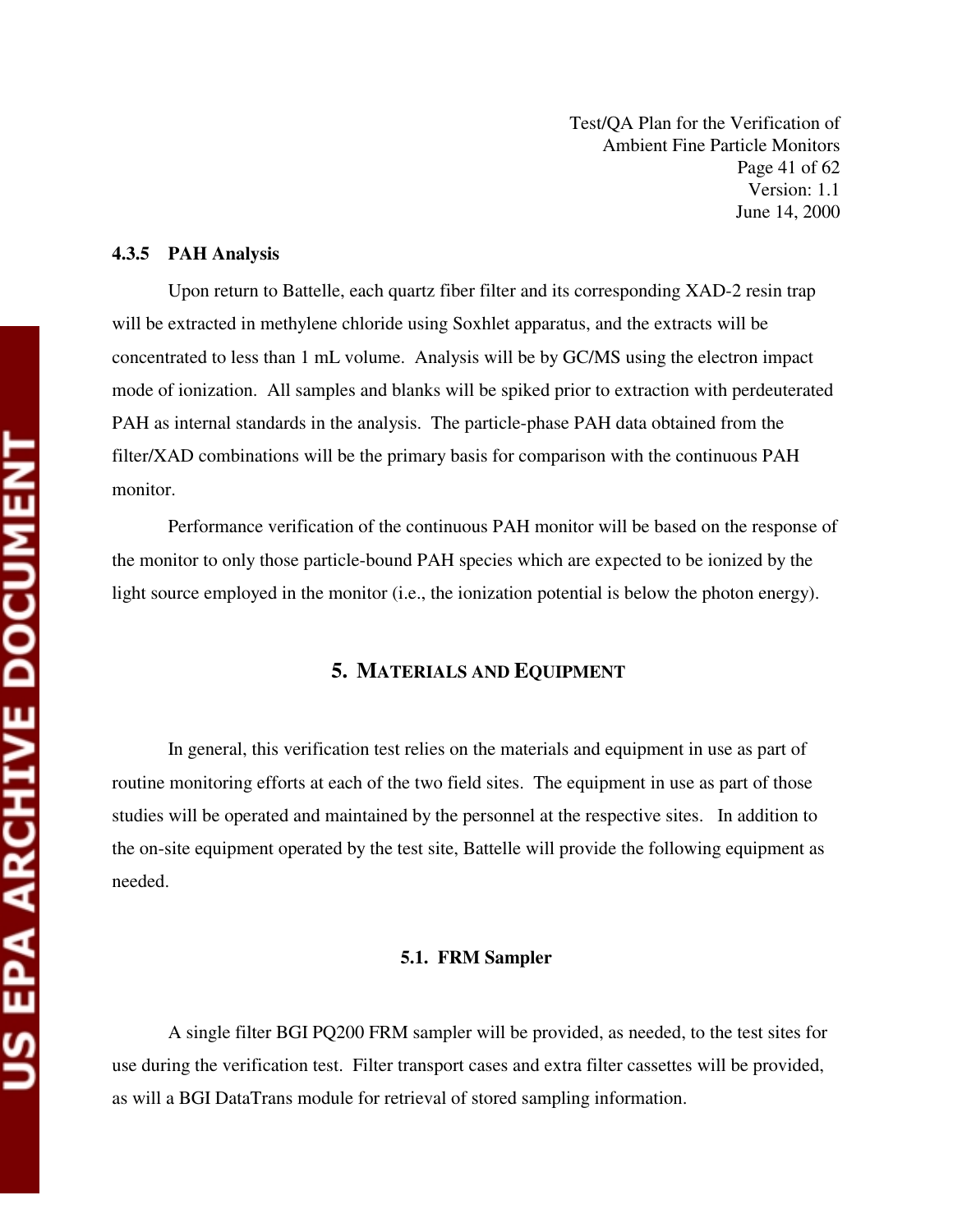#### 4.3.5 PAH Analysis

Upon return to Battelle, each quartz fiber filter and its corresponding XAD-2 resin trap will be extracted in methylene chloride using Soxhlet apparatus, and the extracts will be concentrated to less than 1 mL volume. Analysis will be by GC/MS using the electron impact mode of ionization. All samples and blanks will be spiked prior to extraction with perdeuterated PAH as internal standards in the analysis. The particle-phase PAH data obtained from the filter/XAD combinations will be the primary basis for comparison with the continuous PAH monitor.

Performance verification of the continuous PAH monitor will be based on the response of the monitor to only those particle-bound PAH species which are expected to be ionized by the light source employed in the monitor (i.e., the ionization potential is below the photon energy).

## 5. Materials and Equipment

In general, this verification test relies on the materials and equipment in use as part of routine monitoring efforts at each of the two field sites. The equipment in use as part of those studies will be operated and maintained by the personnel at the respective sites. In addition to the on-site equipment operated by the test site, Battelle will provide the following equipment as needed.

### 5.1. FRM Sampler

A single filter BGI PQ200 FRM sampler will be provided, as needed, to the test sites for use during the verification test. Filter transport cases and extra filter cassettes will be provided, as will a BGI DataTrans module for retrieval of stored sampling information.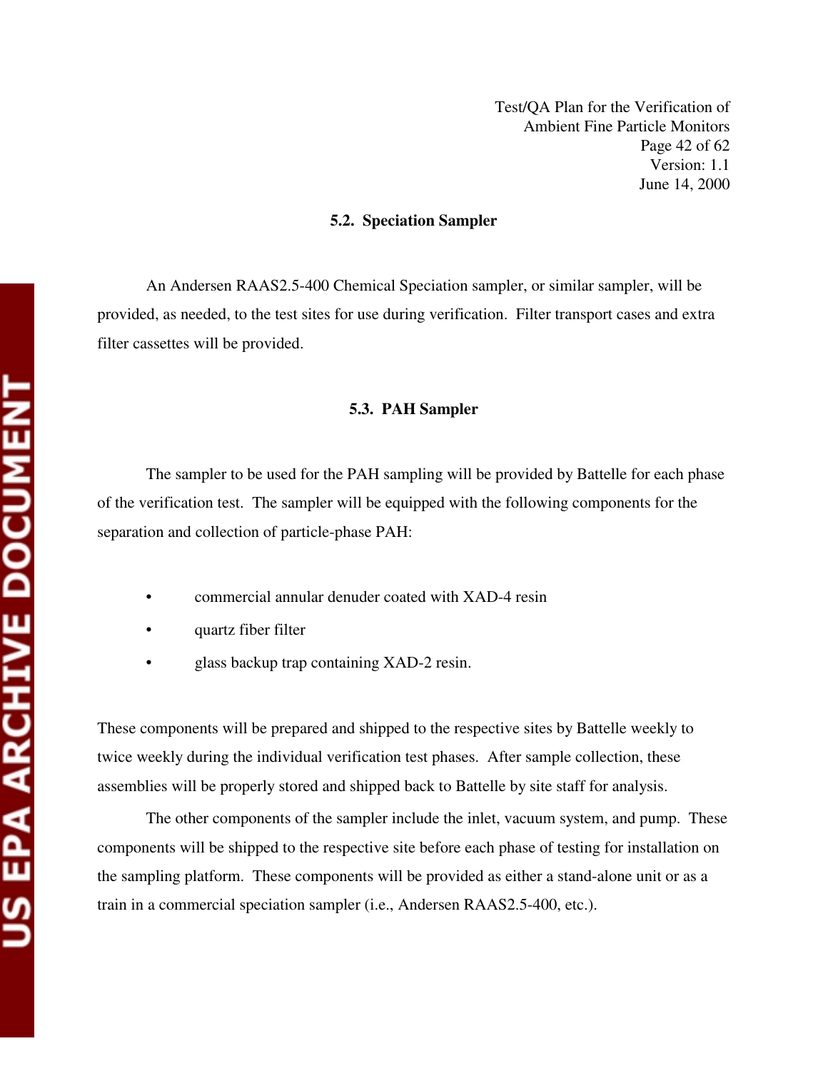### 5.2. Speciation Sampler

An Andersen RAAS2.5-400 Chemical Speciation sampler, or similar sampler, will be provided, as needed, to the test sites for use during verification. Filter transport cases and extra filter cassettes will be provided.

### 5.3. PAH Sampler

The sampler to be used for the PAH sampling will be provided by Battelle for each phase of the verification test. The sampler will be equipped with the following components for the separation and collection of particle-phase PAH:

- commercial annular denuder coated with XAD-4 resin
- quartz fiber filter
- glass backup trap containing XAD-2 resin.

These components will be prepared and shipped to the respective sites by Battelle weekly to twice weekly during the individual verification test phases. After sample collection, these assemblies will be properly stored and shipped back to Battelle by site staff for analysis.

The other components of the sampler include the inlet, vacuum system, and pump. These components will be shipped to the respective site before each phase of testing for installation on the sampling platform. These components will be provided as either a stand-alone unit or as a train in a commercial speciation sampler (i.e., Andersen RAAS2.5-400, etc.).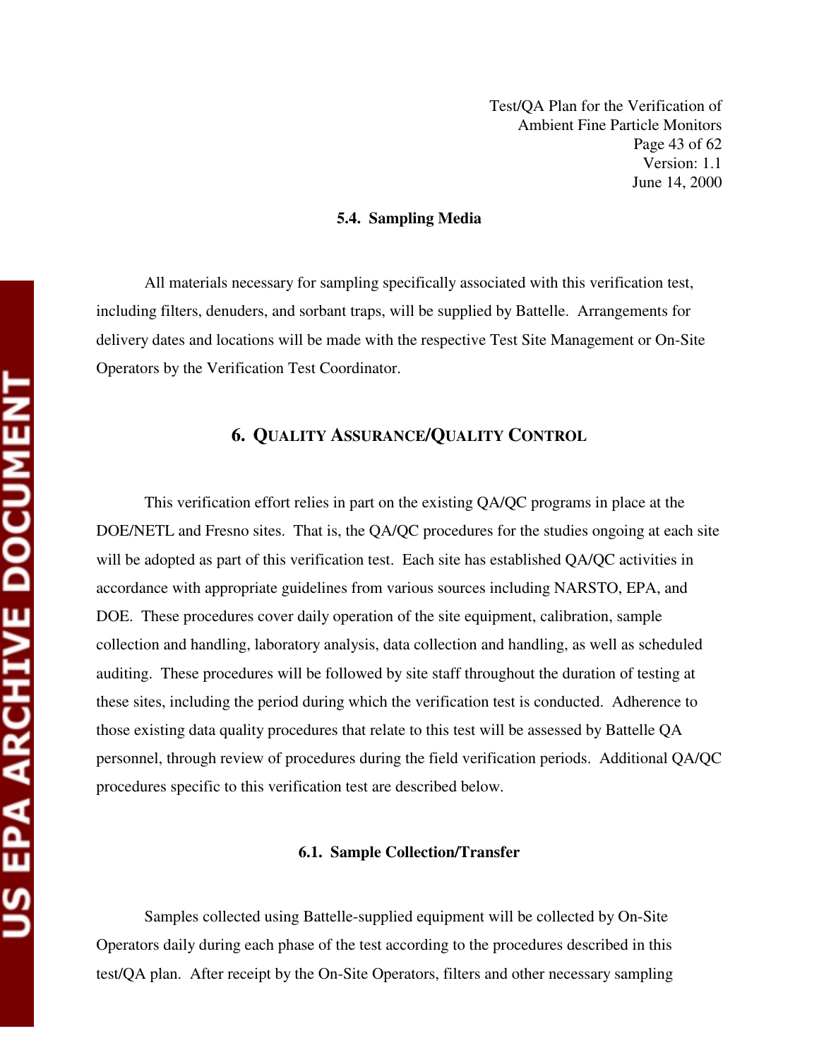### 5.4. Sampling Media

All materials necessary for sampling specifically associated with this verification test, including filters, denuders, and sorbant traps, will be supplied by Battelle. Arrangements for delivery dates and locations will be made with the respective Test Site Management or On-Site Operators by the Verification Test Coordinator.

## 6. Quality Assurance/Quality Control

This verification effort relies in part on the existing QA/QC programs in place at the DOE/NETL and Fresno sites. That is, the QA/QC procedures for the studies ongoing at each site will be adopted as part of this verification test. Each site has established QA/QC activities in accordance with appropriate guidelines from various sources including NARSTO, EPA, and DOE. These procedures cover daily operation of the site equipment, calibration, sample collection and handling, laboratory analysis, data collection and handling, as well as scheduled auditing. These procedures will be followed by site staff throughout the duration of testing at these sites, including the period during which the verification test is conducted. Adherence to those existing data quality procedures that relate to this test will be assessed by Battelle QA personnel, through review of procedures during the field verification periods. Additional QA/QC procedures specific to this verification test are described below.

### 6.1. Sample Collection/Transfer

Samples collected using Battelle-supplied equipment will be collected by On-Site Operators daily during each phase of the test according to the procedures described in this test/QA plan. After receipt by the On-Site Operators, filters and other necessary sampling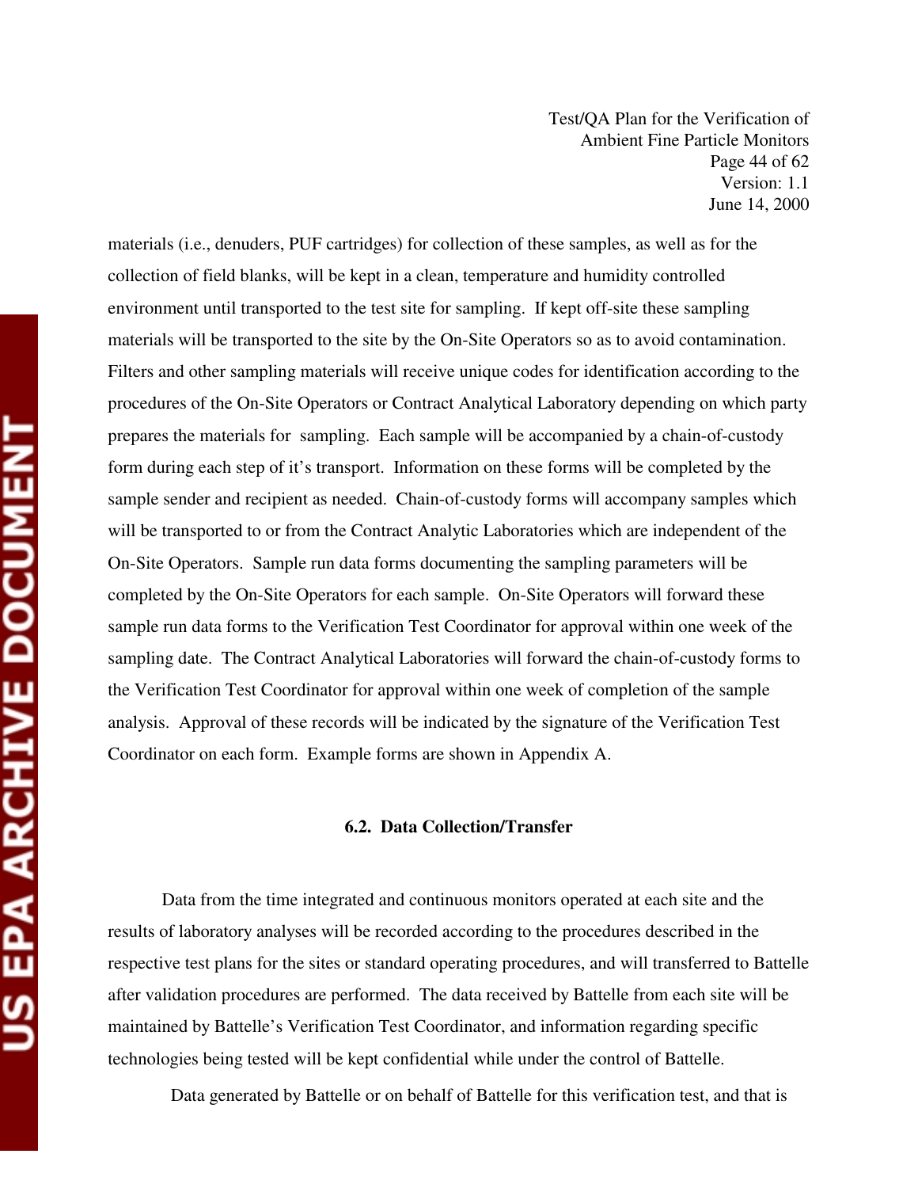materials (i.e., denuders, PUF cartridges) for collection of these samples, as well as for the collection of field blanks, will be kept in a clean, temperature and humidity controlled environment until transported to the test site for sampling. If kept off-site these sampling materials will be transported to the site by the On-Site Operators so as to avoid contamination. Filters and other sampling materials will receive unique codes for identification according to the procedures of the On-Site Operators or Contract Analytical Laboratory depending on which party prepares the materials for sampling. Each sample will be accompanied by a chain-of-custody form during each step of it's transport. Information on these forms will be completed by the sample sender and recipient as needed. Chain-of-custody forms will accompany samples which will be transported to or from the Contract Analytic Laboratories which are independent of the On-Site Operators. Sample run data forms documenting the sampling parameters will be completed by the On-Site Operators for each sample. On-Site Operators will forward these sample run data forms to the Verification Test Coordinator for approval within one week of the sampling date. The Contract Analytical Laboratories will forward the chain-of-custody forms to the Verification Test Coordinator for approval within one week of completion of the sample analysis. Approval of these records will be indicated by the signature of the Verification Test Coordinator on each form. Example forms are shown in Appendix A.

### 6.2. Data Collection/Transfer

Data from the time integrated and continuous monitors operated at each site and the results of laboratory analyses will be recorded according to the procedures described in the respective test plans for the sites or standard operating procedures, and will transferred to Battelle after validation procedures are performed. The data received by Battelle from each site will be maintained by Battelle's Verification Test Coordinator, and information regarding specific technologies being tested will be kept confidential while under the control of Battelle.

Data generated by Battelle or on behalf of Battelle for this verification test, and that is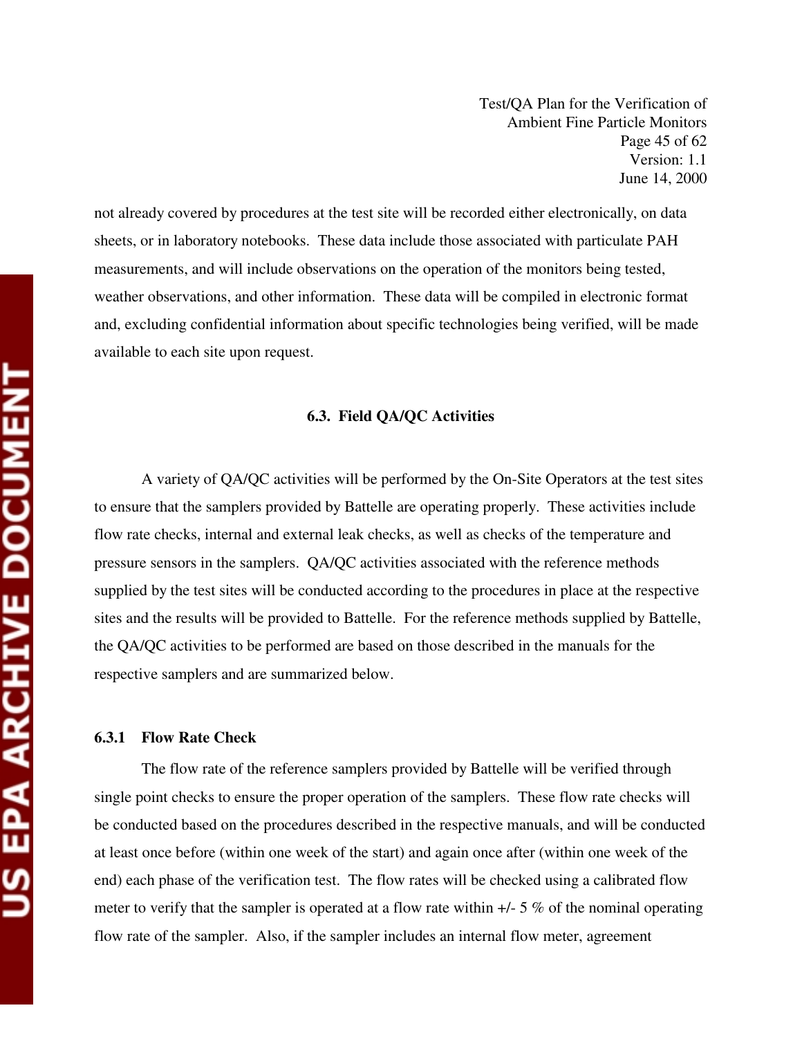not already covered by procedures at the test site will be recorded either electronically, on data sheets, or in laboratory notebooks. These data include those associated with particulate PAH measurements, and will include observations on the operation of the monitors being tested, weather observations, and other information. These data will be compiled in electronic format and, excluding confidential information about specific technologies being verified, will be made available to each site upon request.

## 6.3. Field QA/QC Activities

A variety of QA/QC activities will be performed by the On-Site Operators at the test sites to ensure that the samplers provided by Battelle are operating properly. These activities include flow rate checks, internal and external leak checks, as well as checks of the temperature and pressure sensors in the samplers. QA/QC activities associated with the reference methods supplied by the test sites will be conducted according to the procedures in place at the respective sites and the results will be provided to Battelle. For the reference methods supplied by Battelle, the QA/QC activities to be performed are based on those described in the manuals for the respective samplers and are summarized below.

### 6.3.1 Flow Rate Check

The flow rate of the reference samplers provided by Battelle will be verified through single point checks to ensure the proper operation of the samplers. These flow rate checks will be conducted based on the procedures described in the respective manuals, and will be conducted at least once before (within one week of the start) and again once after (within one week of the end) each phase of the verification test. The flow rates will be checked using a calibrated flow meter to verify that the sampler is operated at a flow rate within +/- 5 % of the nominal operating flow rate of the sampler. Also, if the sampler includes an internal flow meter, agreement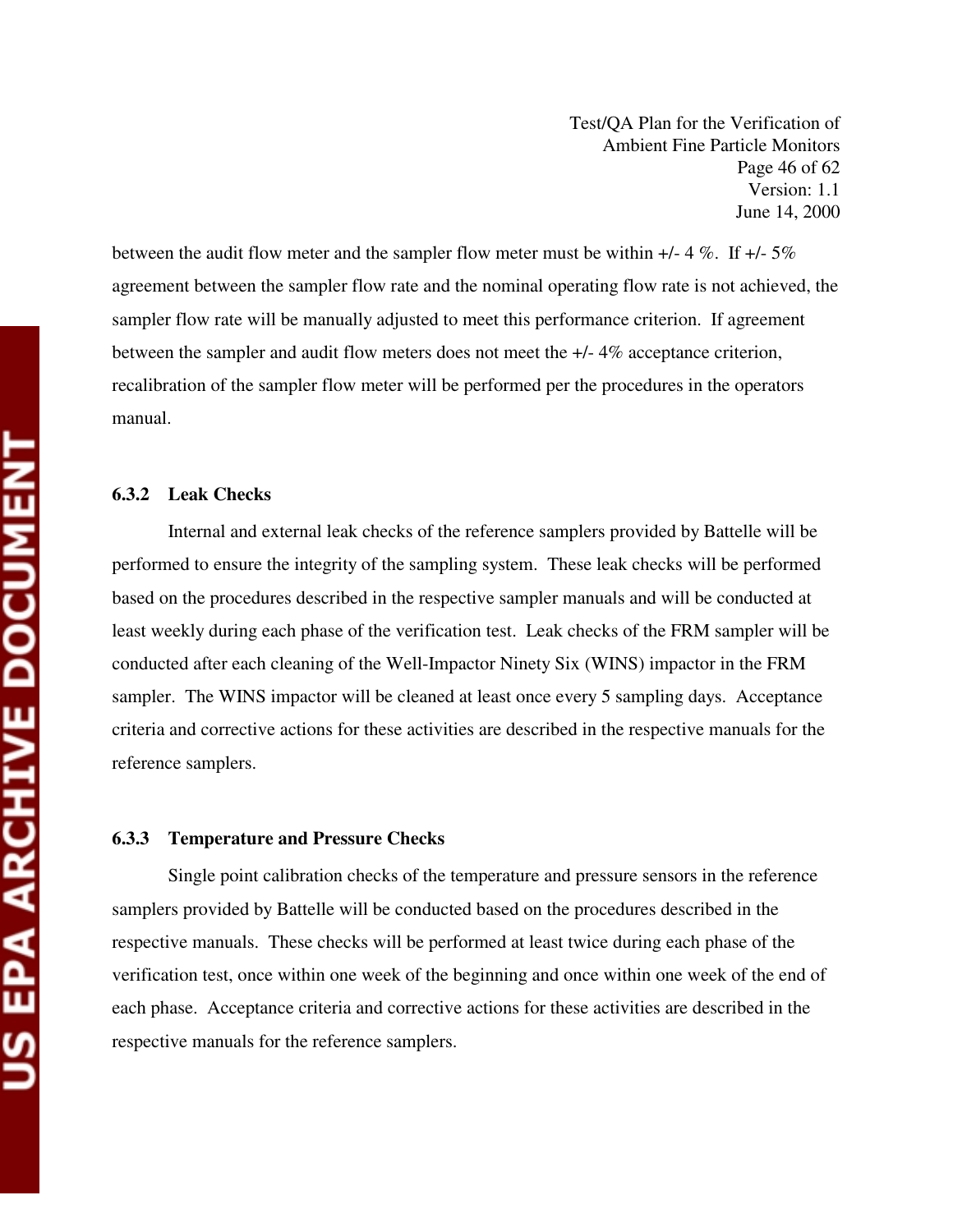between the audit flow meter and the sampler flow meter must be within +/- 4 %. If +/- 5% agreement between the sampler flow rate and the nominal operating flow rate is not achieved, the sampler flow rate will be manually adjusted to meet this performance criterion. If agreement between the sampler and audit flow meters does not meet the +/- 4% acceptance criterion, recalibration of the sampler flow meter will be performed per the procedures in the operators manual.

### 6.3.2 Leak Checks

Internal and external leak checks of the reference samplers provided by Battelle will be performed to ensure the integrity of the sampling system. These leak checks will be performed based on the procedures described in the respective sampler manuals and will be conducted at least weekly during each phase of the verification test. Leak checks of the FRM sampler will be conducted after each cleaning of the Well-Impactor Ninety Six (WINS) impactor in the FRM sampler. The WINS impactor will be cleaned at least once every 5 sampling days. Acceptance criteria and corrective actions for these activities are described in the respective manuals for the reference samplers.

### 6.3.3 Temperature and Pressure Checks

Single point calibration checks of the temperature and pressure sensors in the reference samplers provided by Battelle will be conducted based on the procedures described in the respective manuals. These checks will be performed at least twice during each phase of the verification test, once within one week of the beginning and once within one week of the end of each phase. Acceptance criteria and corrective actions for these activities are described in the respective manuals for the reference samplers.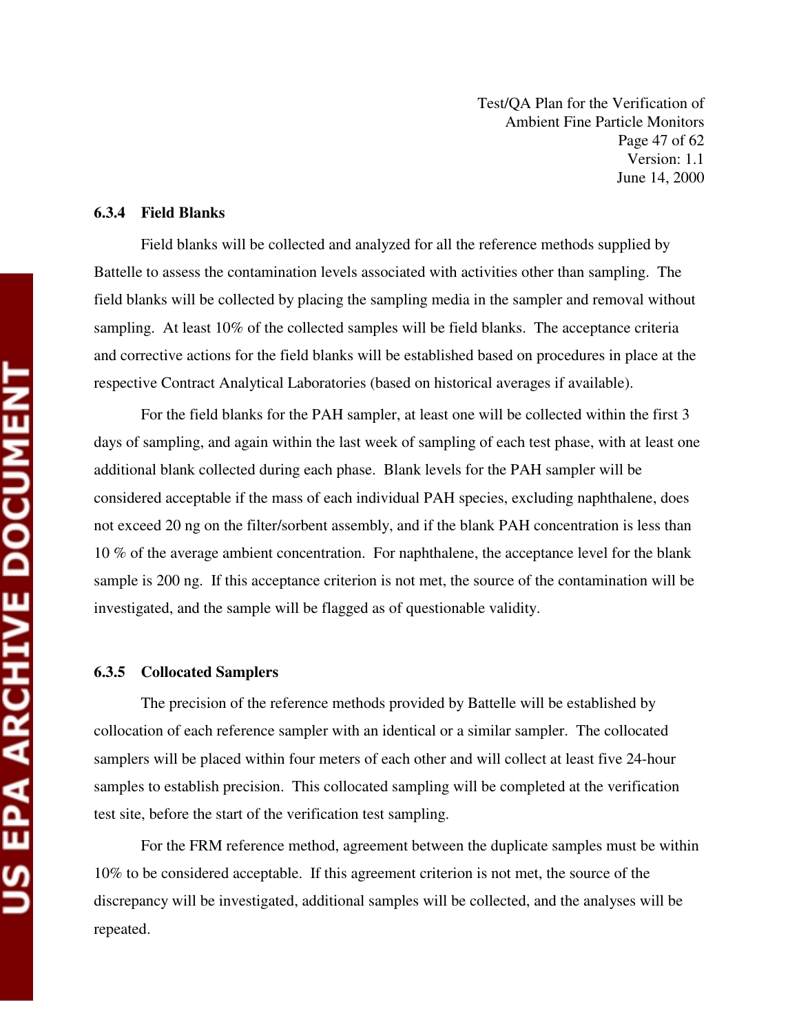### 6.3.4 Field Blanks

Field blanks will be collected and analyzed for all the reference methods supplied by Battelle to assess the contamination levels associated with activities other than sampling. The field blanks will be collected by placing the sampling media in the sampler and removal without sampling. At least 10% of the collected samples will be field blanks. The acceptance criteria and corrective actions for the field blanks will be established based on procedures in place at the respective Contract Analytical Laboratories (based on historical averages if available).

For the field blanks for the PAH sampler, at least one will be collected within the first 3 days of sampling, and again within the last week of sampling of each test phase, with at least one additional blank collected during each phase. Blank levels for the PAH sampler will be considered acceptable if the mass of each individual PAH species, excluding naphthalene, does not exceed 20 ng on the filter/sorbent assembly, and if the blank PAH concentration is less than 10 % of the average ambient concentration. For naphthalene, the acceptance level for the blank sample is 200 ng. If this acceptance criterion is not met, the source of the contamination will be investigated, and the sample will be flagged as of questionable validity.

### 6.3.5 Collocated Samplers

The precision of the reference methods provided by Battelle will be established by collocation of each reference sampler with an identical or a similar sampler. The collocated samplers will be placed within four meters of each other and will collect at least five 24-hour samples to establish precision. This collocated sampling will be completed at the verification test site, before the start of the verification test sampling.

For the FRM reference method, agreement between the duplicate samples must be within 10% to be considered acceptable. If this agreement criterion is not met, the source of the discrepancy will be investigated, additional samples will be collected, and the analyses will be repeated.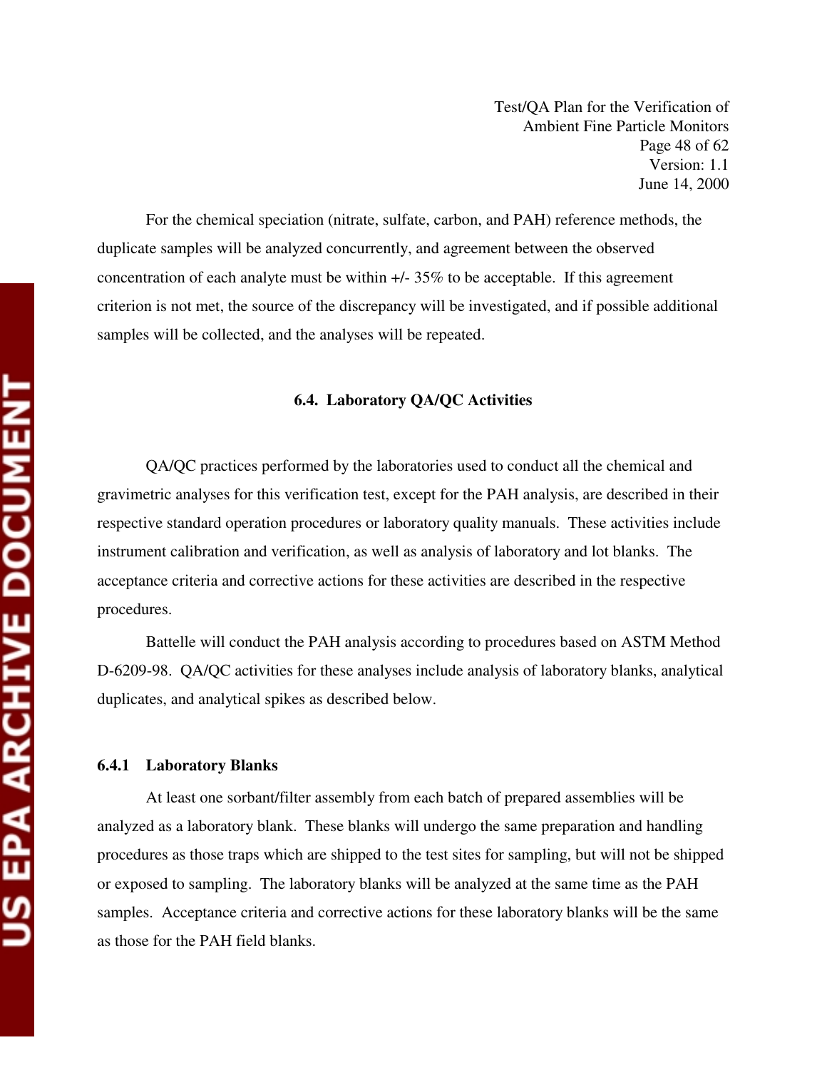For the chemical speciation (nitrate, sulfate, carbon, and PAH) reference methods, the duplicate samples will be analyzed concurrently, and agreement between the observed concentration of each analyte must be within +/- 35% to be acceptable. If this agreement criterion is not met, the source of the discrepancy will be investigated, and if possible additional samples will be collected, and the analyses will be repeated.

## 6.4. Laboratory QA/QC Activities

QA/QC practices performed by the laboratories used to conduct all the chemical and gravimetric analyses for this verification test, except for the PAH analysis, are described in their respective standard operation procedures or laboratory quality manuals. These activities include instrument calibration and verification, as well as analysis of laboratory and lot blanks. The acceptance criteria and corrective actions for these activities are described in the respective procedures.

Battelle will conduct the PAH analysis according to procedures based on ASTM Method D-6209-98. QA/QC activities for these analyses include analysis of laboratory blanks, analytical duplicates, and analytical spikes as described below.

### 6.4.1 Laboratory Blanks

At least one sorbant/filter assembly from each batch of prepared assemblies will be analyzed as a laboratory blank. These blanks will undergo the same preparation and handling procedures as those traps which are shipped to the test sites for sampling, but will not be shipped or exposed to sampling. The laboratory blanks will be analyzed at the same time as the PAH samples. Acceptance criteria and corrective actions for these laboratory blanks will be the same as those for the PAH field blanks.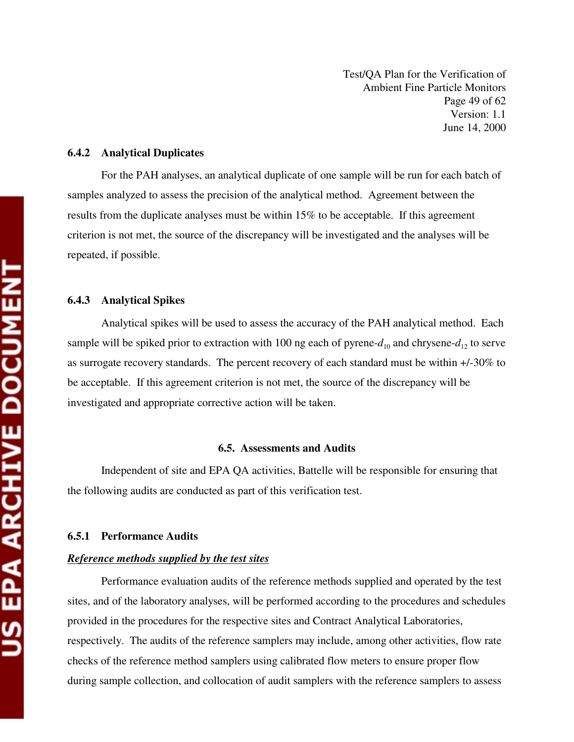### 6.4.2 Analytical Duplicates

For the PAH analyses, an analytical duplicate of one sample will be run for each batch of samples analyzed to assess the precision of the analytical method. Agreement between the results from the duplicate analyses must be within 15% to be acceptable. If this agreement criterion is not met, the source of the discrepancy will be investigated and the analyses will be repeated, if possible.

### 6.4.3 Analytical Spikes

Analytical spikes will be used to assess the accuracy of the PAH analytical method. Each sample will be spiked prior to extraction with 100 ng each of pyrene-$d_{10}$ and chrysene-$d_{12}$ to serve as surrogate recovery standards. The percent recovery of each standard must be within +/-30% to be acceptable. If this agreement criterion is not met, the source of the discrepancy will be investigated and appropriate corrective action will be taken.

## 6.5. Assessments and Audits

Independent of site and EPA QA activities, Battelle will be responsible for ensuring that the following audits are conducted as part of this verification test.

### 6.5.1 Performance Audits

***Reference methods supplied by the test sites***

Performance evaluation audits of the reference methods supplied and operated by the test sites, and of the laboratory analyses, will be performed according to the procedures and schedules provided in the procedures for the respective sites and Contract Analytical Laboratories, respectively. The audits of the reference samplers may include, among other activities, flow rate checks of the reference method samplers using calibrated flow meters to ensure proper flow during sample collection, and collocation of audit samplers with the reference samplers to assess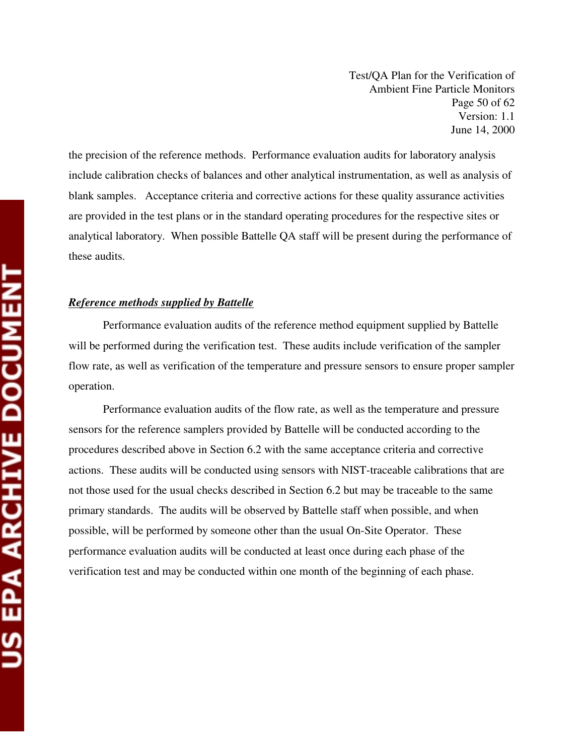the precision of the reference methods. Performance evaluation audits for laboratory analysis include calibration checks of balances and other analytical instrumentation, as well as analysis of blank samples. Acceptance criteria and corrective actions for these quality assurance activities are provided in the test plans or in the standard operating procedures for the respective sites or analytical laboratory. When possible Battelle QA staff will be present during the performance of these audits.

***Reference methods supplied by Battelle***

Performance evaluation audits of the reference method equipment supplied by Battelle will be performed during the verification test. These audits include verification of the sampler flow rate, as well as verification of the temperature and pressure sensors to ensure proper sampler operation.

Performance evaluation audits of the flow rate, as well as the temperature and pressure sensors for the reference samplers provided by Battelle will be conducted according to the procedures described above in Section 6.2 with the same acceptance criteria and corrective actions. These audits will be conducted using sensors with NIST-traceable calibrations that are not those used for the usual checks described in Section 6.2 but may be traceable to the same primary standards. The audits will be observed by Battelle staff when possible, and when possible, will be performed by someone other than the usual On-Site Operator. These performance evaluation audits will be conducted at least once during each phase of the verification test and may be conducted within one month of the beginning of each phase.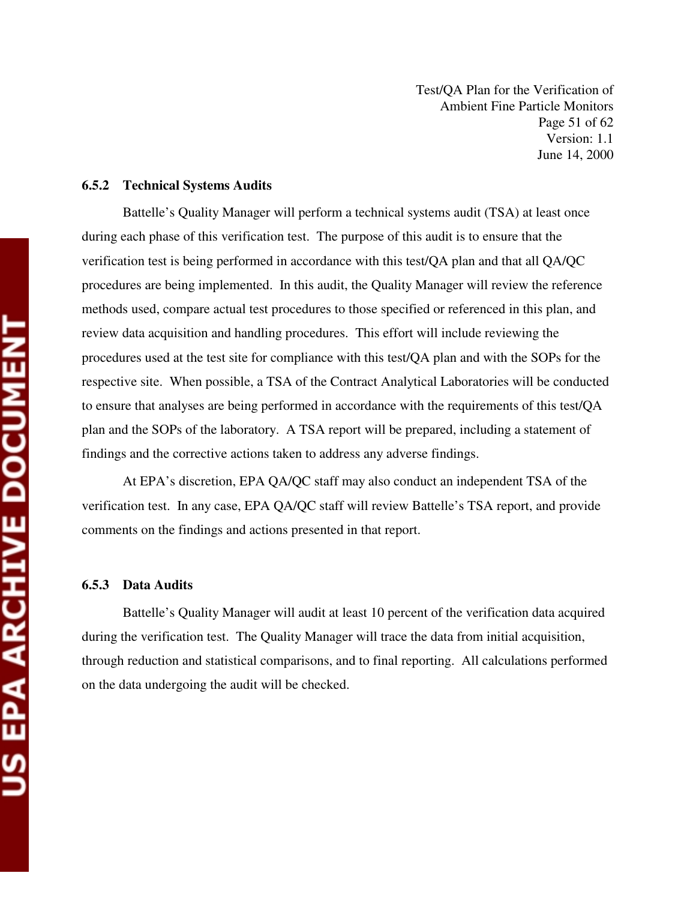### 6.5.2 Technical Systems Audits

Battelle's Quality Manager will perform a technical systems audit (TSA) at least once during each phase of this verification test. The purpose of this audit is to ensure that the verification test is being performed in accordance with this test/QA plan and that all QA/QC procedures are being implemented. In this audit, the Quality Manager will review the reference methods used, compare actual test procedures to those specified or referenced in this plan, and review data acquisition and handling procedures. This effort will include reviewing the procedures used at the test site for compliance with this test/QA plan and with the SOPs for the respective site. When possible, a TSA of the Contract Analytical Laboratories will be conducted to ensure that analyses are being performed in accordance with the requirements of this test/QA plan and the SOPs of the laboratory. A TSA report will be prepared, including a statement of findings and the corrective actions taken to address any adverse findings.

At EPA's discretion, EPA QA/QC staff may also conduct an independent TSA of the verification test. In any case, EPA QA/QC staff will review Battelle's TSA report, and provide comments on the findings and actions presented in that report.

### 6.5.3 Data Audits

Battelle's Quality Manager will audit at least 10 percent of the verification data acquired during the verification test. The Quality Manager will trace the data from initial acquisition, through reduction and statistical comparisons, and to final reporting. All calculations performed on the data undergoing the audit will be checked.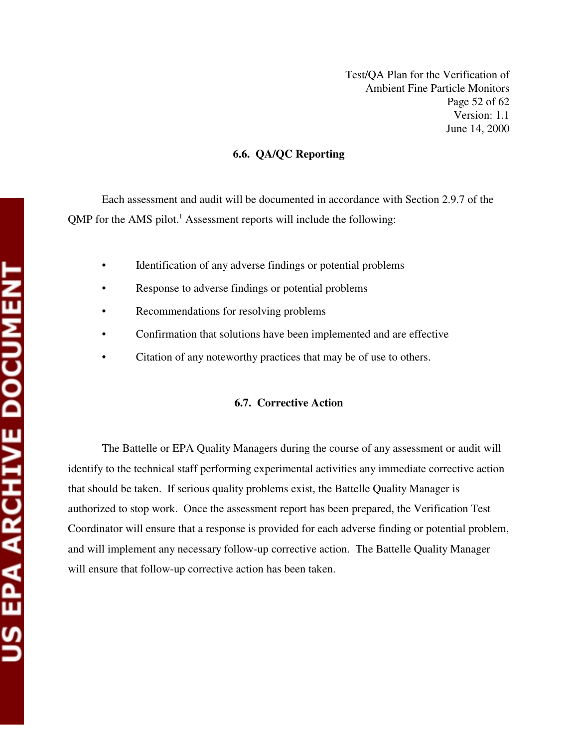### 6.6. QA/QC Reporting

Each assessment and audit will be documented in accordance with Section 2.9.7 of the QMP for the AMS pilot.[1] Assessment reports will include the following:

- Identification of any adverse findings or potential problems
- Response to adverse findings or potential problems
- Recommendations for resolving problems
- Confirmation that solutions have been implemented and are effective
- Citation of any noteworthy practices that may be of use to others.

### 6.7. Corrective Action

The Battelle or EPA Quality Managers during the course of any assessment or audit will identify to the technical staff performing experimental activities any immediate corrective action that should be taken. If serious quality problems exist, the Battelle Quality Manager is authorized to stop work. Once the assessment report has been prepared, the Verification Test Coordinator will ensure that a response is provided for each adverse finding or potential problem, and will implement any necessary follow-up corrective action. The Battelle Quality Manager will ensure that follow-up corrective action has been taken.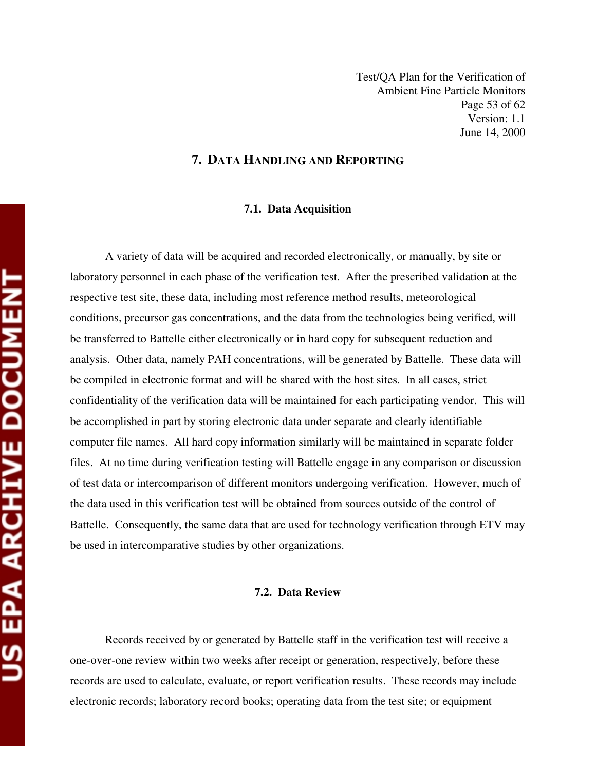# 7. DATA HANDLING AND REPORTING

## 7.1. Data Acquisition

A variety of data will be acquired and recorded electronically, or manually, by site or laboratory personnel in each phase of the verification test. After the prescribed validation at the respective test site, these data, including most reference method results, meteorological conditions, precursor gas concentrations, and the data from the technologies being verified, will be transferred to Battelle either electronically or in hard copy for subsequent reduction and analysis. Other data, namely PAH concentrations, will be generated by Battelle. These data will be compiled in electronic format and will be shared with the host sites. In all cases, strict confidentiality of the verification data will be maintained for each participating vendor. This will be accomplished in part by storing electronic data under separate and clearly identifiable computer file names. All hard copy information similarly will be maintained in separate folder files. At no time during verification testing will Battelle engage in any comparison or discussion of test data or intercomparison of different monitors undergoing verification. However, much of the data used in this verification test will be obtained from sources outside of the control of Battelle. Consequently, the same data that are used for technology verification through ETV may be used in intercomparative studies by other organizations.

## 7.2. Data Review

Records received by or generated by Battelle staff in the verification test will receive a one-over-one review within two weeks after receipt or generation, respectively, before these records are used to calculate, evaluate, or report verification results. These records may include electronic records; laboratory record books; operating data from the test site; or equipment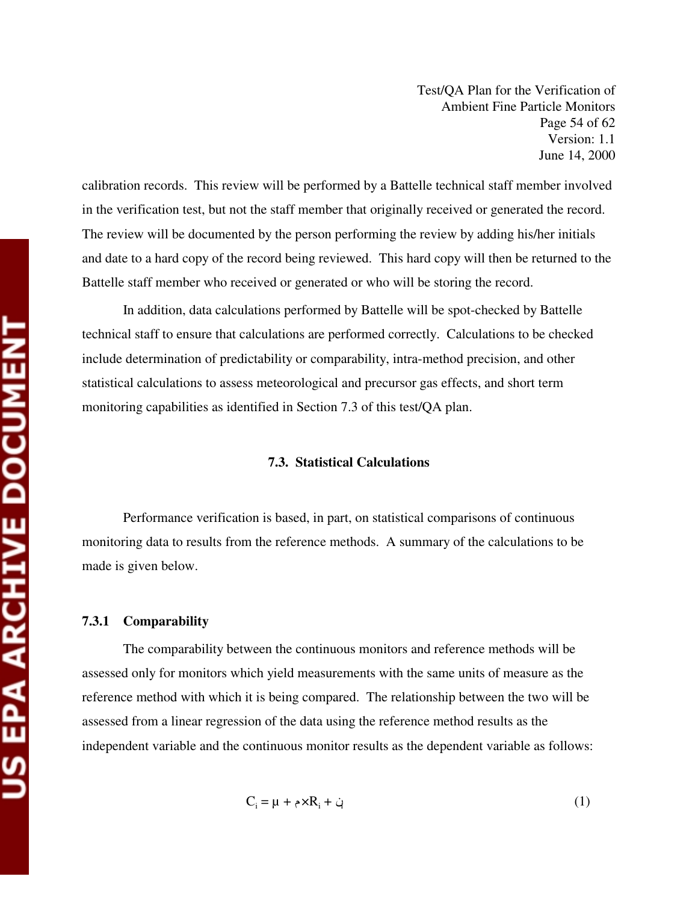calibration records. This review will be performed by a Battelle technical staff member involved in the verification test, but not the staff member that originally received or generated the record. The review will be documented by the person performing the review by adding his/her initials and date to a hard copy of the record being reviewed. This hard copy will then be returned to the Battelle staff member who received or generated or who will be storing the record.

In addition, data calculations performed by Battelle will be spot-checked by Battelle technical staff to ensure that calculations are performed correctly. Calculations to be checked include determination of predictability or comparability, intra-method precision, and other statistical calculations to assess meteorological and precursor gas effects, and short term monitoring capabilities as identified in Section 7.3 of this test/QA plan.

## 7.3. Statistical Calculations

Performance verification is based, in part, on statistical comparisons of continuous monitoring data to results from the reference methods. A summary of the calculations to be made is given below.

### 7.3.1 Comparability

The comparability between the continuous monitors and reference methods will be assessed only for monitors which yield measurements with the same units of measure as the reference method with which it is being compared. The relationship between the two will be assessed from a linear regression of the data using the reference method results as the independent variable and the continuous monitor results as the dependent variable as follows:

$$C_i = \mu + \beta \times R_i + \epsilon_i \qquad (1)$$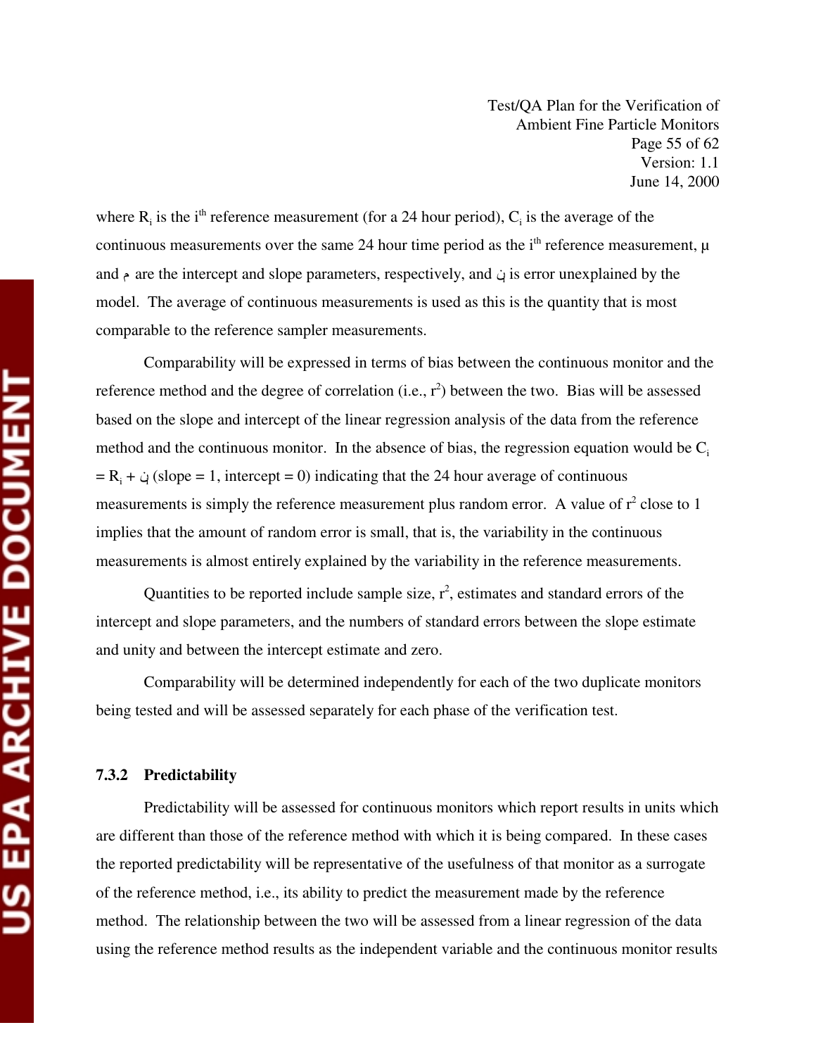where $R_i$ is the $i^{th}$ reference measurement (for a 24 hour period), $C_i$ is the average of the continuous measurements over the same 24 hour time period as the $i^{th}$ reference measurement, μ and م are the intercept and slope parameters, respectively, and ڹ is error unexplained by the model. The average of continuous measurements is used as this is the quantity that is most comparable to the reference sampler measurements.

Comparability will be expressed in terms of bias between the continuous monitor and the reference method and the degree of correlation (i.e., $r^2$) between the two. Bias will be assessed based on the slope and intercept of the linear regression analysis of the data from the reference method and the continuous monitor. In the absence of bias, the regression equation would be $C_i = R_i +$ ڹ (slope = 1, intercept = 0) indicating that the 24 hour average of continuous measurements is simply the reference measurement plus random error. A value of $r^2$ close to 1 implies that the amount of random error is small, that is, the variability in the continuous measurements is almost entirely explained by the variability in the reference measurements.

Quantities to be reported include sample size, $r^2$, estimates and standard errors of the intercept and slope parameters, and the numbers of standard errors between the slope estimate and unity and between the intercept estimate and zero.

Comparability will be determined independently for each of the two duplicate monitors being tested and will be assessed separately for each phase of the verification test.

### 7.3.2 Predictability

Predictability will be assessed for continuous monitors which report results in units which are different than those of the reference method with which it is being compared. In these cases the reported predictability will be representative of the usefulness of that monitor as a surrogate of the reference method, i.e., its ability to predict the measurement made by the reference method. The relationship between the two will be assessed from a linear regression of the data using the reference method results as the independent variable and the continuous monitor results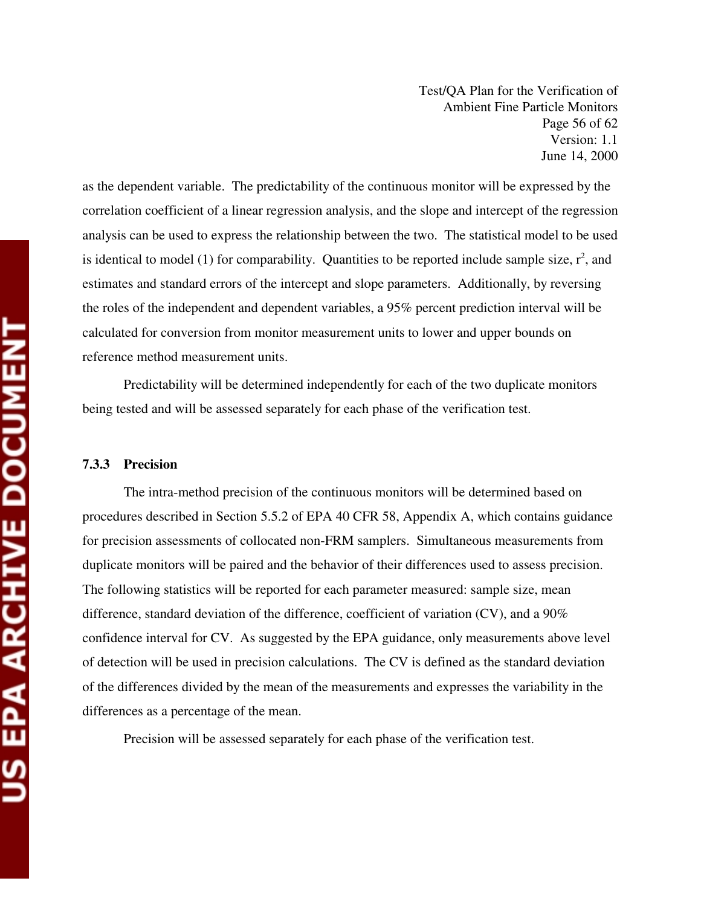as the dependent variable. The predictability of the continuous monitor will be expressed by the correlation coefficient of a linear regression analysis, and the slope and intercept of the regression analysis can be used to express the relationship between the two. The statistical model to be used is identical to model (1) for comparability. Quantities to be reported include sample size, $r^2$, and estimates and standard errors of the intercept and slope parameters. Additionally, by reversing the roles of the independent and dependent variables, a 95% percent prediction interval will be calculated for conversion from monitor measurement units to lower and upper bounds on reference method measurement units.

Predictability will be determined independently for each of the two duplicate monitors being tested and will be assessed separately for each phase of the verification test.

### 7.3.3 Precision

The intra-method precision of the continuous monitors will be determined based on procedures described in Section 5.5.2 of EPA 40 CFR 58, Appendix A, which contains guidance for precision assessments of collocated non-FRM samplers. Simultaneous measurements from duplicate monitors will be paired and the behavior of their differences used to assess precision. The following statistics will be reported for each parameter measured: sample size, mean difference, standard deviation of the difference, coefficient of variation (CV), and a 90% confidence interval for CV. As suggested by the EPA guidance, only measurements above level of detection will be used in precision calculations. The CV is defined as the standard deviation of the differences divided by the mean of the measurements and expresses the variability in the differences as a percentage of the mean.

Precision will be assessed separately for each phase of the verification test.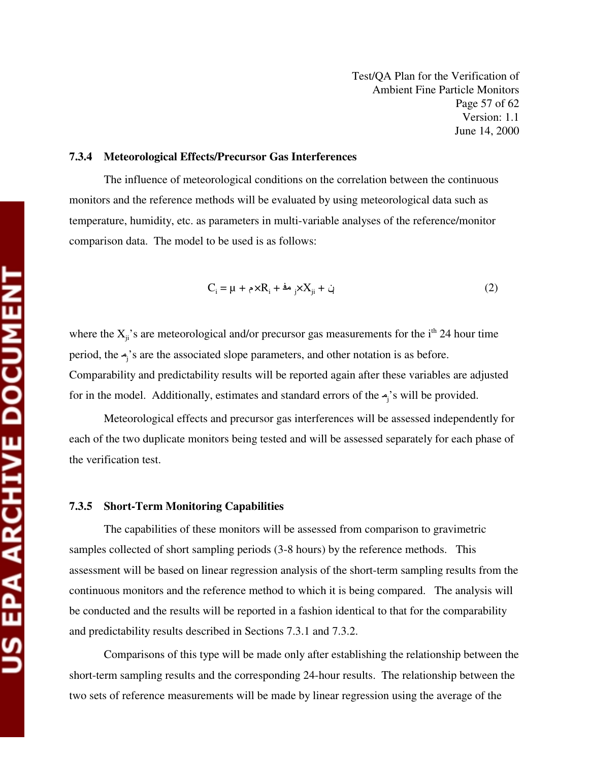### 7.3.4 Meteorological Effects/Precursor Gas Interferences

The influence of meteorological conditions on the correlation between the continuous monitors and the reference methods will be evaluated by using meteorological data such as temperature, humidity, etc. as parameters in multi-variable analyses of the reference/monitor comparison data. The model to be used is as follows:

$$C_i = \mu + \beta \times R_i + \sum \gamma_j \times X_{ji} + \varepsilon_i \tag{2}$$

where the $X_{ji}$'s are meteorological and/or precursor gas measurements for the $i^{th}$ 24 hour time period, the $\gamma_j$'s are the associated slope parameters, and other notation is as before. Comparability and predictability results will be reported again after these variables are adjusted for in the model. Additionally, estimates and standard errors of the $\gamma_j$'s will be provided.

Meteorological effects and precursor gas interferences will be assessed independently for each of the two duplicate monitors being tested and will be assessed separately for each phase of the verification test.

### 7.3.5 Short-Term Monitoring Capabilities

The capabilities of these monitors will be assessed from comparison to gravimetric samples collected of short sampling periods (3-8 hours) by the reference methods. This assessment will be based on linear regression analysis of the short-term sampling results from the continuous monitors and the reference method to which it is being compared. The analysis will be conducted and the results will be reported in a fashion identical to that for the comparability and predictability results described in Sections 7.3.1 and 7.3.2.

Comparisons of this type will be made only after establishing the relationship between the short-term sampling results and the corresponding 24-hour results. The relationship between the two sets of reference measurements will be made by linear regression using the average of the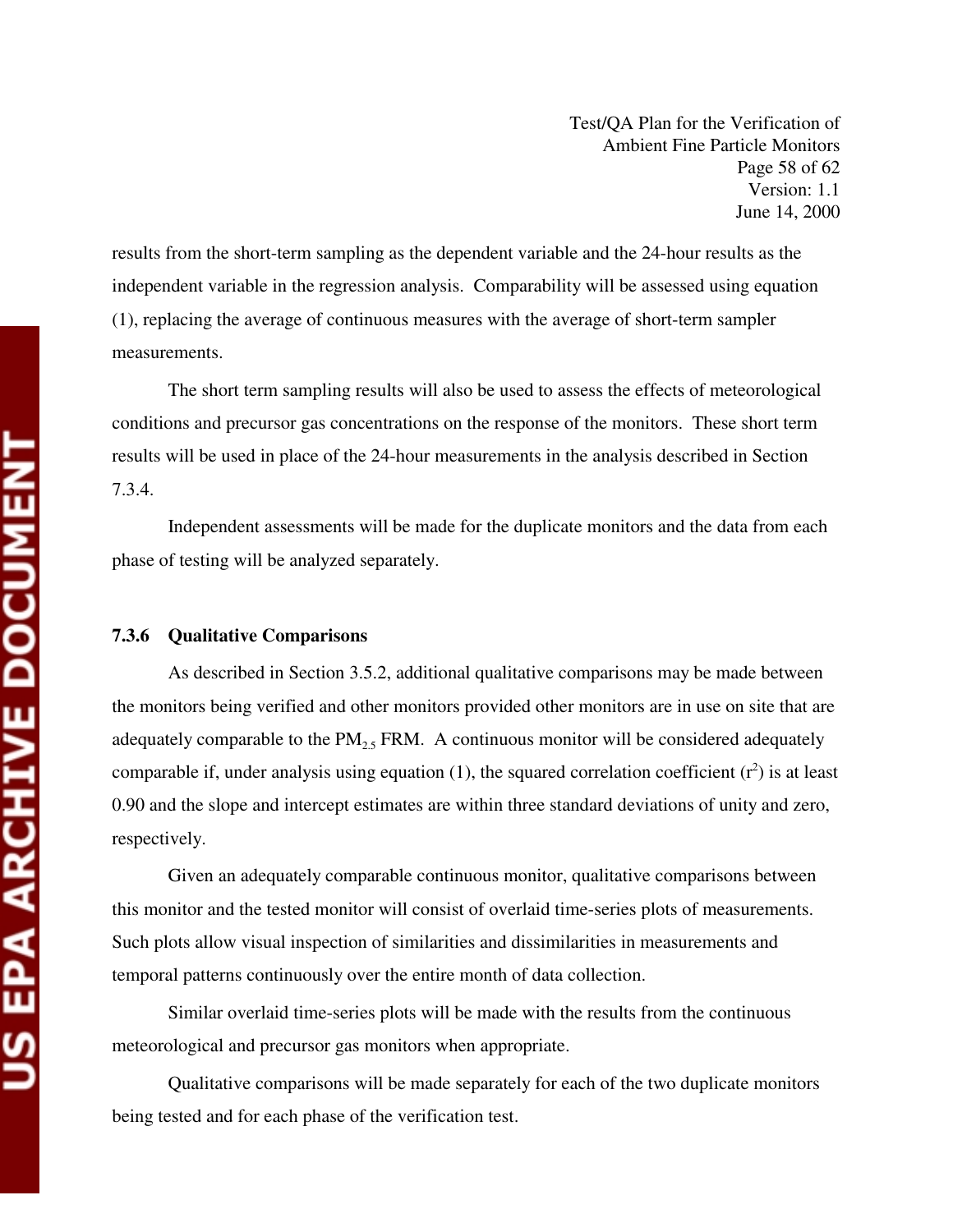results from the short-term sampling as the dependent variable and the 24-hour results as the independent variable in the regression analysis. Comparability will be assessed using equation (1), replacing the average of continuous measures with the average of short-term sampler measurements.

The short term sampling results will also be used to assess the effects of meteorological conditions and precursor gas concentrations on the response of the monitors. These short term results will be used in place of the 24-hour measurements in the analysis described in Section 7.3.4.

Independent assessments will be made for the duplicate monitors and the data from each phase of testing will be analyzed separately.

### 7.3.6 Qualitative Comparisons

As described in Section 3.5.2, additional qualitative comparisons may be made between the monitors being verified and other monitors provided other monitors are in use on site that are adequately comparable to the $PM_{2.5}$ FRM. A continuous monitor will be considered adequately comparable if, under analysis using equation (1), the squared correlation coefficient ($r^2$) is at least 0.90 and the slope and intercept estimates are within three standard deviations of unity and zero, respectively.

Given an adequately comparable continuous monitor, qualitative comparisons between this monitor and the tested monitor will consist of overlaid time-series plots of measurements. Such plots allow visual inspection of similarities and dissimilarities in measurements and temporal patterns continuously over the entire month of data collection.

Similar overlaid time-series plots will be made with the results from the continuous meteorological and precursor gas monitors when appropriate.

Qualitative comparisons will be made separately for each of the two duplicate monitors being tested and for each phase of the verification test.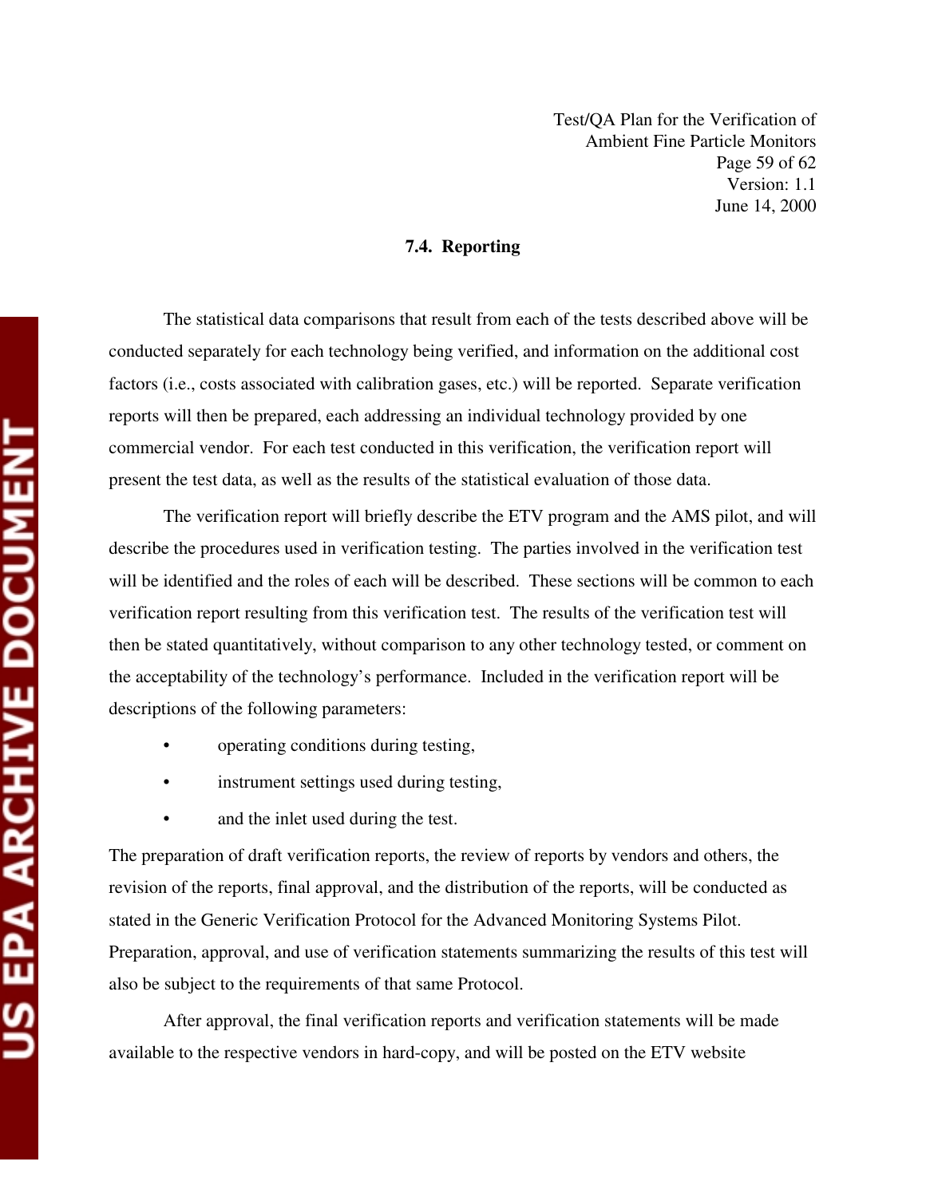### 7.4. Reporting

The statistical data comparisons that result from each of the tests described above will be conducted separately for each technology being verified, and information on the additional cost factors (i.e., costs associated with calibration gases, etc.) will be reported. Separate verification reports will then be prepared, each addressing an individual technology provided by one commercial vendor. For each test conducted in this verification, the verification report will present the test data, as well as the results of the statistical evaluation of those data.

The verification report will briefly describe the ETV program and the AMS pilot, and will describe the procedures used in verification testing. The parties involved in the verification test will be identified and the roles of each will be described. These sections will be common to each verification report resulting from this verification test. The results of the verification test will then be stated quantitatively, without comparison to any other technology tested, or comment on the acceptability of the technology's performance. Included in the verification report will be descriptions of the following parameters:

- operating conditions during testing,
- instrument settings used during testing,
- and the inlet used during the test.

The preparation of draft verification reports, the review of reports by vendors and others, the revision of the reports, final approval, and the distribution of the reports, will be conducted as stated in the Generic Verification Protocol for the Advanced Monitoring Systems Pilot. Preparation, approval, and use of verification statements summarizing the results of this test will also be subject to the requirements of that same Protocol.

After approval, the final verification reports and verification statements will be made available to the respective vendors in hard-copy, and will be posted on the ETV website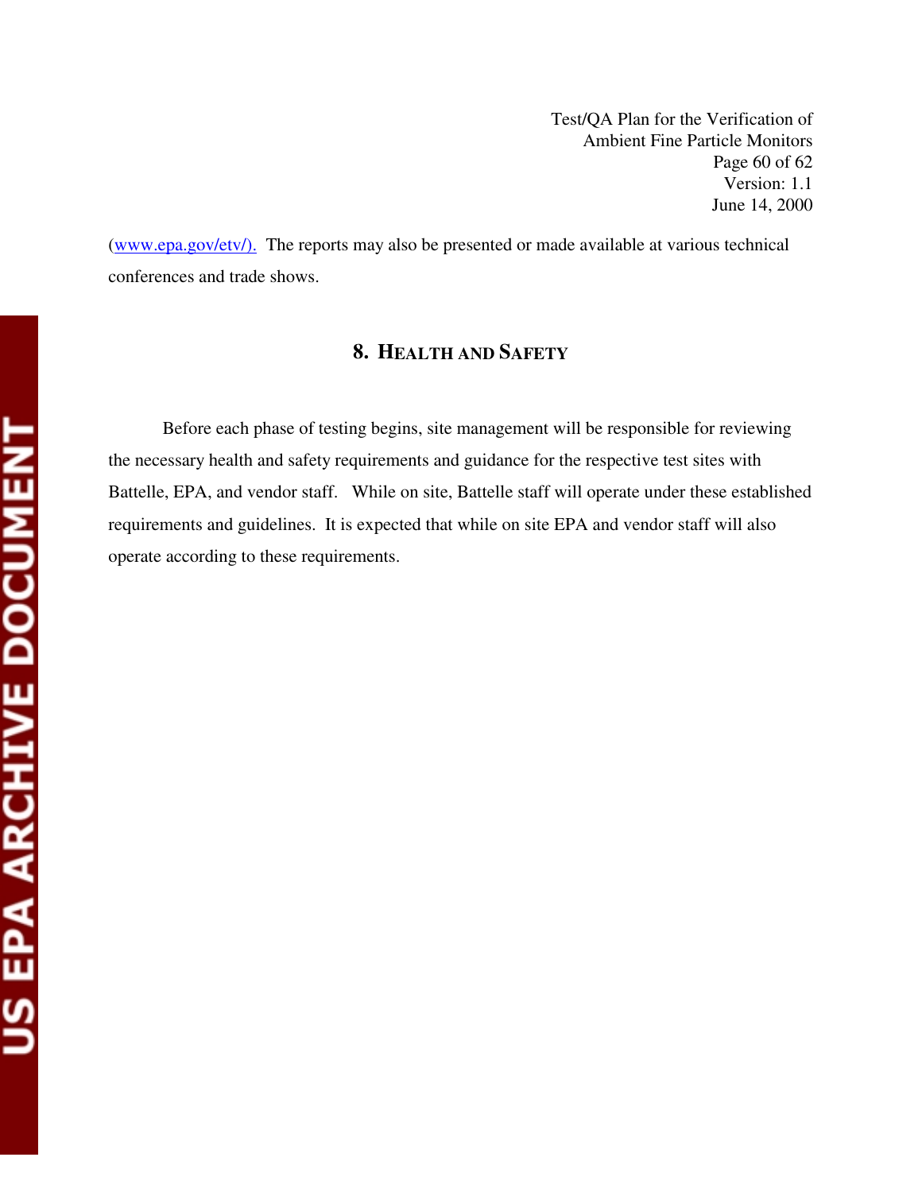(www.epa.gov/etv/). The reports may also be presented or made available at various technical conferences and trade shows.

# 8. HEALTH AND SAFETY

Before each phase of testing begins, site management will be responsible for reviewing the necessary health and safety requirements and guidance for the respective test sites with Battelle, EPA, and vendor staff. While on site, Battelle staff will operate under these established requirements and guidelines. It is expected that while on site EPA and vendor staff will also operate according to these requirements.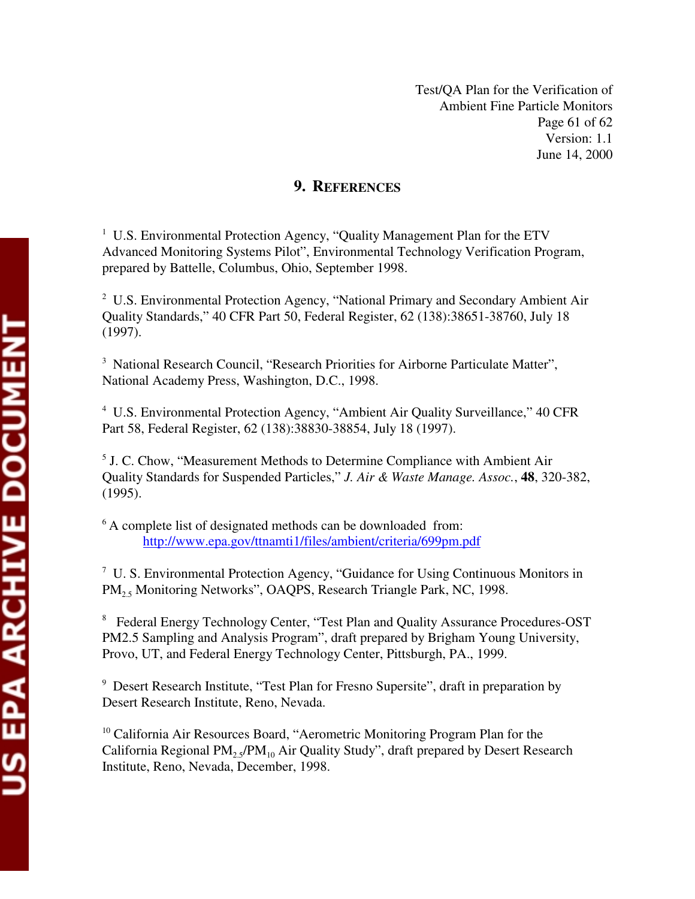## 9. REFERENCES

[1] U.S. Environmental Protection Agency, "Quality Management Plan for the ETV Advanced Monitoring Systems Pilot", Environmental Technology Verification Program, prepared by Battelle, Columbus, Ohio, September 1998.

[2] U.S. Environmental Protection Agency, "National Primary and Secondary Ambient Air Quality Standards," 40 CFR Part 50, Federal Register, 62 (138):38651-38760, July 18 (1997).

[3] National Research Council, "Research Priorities for Airborne Particulate Matter", National Academy Press, Washington, D.C., 1998.

[4] U.S. Environmental Protection Agency, "Ambient Air Quality Surveillance," 40 CFR Part 58, Federal Register, 62 (138):38830-38854, July 18 (1997).

[5] J. C. Chow, "Measurement Methods to Determine Compliance with Ambient Air Quality Standards for Suspended Particles," *J. Air & Waste Manage. Assoc.*, **48**, 320-382, (1995).

[6] A complete list of designated methods can be downloaded from: http://www.epa.gov/ttnamti1/files/ambient/criteria/699pm.pdf

[7] U. S. Environmental Protection Agency, "Guidance for Using Continuous Monitors in $PM_{2.5}$ Monitoring Networks", OAQPS, Research Triangle Park, NC, 1998.

[8] Federal Energy Technology Center, "Test Plan and Quality Assurance Procedures-OST PM2.5 Sampling and Analysis Program", draft prepared by Brigham Young University, Provo, UT, and Federal Energy Technology Center, Pittsburgh, PA., 1999.

[9] Desert Research Institute, "Test Plan for Fresno Supersite", draft in preparation by Desert Research Institute, Reno, Nevada.

[10] California Air Resources Board, "Aerometric Monitoring Program Plan for the California Regional $PM_{2.5}/PM_{10}$ Air Quality Study", draft prepared by Desert Research Institute, Reno, Nevada, December, 1998.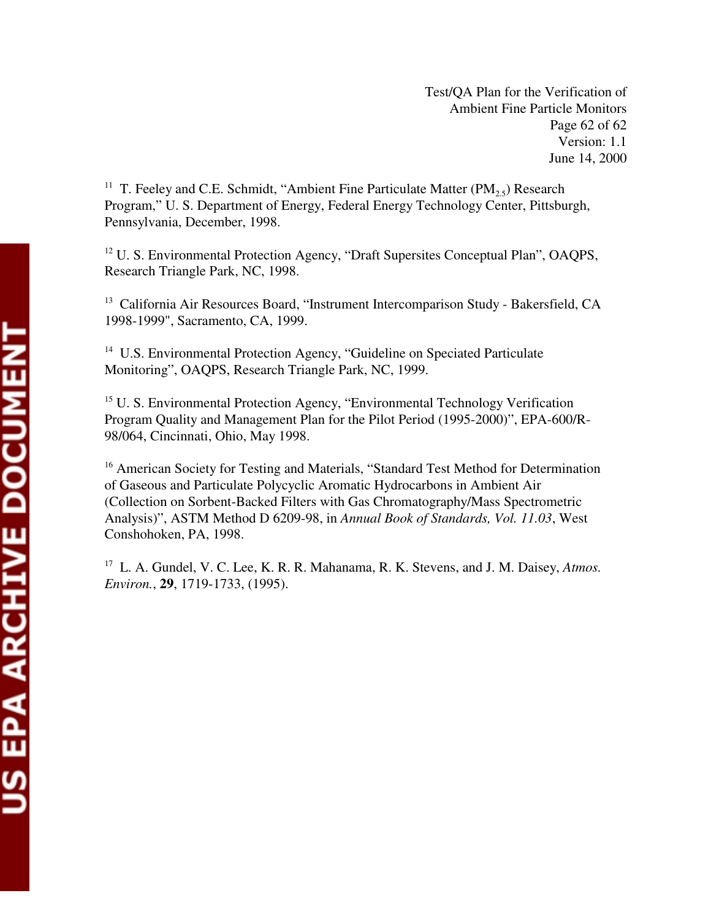[11] T. Feeley and C.E. Schmidt, "Ambient Fine Particulate Matter ($PM_{2.5}$) Research Program," U. S. Department of Energy, Federal Energy Technology Center, Pittsburgh, Pennsylvania, December, 1998.

[12] U. S. Environmental Protection Agency, "Draft Supersites Conceptual Plan", OAQPS, Research Triangle Park, NC, 1998.

[13] California Air Resources Board, "Instrument Intercomparison Study - Bakersfield, CA 1998-1999", Sacramento, CA, 1999.

[14] U.S. Environmental Protection Agency, "Guideline on Speciated Particulate Monitoring", OAQPS, Research Triangle Park, NC, 1999.

[15] U. S. Environmental Protection Agency, "Environmental Technology Verification Program Quality and Management Plan for the Pilot Period (1995-2000)", EPA-600/R-98/064, Cincinnati, Ohio, May 1998.

[16] American Society for Testing and Materials, "Standard Test Method for Determination of Gaseous and Particulate Polycyclic Aromatic Hydrocarbons in Ambient Air (Collection on Sorbent-Backed Filters with Gas Chromatography/Mass Spectrometric Analysis)", ASTM Method D 6209-98, in *Annual Book of Standards, Vol. 11.03*, West Conshohocken, PA, 1998.

[17] L. A. Gundel, V. C. Lee, K. R. R. Mahanama, R. K. Stevens, and J. M. Daisey, *Atmos. Environ.*, **29**, 1719-1733, (1995).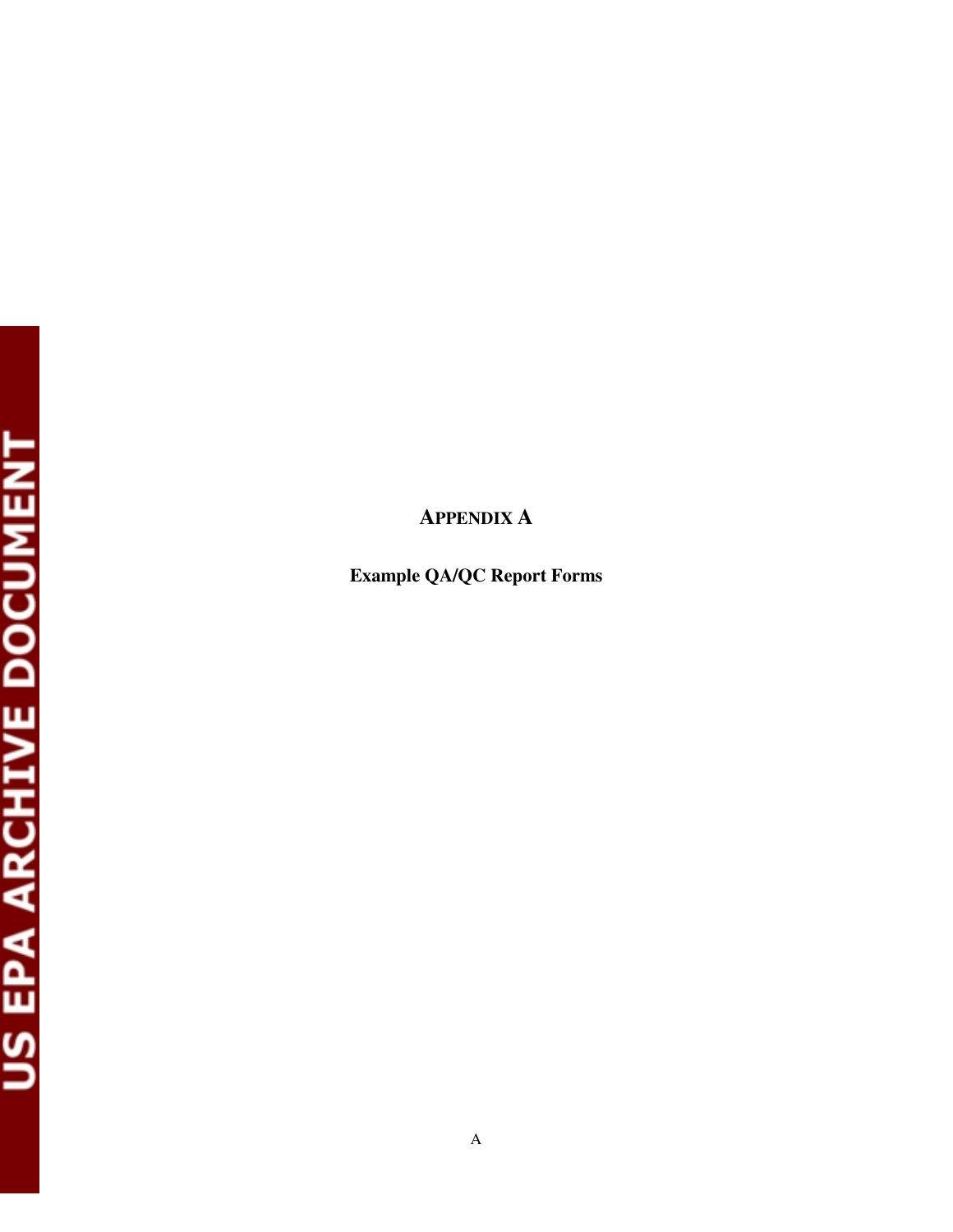# Appendix A

**Example QA/QC Report Forms**